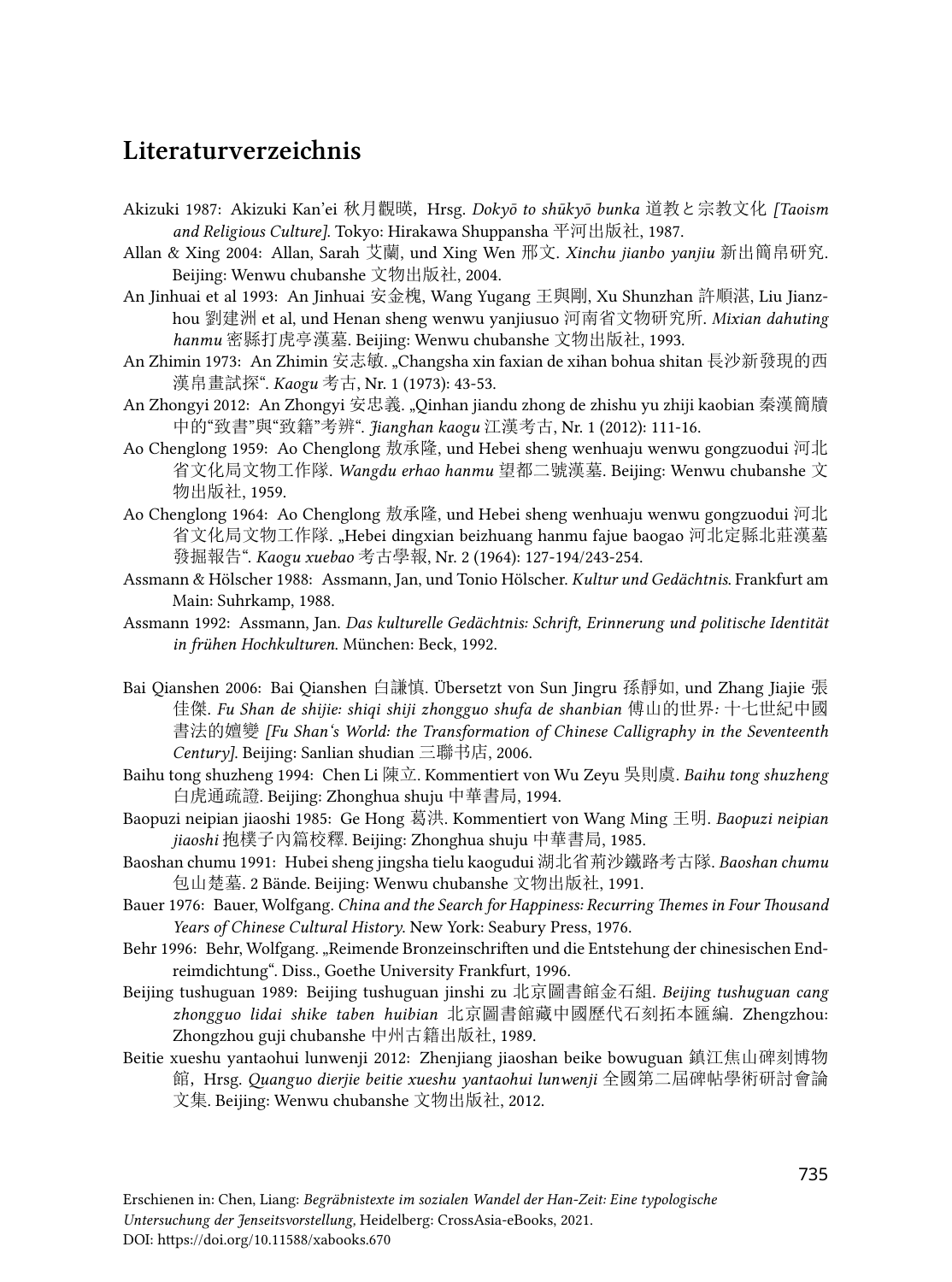# Literaturverzeichnis

Akizuki 1987: Akizuki Kan'ei 秋月觀暎，Hrsg. *Dokyō to shūkyō bunka* 道教と宗教文化 *[Taoism and Religious Culture]*. Tokyo: Hirakawa Shuppansha 平河出版社, 1987.

Allan & Xing 2004: Allan, Sarah 艾蘭, und Xing Wen 邢文. *Xinchu jianbo yanjiu* 新出簡帛研究. Beijing: Wenwu chubanshe 文物出版社, 2004.

An Jinhuai et al 1993: An Jinhuai 安金槐, Wang Yugang 王興剛, Xu Shunzhan 許順湛, Liu Jianzhou 劉建洲 et al, und Henan sheng wenwu yanjiusuo 河南省文物研究所. *Mixian dahuting hanmu* 密縣打虎亭漢墓. Beijing: Wenwu chubanshe 文物出版社, 1993.

An Zhimin 1973: An Zhimin 安志敏. „Changsha xin faxian de xihan bohua shitan 長沙新發現的西漢帛畫試探". *Kaogu* 考古, Nr. 1 (1973): 43-53.

An Zhongyi 2012: An Zhongyi 安忠義. „Qinhan jiandu zhong de zhishu yu zhiji kaobian 秦漢簡牘中的"致書"與"致籍"考辨". *Jianghan kaogu* 江漢考古, Nr. 1 (2012): 111-16.

Ao Chenglong 1959: Ao Chenglong 敖承隆, und Hebei sheng wenhuaju wenwu gongzuodui 河北省文化局文物工作隊. *Wangdu erhao hanmu* 望都二號漢墓. Beijing: Wenwu chubanshe 文物出版社, 1959.

Ao Chenglong 1964: Ao Chenglong 敖承隆, und Hebei sheng wenhuaju wenwu gongzuodui 河北省文化局文物工作隊. „Hebei dingxian beizhuang hanmu fajue baogao 河北定縣北莊漢墓發掘報告". *Kaogu xuebao* 考古學報, Nr. 2 (1964): 127-194/243-254.

Assmann & Hölscher 1988: Assmann, Jan, und Tonio Hölscher. *Kultur und Gedächtnis*. Frankfurt am Main: Suhrkamp, 1988.

Assmann 1992: Assmann, Jan. *Das kulturelle Gedächtnis: Schrift, Erinnerung und politische Identität in frühen Hochkulturen*. München: Beck, 1992.

Bai Qianshen 2006: Bai Qianshen 白謙慎. Übersetzt von Sun Jingru 孫靜如, und Zhang Jiajie 張佳傑. *Fu Shan de shijie: shiqi shiji zhongguo shufa de shanbian* 傅山的世界：十七世紀中國書法的嬗變 *[Fu Shan's World: the Transformation of Chinese Calligraphy in the Seventeenth Century]*. Beijing: Sanlian shudian 三聯书店, 2006.

Baihu tong shuzheng 1994: Chen Li 陳立. Kommentiert von Wu Zeyu 吳則虞. *Baihu tong shuzheng* 白虎通疏證. Beijing: Zhonghua shuju 中華書局, 1994.

Baopuzi neipian jiaoshi 1985: Ge Hong 葛洪. Kommentiert von Wang Ming 王明. *Baopuzi neipian jiaoshi* 抱樸子內篇校釋. Beijing: Zhonghua shuju 中華書局, 1985.

Baoshan chumu 1991: Hubei sheng jingsha tielu kaogudui 湖北省荊沙鐵路考古隊. *Baoshan chumu* 包山楚墓. 2 Bände. Beijing: Wenwu chubanshe 文物出版社, 1991.

Bauer 1976: Bauer, Wolfgang. *China and the Search for Happiness: Recurring Themes in Four Thousand Years of Chinese Cultural History*. New York: Seabury Press, 1976.

Behr 1996: Behr, Wolfgang. „Reimende Bronzeinschriften und die Entstehung der chinesischen Endreimdichtung". Diss., Goethe University Frankfurt, 1996.

Beijing tushuguan 1989: Beijing tushuguan jinshi zu 北京圖書館金石組. *Beijing tushuguan cang zhongguo lidai shike taben huibian* 北京圖書館藏中國歷代石刻拓本匯編. Zhengzhou: Zhongzhou guji chubanshe 中州古籍出版社, 1989.

Beitie xueshu yantaohui lunwenji 2012: Zhenjiang jiaoshan beike bowuguan 鎮江焦山碑刻博物館，Hrsg. *Quanguo dierjie beitie xueshu yantaohui lunwenji* 全國第二屆碑帖學術研討會論文集. Beijing: Wenwu chubanshe 文物出版社, 2012.

Erschienen in: Chen, Liang: *Begräbnistexte im sozialen Wandel der Han-Zeit: Eine typologische Untersuchung der Jenseitsvorstellung*, Heidelberg: CrossAsia-eBooks, 2021.
DOI: https://doi.org/10.11588/xabooks.670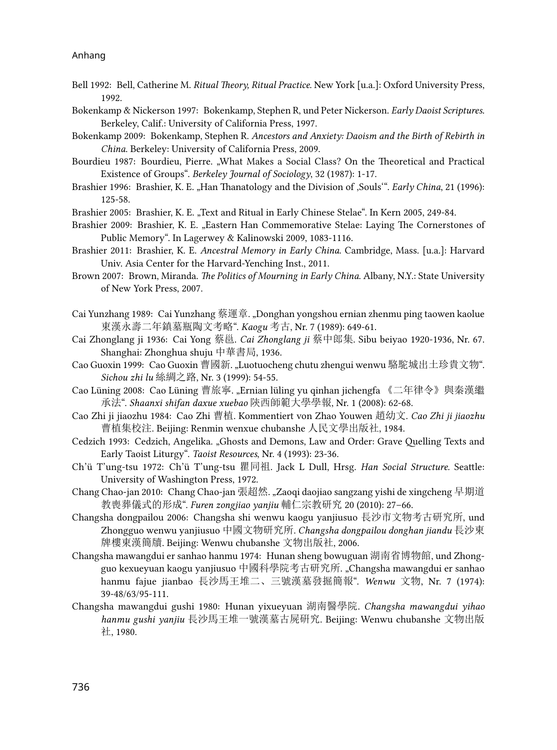Bell 1992: Bell, Catherine M. *Ritual Theory, Ritual Practice*. New York [u.a.]: Oxford University Press, 1992.

Bokenkamp & Nickerson 1997: Bokenkamp, Stephen R, und Peter Nickerson. *Early Daoist Scriptures*. Berkeley, Calif.: University of California Press, 1997.

Bokenkamp 2009: Bokenkamp, Stephen R. *Ancestors and Anxiety: Daoism and the Birth of Rebirth in China*. Berkeley: University of California Press, 2009.

Bourdieu 1987: Bourdieu, Pierre. „What Makes a Social Class? On the Theoretical and Practical Existence of Groups". *Berkeley Journal of Sociology*, 32 (1987): 1-17.

Brashier 1996: Brashier, K. E. „Han Thanatology and the Division of ‚Souls'". *Early China*, 21 (1996): 125-58.

Brashier 2005: Brashier, K. E. „Text and Ritual in Early Chinese Stelae". In Kern 2005, 249-84.

Brashier 2009: Brashier, K. E. „Eastern Han Commemorative Stelae: Laying The Cornerstones of Public Memory". In Lagerwey & Kalinowski 2009, 1083-1116.

Brashier 2011: Brashier, K. E. *Ancestral Memory in Early China*. Cambridge, Mass. [u.a.]: Harvard Univ. Asia Center for the Harvard-Yenching Inst., 2011.

Brown 2007: Brown, Miranda. *The Politics of Mourning in Early China*. Albany, N.Y.: State University of New York Press, 2007.

Cai Yunzhang 1989: Cai Yunzhang 蔡運章. „Donghan yongshou ernian zhenmu ping taowen kaolue 東漢永壽二年鎮墓瓶陶文考略". *Kaogu* 考古, Nr. 7 (1989): 649-61.

Cai Zhonglang ji 1936: Cai Yong 蔡邕. *Cai Zhonglang ji* 蔡中郎集. Sibu beiyao 1920-1936, Nr. 67. Shanghai: Zhonghua shuju 中華書局, 1936.

Cao Guoxin 1999: Cao Guoxin 曹國新. „Luotuocheng chutu zhengui wenwu 駱駝城出土珍貴文物". *Sichou zhi lu* 絲綢之路, Nr. 3 (1999): 54-55.

Cao Lüning 2008: Cao Lüning 曹旅寧. „Ernian lüling yu qinhan jichengfa 《二年律令》與秦漢繼承法". *Shaanxi shifan daxue xuebao* 陝西師範大學學報, Nr. 1 (2008): 62-68.

Cao Zhi ji jiaozhu 1984: Cao Zhi 曹植. Kommentiert von Zhao Youwen 趙幼文. *Cao Zhi ji jiaozhu* 曹植集校注. Beijing: Renmin wenxue chubanshe 人民文學出版社, 1984.

Cedzich 1993: Cedzich, Angelika. „Ghosts and Demons, Law and Order: Grave Quelling Texts and Early Taoist Liturgy". *Taoist Resources*, Nr. 4 (1993): 23-36.

Ch'ü T'ung-tsu 1972: Ch'ü T'ung-tsu 瞿同祖. Jack L Dull, Hrsg. *Han Social Structure*. Seattle: University of Washington Press, 1972.

Chang Chao-jan 2010: Chang Chao-jan 張超然. „Zaoqi daojiao sangzang yishi de xingcheng 早期道教喪葬儀式的形成". *Furen zongjiao yanjiu* 輔仁宗教研究 20 (2010): 27–66.

Changsha dongpailou 2006: Changsha shi wenwu kaogu yanjiusuo 長沙市文物考古研究所, und Zhongguo wenwu yanjiusuo 中國文物研究所. *Changsha dongpailou donghan jiandu* 長沙東牌樓東漢簡牘. Beijing: Wenwu chubanshe 文物出版社, 2006.

Changsha mawangdui er sanhao hanmu 1974: Hunan sheng bowuguan 湖南省博物館, und Zhongguo kexueyuan kaogu yanjiusuo 中國科學院考古研究所. „Changsha mawangdui er sanhao hanmu fajue jianbao 長沙馬王堆二、三號漢墓發掘簡報". *Wenwu* 文物, Nr. 7 (1974): 39-48/63/95-111.

Changsha mawangdui gushi 1980: Hunan yixueyuan 湖南醫學院. *Changsha mawangdui yihao hanmu gushi yanjiu* 長沙馬王堆一號漢墓古屍研究. Beijing: Wenwu chubanshe 文物出版社, 1980.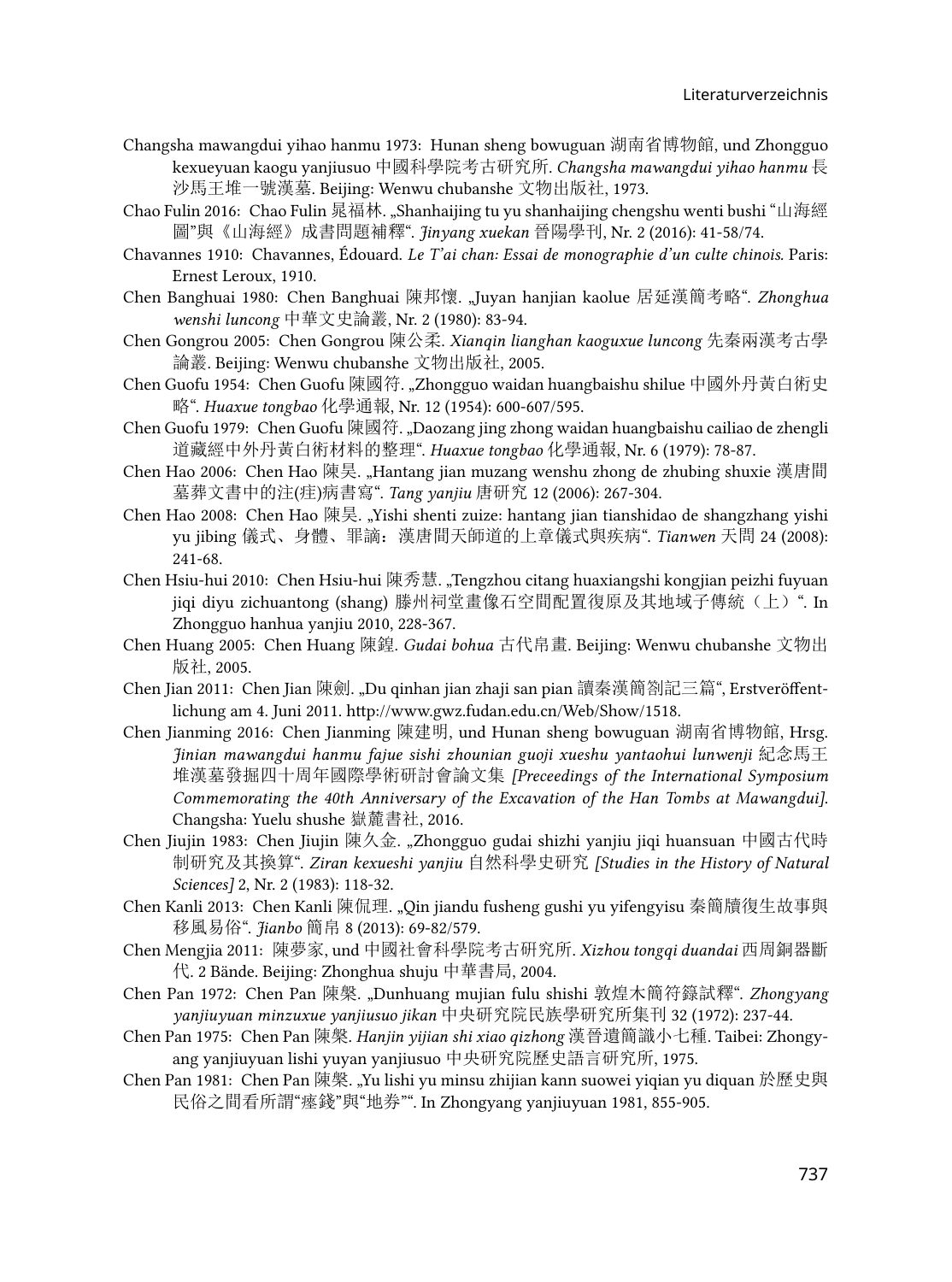Changsha mawangdui yihao hanmu 1973: Hunan sheng bowuguan 湖南省博物館, und Zhongguo kexueyuan kaogu yanjiusuo 中國科學院考古研究所. *Changsha mawangdui yihao hanmu* 長沙馬王堆一號漢墓. Beijing: Wenwu chubanshe 文物出版社, 1973.

Chao Fulin 2016: Chao Fulin 晁福林. „Shanhaijing tu yu shanhaijing chengshu wenti bushi "山海經圖"與《山海經》成書問題補釋". *Jinyang xuekan* 晉陽學刊, Nr. 2 (2016): 41-58/74.

Chavannes 1910: Chavannes, Édouard. *Le T'ai chan: Essai de monographie d'un culte chinois.* Paris: Ernest Leroux, 1910.

Chen Banghuai 1980: Chen Banghuai 陳邦懷. „Juyan hanjian kaolue 居延漢簡考略". *Zhonghua wenshi luncong* 中華文史論叢, Nr. 2 (1980): 83-94.

Chen Gongrou 2005: Chen Gongrou 陳公柔. *Xianqin lianghan kaoguxue luncong* 先秦兩漢考古學論叢. Beijing: Wenwu chubanshe 文物出版社, 2005.

Chen Guofu 1954: Chen Guofu 陳國符. „Zhongguo waidan huangbaishu shilue 中國外丹黃白術史略". *Huaxue tongbao* 化學通報, Nr. 12 (1954): 600-607/595.

Chen Guofu 1979: Chen Guofu 陳國符. „Daozang jing zhong waidan huangbaishu cailiao de zhengli 道藏經中外丹黃白術材料的整理". *Huaxue tongbao* 化學通報, Nr. 6 (1979): 78-87.

Chen Hao 2006: Chen Hao 陳昊. „Hantang jian muzang wenshu zhong de zhubing shuxie 漢唐間墓葬文書中的注(疰)病書寫". *Tang yanjiu* 唐研究 12 (2006): 267-304.

Chen Hao 2008: Chen Hao 陳昊. „Yishi shenti zuize: hantang jian tianshidao de shangzhang yishi yu jibing 儀式、身體、罪謫：漢唐間天師道的上章儀式與疾病". *Tianwen* 天問 24 (2008): 241-68.

Chen Hsiu-hui 2010: Chen Hsiu-hui 陳秀慧. „Tengzhou citang huaxiangshi kongjian peizhi fuyuan jiqi diyu zichuantong (shang) 滕州祠堂畫像石空間配置復原及其地域子傳統（上）". In Zhongguo hanhua yanjiu 2010, 228-367.

Chen Huang 2005: Chen Huang 陳鍠. *Gudai bohua* 古代帛畫. Beijing: Wenwu chubanshe 文物出版社, 2005.

Chen Jian 2011: Chen Jian 陳劍. „Du qinhan jian zhaji san pian 讀秦漢簡劄記三篇", Erstveröffentlichung am 4. Juni 2011. http://www.gwz.fudan.edu.cn/Web/Show/1518.

Chen Jianming 2016: Chen Jianming 陳建明, und Hunan sheng bowuguan 湖南省博物館, Hrsg. *Jinian mawangdui hanmu fajue sishi zhounian guoji xueshu yantaohui lunwenji* 紀念馬王堆漢墓發掘四十周年國際學術研討會論文集 *[Preceedings of the International Symposium Commemorating the 40th Anniversary of the Excavation of the Han Tombs at Mawangdui].* Changsha: Yuelu shushe 嶽麓書社, 2016.

Chen Jiujin 1983: Chen Jiujin 陳久金. „Zhongguo gudai shizhi yanjiu jiqi huansuan 中國古代時制研究及其換算". *Ziran kexueshi yanjiu* 自然科學史研究 *[Studies in the History of Natural Sciences]* 2, Nr. 2 (1983): 118-32.

Chen Kanli 2013: Chen Kanli 陳侃理. „Qin jiandu fusheng gushi yu yifengyisu 秦簡牘復生故事與移風易俗". *Jianbo* 簡帛 8 (2013): 69-82/579.

Chen Mengjia 2011: 陳夢家, und 中國社會科學院考古研究所. *Xizhou tongqi duandai* 西周銅器斷代. 2 Bände. Beijing: Zhonghua shuju 中華書局, 2004.

Chen Pan 1972: Chen Pan 陳槃. „Dunhuang mujian fulu shishi 敦煌木簡符籙試釋". *Zhongyang yanjiuyuan minzuxue yanjiusuo jikan* 中央研究院民族學研究所集刊 32 (1972): 237-44.

Chen Pan 1975: Chen Pan 陳槃. *Hanjin yijian shi xiao qizhong* 漢晉遺簡識小七種. Taibei: Zhongyang yanjiuyuan lishi yuyan yanjiusuo 中央研究院歷史語言研究所, 1975.

Chen Pan 1981: Chen Pan 陳槃. „Yu lishi yu minsu zhijian kann suowei yiqian yu diquan 於歷史與民俗之間看所謂"瘞錢"與"地券"". In Zhongyang yanjiuyuan 1981, 855-905.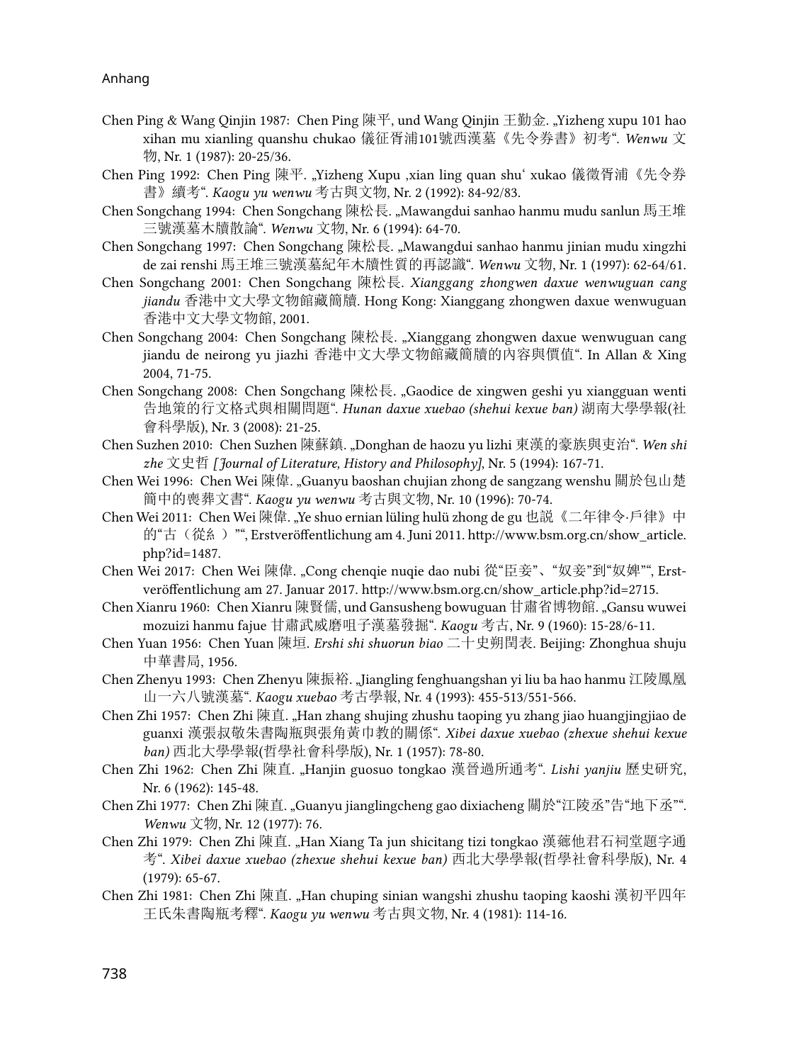Chen Ping & Wang Qinjin 1987: Chen Ping 陳平, und Wang Qinjin 王勤金. „Yizheng xupu 101 hao xihan mu xianling quanshu chukao 儀征胥浦101號西漢墓《先令券書》初考". *Wenwu* 文物, Nr. 1 (1987): 20-25/36.

Chen Ping 1992: Chen Ping 陳平. „Yizheng Xupu ‚xian ling quan shu' xukao 儀徵胥浦《先令券書》續考". *Kaogu yu wenwu* 考古與文物, Nr. 2 (1992): 84-92/83.

Chen Songchang 1994: Chen Songchang 陳松長. „Mawangdui sanhao hanmu mudu sanlun 馬王堆三號漢墓木牘散論". *Wenwu* 文物, Nr. 6 (1994): 64-70.

Chen Songchang 1997: Chen Songchang 陳松長. „Mawangdui sanhao hanmu jinian mudu xingzhi de zai renshi 馬王堆三號漢墓紀年木牘性質的再認識". *Wenwu* 文物, Nr. 1 (1997): 62-64/61.

Chen Songchang 2001: Chen Songchang 陳松長. *Xianggang zhongwen daxue wenwuguan cang jiandu* 香港中文大學文物館藏簡牘. Hong Kong: Xianggang zhongwen daxue wenwuguan 香港中文大學文物館, 2001.

Chen Songchang 2004: Chen Songchang 陳松長. „Xianggang zhongwen daxue wenwuguan cang jiandu de neirong yu jiazhi 香港中文大學文物館藏簡牘的內容與價值". In Allan & Xing 2004, 71-75.

Chen Songchang 2008: Chen Songchang 陳松長. „Gaodice de xingwen geshi yu xiangguan wenti 告地策的行文格式與相關問題". *Hunan daxue xuebao (shehui kexue ban)* 湖南大學學報(社會科學版), Nr. 3 (2008): 21-25.

Chen Suzhen 2010: Chen Suzhen 陳蘇鎮. „Donghan de haozu yu lizhi 東漢的豪族與吏治". *Wen shi zhe* 文史哲 *[Journal of Literature, History and Philosophy]*, Nr. 5 (1994): 167-71.

Chen Wei 1996: Chen Wei 陳偉. „Guanyu baoshan chujian zhong de sangzang wenshu 關於包山楚簡中的喪葬文書". *Kaogu yu wenwu* 考古與文物, Nr. 10 (1996): 70-74.

Chen Wei 2011: Chen Wei 陳偉. „Ye shuo ernian lüling hulü zhong de gu 也說《二年律令·戶律》中的"古（從糸）"", Erstveröffentlichung am 4. Juni 2011. http://www.bsm.org.cn/show_article.php?id=1487.

Chen Wei 2017: Chen Wei 陳偉. „Cong chenqie nuqie dao nubi 從"臣妾"、"奴妾"到"奴婢"", Erstveröffentlichung am 27. Januar 2017. http://www.bsm.org.cn/show_article.php?id=2715.

Chen Xianru 1960: Chen Xianru 陳賢儒, und Gansusheng bowuguan 甘肅省博物館. „Gansu wuwei mozuizi hanmu fajue 甘肅武威磨咀子漢墓發掘". *Kaogu* 考古, Nr. 9 (1960): 15-28/6-11.

Chen Yuan 1956: Chen Yuan 陳垣. *Ershi shi shuorun biao* 二十史朔閏表. Beijing: Zhonghua shuju 中華書局, 1956.

Chen Zhenyu 1993: Chen Zhenyu 陳振裕. „Jiangling fenghuangshan yi liu ba hao hanmu 江陵鳳凰山一六八號漢墓". *Kaogu xuebao* 考古學報, Nr. 4 (1993): 455-513/551-566.

Chen Zhi 1957: Chen Zhi 陳直. „Han zhang shujing zhushu taoping yu zhang jiao huangjingjiao de guanxi 漢張叔敬朱書陶瓶與張角黃巾教的關係". *Xibei daxue xuebao (zhexue shehui kexue ban)* 西北大學學報(哲學社會科學版), Nr. 1 (1957): 78-80.

Chen Zhi 1962: Chen Zhi 陳直. „Hanjin guosuo tongkao 漢晉過所通考". *Lishi yanjiu* 歷史研究, Nr. 6 (1962): 145-48.

Chen Zhi 1977: Chen Zhi 陳直. „Guanyu jianglingcheng gao dixiacheng 關於"江陵丞"告"地下丞"". *Wenwu* 文物, Nr. 12 (1977): 76.

Chen Zhi 1979: Chen Zhi 陳直. „Han Xiang Ta jun shicitang tizi tongkao 漢薌他君石祠堂題字通考". *Xibei daxue xuebao (zhexue shehui kexue ban)* 西北大學學報(哲學社會科學版), Nr. 4 (1979): 65-67.

Chen Zhi 1981: Chen Zhi 陳直. „Han chuping sinian wangshi zhushu taoping kaoshi 漢初平四年王氏朱書陶瓶考釋". *Kaogu yu wenwu* 考古與文物, Nr. 4 (1981): 114-16.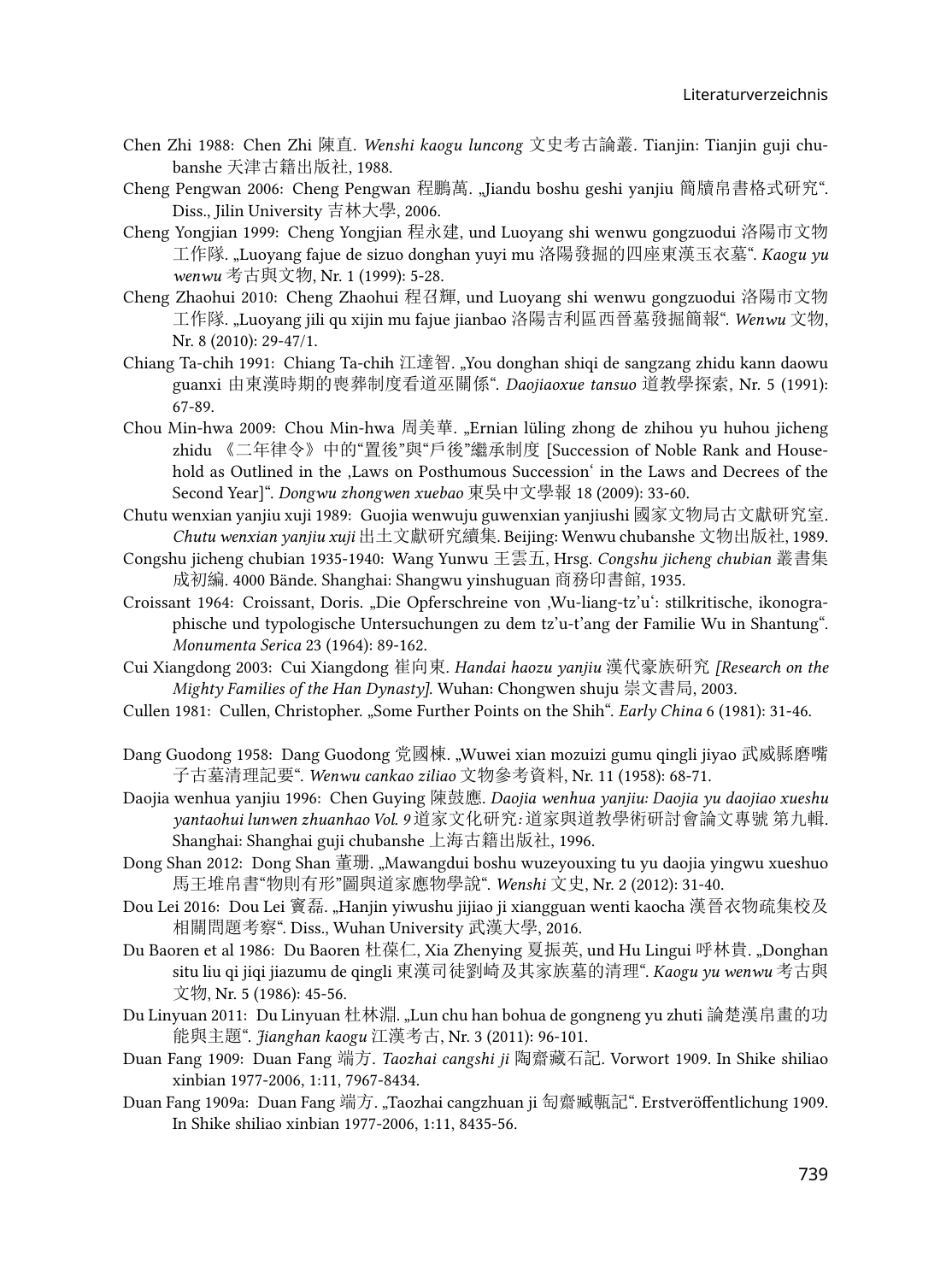Chen Zhi 1988: Chen Zhi 陳直. *Wenshi kaogu luncong* 文史考古論叢. Tianjin: Tianjin guji chubanshe 天津古籍出版社, 1988.

Cheng Pengwan 2006: Cheng Pengwan 程鵬萬. „Jiandu boshu geshi yanjiu 簡牘帛書格式研究". Diss., Jilin University 吉林大學, 2006.

Cheng Yongjian 1999: Cheng Yongjian 程永建, und Luoyang shi wenwu gongzuodui 洛陽市文物工作隊. „Luoyang fajue de sizuo donghan yuyi mu 洛陽發掘的四座東漢玉衣墓". *Kaogu yu wenwu* 考古與文物, Nr. 1 (1999): 5-28.

Cheng Zhaohui 2010: Cheng Zhaohui 程召輝, und Luoyang shi wenwu gongzuodui 洛陽市文物工作隊. „Luoyang jili qu xijin mu fajue jianbao 洛陽吉利區西晉墓發掘簡報". *Wenwu* 文物, Nr. 8 (2010): 29-47/1.

Chiang Ta-chih 1991: Chiang Ta-chih 江達智. „You donghan shiqi de sangzang zhidu kann daowu guanxi 由東漢時期的喪葬制度看道巫關係". *Daojiaoxue tansuo* 道教學探索, Nr. 5 (1991): 67-89.

Chou Min-hwa 2009: Chou Min-hwa 周美華. „Ernian lüling zhong de zhihou yu huhou jicheng zhidu 《二年律令》中的"置後"與"戶後"繼承制度 [Succession of Noble Rank and Household as Outlined in the ‚Laws on Posthumous Succession' in the Laws and Decrees of the Second Year]". *Dongwu zhongwen xuebao* 東吳中文學報 18 (2009): 33-60.

Chutu wenxian yanjiu xuji 1989: Guojia wenwuju guwenxian yanjiushi 國家文物局古文獻研究室. *Chutu wenxian yanjiu xuji* 出土文獻研究續集. Beijing: Wenwu chubanshe 文物出版社, 1989.

Congshu jicheng chubian 1935-1940: Wang Yunwu 王雲五, Hrsg. *Congshu jicheng chubian* 叢書集成初編. 4000 Bände. Shanghai: Shangwu yinshuguan 商務印書館, 1935.

Croissant 1964: Croissant, Doris. „Die Opferschreine von ‚Wu-liang-tz'u': stilkritische, ikonographische und typologische Untersuchungen zu dem tz'u-t'ang der Familie Wu in Shantung". *Monumenta Serica* 23 (1964): 89-162.

Cui Xiangdong 2003: Cui Xiangdong 崔向東. *Handai haozu yanjiu* 漢代豪族研究 *[Research on the Mighty Families of the Han Dynasty].* Wuhan: Chongwen shuju 崇文書局, 2003.

Cullen 1981: Cullen, Christopher. „Some Further Points on the Shih". *Early China* 6 (1981): 31-46.

Dang Guodong 1958: Dang Guodong 党國棟. „Wuwei xian mozuizi gumu qingli jiyao 武威縣磨嘴子古墓清理記要". *Wenwu cankao ziliao* 文物參考資料, Nr. 11 (1958): 68-71.

Daojia wenhua yanjiu 1996: Chen Guying 陳鼓應. *Daojia wenhua yanjiu: Daojia yu daojiao xueshu yantaohui lunwen zhuanhao Vol. 9* 道家文化研究: 道家與道教學術研討會論文專號 第九輯. Shanghai: Shanghai guji chubanshe 上海古籍出版社, 1996.

Dong Shan 2012: Dong Shan 董珊. „Mawangdui boshu wuzeyouxing tu yu daojia yingwu xueshuo 馬王堆帛書"物則有形"圖與道家應物學說". *Wenshi* 文史, Nr. 2 (2012): 31-40.

Dou Lei 2016: Dou Lei 竇磊. „Hanjin yiwushu jijiao ji xiangguan wenti kaocha 漢晉衣物疏集校及相關問題考察". Diss., Wuhan University 武漢大學, 2016.

Du Baoren et al 1986: Du Baoren 杜葆仁, Xia Zhenying 夏振英, und Hu Lingui 呼林貴. „Donghan situ liu qi jiqi jiazumu de qingli 東漢司徒劉崎及其家族墓的清理". *Kaogu yu wenwu* 考古與文物, Nr. 5 (1986): 45-56.

Du Linyuan 2011: Du Linyuan 杜林淵. „Lun chu han bohua de gongneng yu zhuti 論楚漢帛畫的功能與主題". *Jianghan kaogu* 江漢考古, Nr. 3 (2011): 96-101.

Duan Fang 1909: Duan Fang 端方. *Taozhai cangshi ji* 陶齋藏石記. Vorwort 1909. In Shike shiliao xinbian 1977-2006, 1:11, 7967-8434.

Duan Fang 1909a: Duan Fang 端方. „Taozhai cangzhuan ji 匋齋臧甎記". Erstveröffentlichung 1909. In Shike shiliao xinbian 1977-2006, 1:11, 8435-56.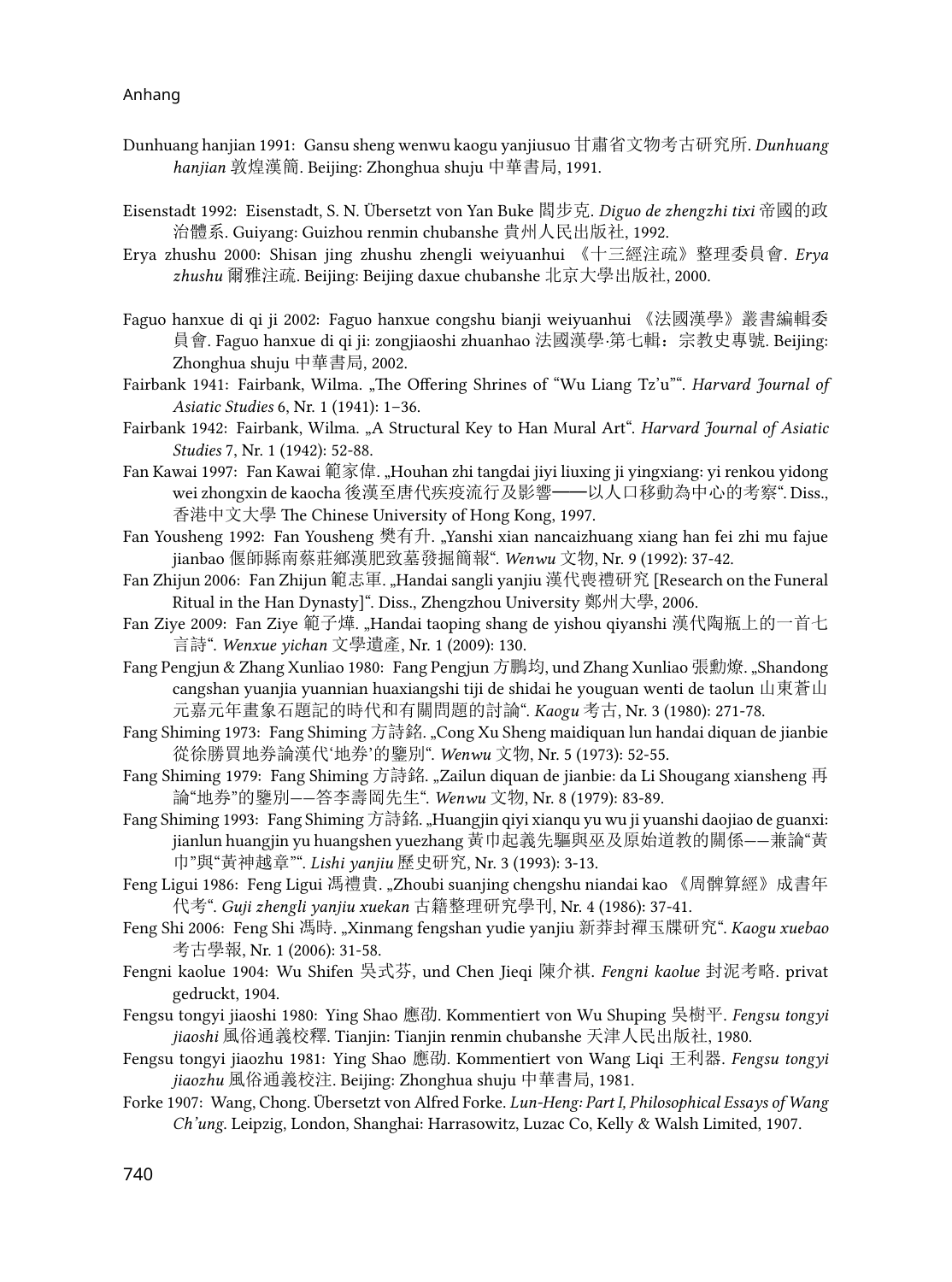Dunhuang hanjian 1991: Gansu sheng wenwu kaogu yanjiusuo 甘肅省文物考古研究所. *Dunhuang hanjian* 敦煌漢簡. Beijing: Zhonghua shuju 中華書局, 1991.

Eisenstadt 1992: Eisenstadt, S. N. Übersetzt von Yan Buke 閻步克. *Diguo de zhengzhi tixi* 帝國的政治體系. Guiyang: Guizhou renmin chubanshe 貴州人民出版社, 1992.

Erya zhushu 2000: Shisan jing zhushu zhengli weiyuanhui 《十三經注疏》整理委員會. *Erya zhushu* 爾雅注疏. Beijing: Beijing daxue chubanshe 北京大學出版社, 2000.

Faguo hanxue di qi ji 2002: Faguo hanxue congshu bianji weiyuanhui 《法國漢學》叢書編輯委員會. Faguo hanxue di qi ji: zongjiaoshi zhuanhao 法國漢學·第七輯：宗教史專號. Beijing: Zhonghua shuju 中華書局, 2002.

Fairbank 1941: Fairbank, Wilma. „The Offering Shrines of "Wu Liang Tz'u"". *Harvard Journal of Asiatic Studies* 6, Nr. 1 (1941): 1–36.

Fairbank 1942: Fairbank, Wilma. „A Structural Key to Han Mural Art". *Harvard Journal of Asiatic Studies* 7, Nr. 1 (1942): 52-88.

Fan Kawai 1997: Fan Kawai 範家偉. „Houhan zhi tangdai jiyi liuxing ji yingxiang: yi renkou yidong wei zhongxin de kaocha 後漢至唐代疾疫流行及影響——以人口移動為中心的考察". Diss., 香港中文大學 The Chinese University of Hong Kong, 1997.

Fan Yousheng 1992: Fan Yousheng 樊有升. „Yanshi xian nancaizhuang xiang han fei zhi mu fajue jianbao 偃師縣南蔡莊鄉漢肥致墓發掘簡報". *Wenwu* 文物, Nr. 9 (1992): 37-42.

Fan Zhijun 2006: Fan Zhijun 範志軍. „Handai sangli yanjiu 漢代喪禮研究 [Research on the Funeral Ritual in the Han Dynasty]". Diss., Zhengzhou University 鄭州大學, 2006.

Fan Ziye 2009: Fan Ziye 範子燁. „Handai taoping shang de yishou qiyanshi 漢代陶瓶上的一首七言詩". *Wenxue yichan* 文學遺產, Nr. 1 (2009): 130.

Fang Pengjun & Zhang Xunliao 1980: Fang Pengjun 方鵬均, und Zhang Xunliao 張勳燎. „Shandong cangshan yuanjia yuannian huaxiangshi tiji de shidai he youguan wenti de taolun 山東蒼山元嘉元年畫象石題記的時代和有關問題的討論". *Kaogu* 考古, Nr. 3 (1980): 271-78.

Fang Shiming 1973: Fang Shiming 方詩銘. „Cong Xu Sheng maidiquan lun handai diquan de jianbie 從徐勝買地券論漢代'地券'的鑒別". *Wenwu* 文物, Nr. 5 (1973): 52-55.

Fang Shiming 1979: Fang Shiming 方詩銘. „Zailun diquan de jianbie: da Li Shougang xiansheng 再論"地券"的鑒別——答李壽岡先生". *Wenwu* 文物, Nr. 8 (1979): 83-89.

Fang Shiming 1993: Fang Shiming 方詩銘. „Huangjin qiyi xianqu yu wu ji yuanshi daojiao de guanxi: jianlun huangjin yu huangshen yuezhang 黃巾起義先驅與巫及原始道教的關係——兼論"黃巾"與"黃神越章"". *Lishi yanjiu* 歷史研究, Nr. 3 (1993): 3-13.

Feng Ligui 1986: Feng Ligui 馮禮貴. „Zhoubi suanjing chengshu niandai kao 《周髀算經》成書年代考". *Guji zhengli yanjiu xuekan* 古籍整理研究學刊, Nr. 4 (1986): 37-41.

Feng Shi 2006: Feng Shi 馮時. „Xinmang fengshan yudie yanjiu 新莽封禪玉牒研究". *Kaogu xuebao* 考古學報, Nr. 1 (2006): 31-58.

Fengni kaolue 1904: Wu Shifen 吳式芬, und Chen Jieqi 陳介祺. *Fengni kaolue* 封泥考略. privat gedruckt, 1904.

Fengsu tongyi jiaoshi 1980: Ying Shao 應劭. Kommentiert von Wu Shuping 吳樹平. *Fengsu tongyi jiaoshi* 風俗通義校釋. Tianjin: Tianjin renmin chubanshe 天津人民出版社, 1980.

Fengsu tongyi jiaozhu 1981: Ying Shao 應劭. Kommentiert von Wang Liqi 王利器. *Fengsu tongyi jiaozhu* 風俗通義校注. Beijing: Zhonghua shuju 中華書局, 1981.

Forke 1907: Wang, Chong. Übersetzt von Alfred Forke. *Lun-Heng: Part I, Philosophical Essays of Wang Ch'ung*. Leipzig, London, Shanghai: Harrasowitz, Luzac Co, Kelly & Walsh Limited, 1907.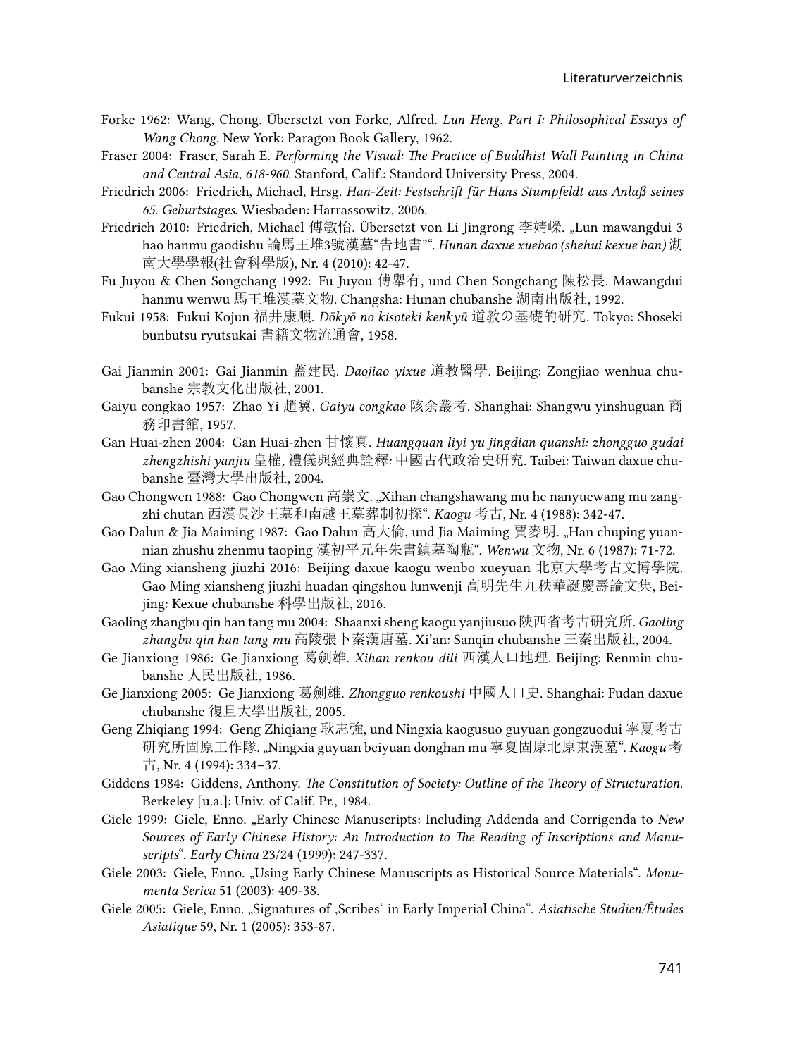Forke 1962: Wang, Chong. Übersetzt von Forke, Alfred. *Lun Heng. Part I: Philosophical Essays of Wang Chong*. New York: Paragon Book Gallery, 1962.

Fraser 2004: Fraser, Sarah E. *Performing the Visual: The Practice of Buddhist Wall Painting in China and Central Asia, 618-960*. Stanford, Calif.: Standord University Press, 2004.

Friedrich 2006: Friedrich, Michael, Hrsg. *Han-Zeit: Festschrift für Hans Stumpfeldt aus Anlaß seines 65. Geburtstages*. Wiesbaden: Harrassowitz, 2006.

Friedrich 2010: Friedrich, Michael 傅敏怡. Übersetzt von Li Jingrong 李婧嶸. „Lun mawangdui 3 hao hanmu gaodishu 論馬王堆3號漢墓"告地書"". *Hunan daxue xuebao (shehui kexue ban)* 湖南大學學報(社會科學版), Nr. 4 (2010): 42-47.

Fu Juyou & Chen Songchang 1992: Fu Juyou 傅舉有, und Chen Songchang 陳松長. Mawangdui hanmu wenwu 馬王堆漢墓文物. Changsha: Hunan chubanshe 湖南出版社, 1992.

Fukui 1958: Fukui Kojun 福井康順. *Dōkyō no kisoteki kenkyū* 道教の基礎的研究. Tokyo: Shoseki bunbutsu ryutsukai 書籍文物流通會, 1958.

Gai Jianmin 2001: Gai Jianmin 蓋建民. *Daojiao yixue* 道教醫學. Beijing: Zongjiao wenhua chubanshe 宗教文化出版社, 2001.

Gaiyu congkao 1957: Zhao Yi 趙翼. *Gaiyu congkao* 陔余叢考. Shanghai: Shangwu yinshuguan 商務印書館, 1957.

Gan Huai-zhen 2004: Gan Huai-zhen 甘懷真. *Huangquan liyi yu jingdian quanshi: zhongguo gudai zhengzhishi yanjiu* 皇權, 禮儀與經典詮釋: 中國古代政治史研究. Taibei: Taiwan daxue chubanshe 臺灣大學出版社, 2004.

Gao Chongwen 1988: Gao Chongwen 高崇文. „Xihan changshawang mu he nanyuewang mu zangzhi chutan 西漢長沙王墓和南越王墓葬制初探". *Kaogu* 考古, Nr. 4 (1988): 342-47.

Gao Dalun & Jia Maiming 1987: Gao Dalun 高大倫, und Jia Maiming 賈麥明. „Han chuping yuannian zhushu zhenmu taoping 漢初平元年朱書鎮墓陶瓶". *Wenwu* 文物, Nr. 6 (1987): 71-72.

Gao Ming xiansheng jiuzhi 2016: Beijing daxue kaogu wenbo xueyuan 北京大學考古文博學院. Gao Ming xiansheng jiuzhi huadan qingshou lunwenji 高明先生九秩華誕慶壽論文集, Beijing: Kexue chubanshe 科學出版社, 2016.

Gaoling zhangbu qin han tang mu 2004: Shaanxi sheng kaogu yanjiusuo 陝西省考古研究所. *Gaoling zhangbu qin han tang mu* 高陵張卜秦漢唐墓. Xi'an: Sanqin chubanshe 三秦出版社, 2004.

Ge Jianxiong 1986: Ge Jianxiong 葛劍雄. *Xihan renkou dili* 西漢人口地理. Beijing: Renmin chubanshe 人民出版社, 1986.

Ge Jianxiong 2005: Ge Jianxiong 葛劍雄. *Zhongguo renkoushi* 中國人口史. Shanghai: Fudan daxue chubanshe 復旦大學出版社, 2005.

Geng Zhiqiang 1994: Geng Zhiqiang 耿志強, und Ningxia kaogusuo guyuan gongzuodui 寧夏考古研究所固原工作隊. „Ningxia guyuan beiyuan donghan mu 寧夏固原北原東漢墓". *Kaogu* 考古, Nr. 4 (1994): 334–37.

Giddens 1984: Giddens, Anthony. *The Constitution of Society: Outline of the Theory of Structuration*. Berkeley [u.a.]: Univ. of Calif. Pr., 1984.

Giele 1999: Giele, Enno. „Early Chinese Manuscripts: Including Addenda and Corrigenda to *New Sources of Early Chinese History: An Introduction to The Reading of Inscriptions and Manuscripts*". *Early China* 23/24 (1999): 247-337.

Giele 2003: Giele, Enno. „Using Early Chinese Manuscripts as Historical Source Materials". *Monumenta Serica* 51 (2003): 409-38.

Giele 2005: Giele, Enno. „Signatures of ‚Scribes' in Early Imperial China". *Asiatische Studien/Études Asiatique* 59, Nr. 1 (2005): 353-87.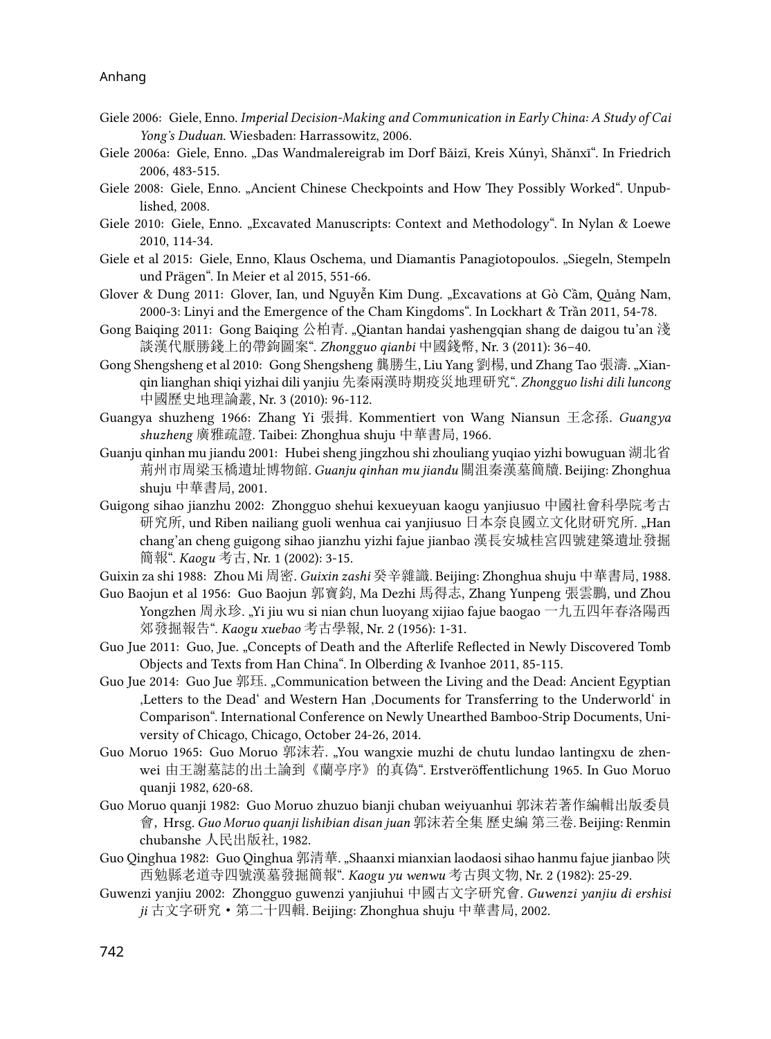Giele 2006: Giele, Enno. *Imperial Decision-Making and Communication in Early China: A Study of Cai Yong's Duduan.* Wiesbaden: Harrassowitz, 2006.

Giele 2006a: Giele, Enno. „Das Wandmalereigrab im Dorf Bǎizǐ, Kreis Xúnyì, Shǎnxī". In Friedrich 2006, 483-515.

Giele 2008: Giele, Enno. „Ancient Chinese Checkpoints and How They Possibly Worked". Unpublished, 2008.

Giele 2010: Giele, Enno. „Excavated Manuscripts: Context and Methodology". In Nylan & Loewe 2010, 114-34.

Giele et al 2015: Giele, Enno, Klaus Oschema, und Diamantis Panagiotopoulos. „Siegeln, Stempeln und Prägen". In Meier et al 2015, 551-66.

Glover & Dung 2011: Glover, Ian, und Nguyễn Kim Dung. „Excavations at Gò Cầm, Quảng Nam, 2000-3: Linyi and the Emergence of the Cham Kingdoms". In Lockhart & Trần 2011, 54-78.

Gong Baiqing 2011: Gong Baiqing 公柏青. „Qiantan handai yashengqian shang de daigou tu'an 淺談漢代厭勝錢上的帶鉤圖案". *Zhongguo qianbi* 中國錢幣, Nr. 3 (2011): 36–40.

Gong Shengsheng et al 2010: Gong Shengsheng 龔勝生, Liu Yang 劉楊, und Zhang Tao 張濤. „Xianqin lianghan shiqi yizhai dili yanjiu 先秦兩漢時期疫災地理研究". *Zhongguo lishi dili luncong* 中國歷史地理論叢, Nr. 3 (2010): 96-112.

Guangya shuzheng 1966: Zhang Yi 張揖. Kommentiert von Wang Niansun 王念孫. *Guangya shuzheng* 廣雅疏證. Taibei: Zhonghua shuju 中華書局, 1966.

Guanju qinhan mu jiandu 2001: Hubei sheng jingzhou shi zhouliang yuqiao yizhi bowuguan 湖北省荊州市周梁玉橋遺址博物館. *Guanju qinhan mu jiandu* 關沮秦漢墓簡牘. Beijing: Zhonghua shuju 中華書局, 2001.

Guigong sihao jianzhu 2002: Zhongguo shehui kexueyuan kaogu yanjiusuo 中國社會科學院考古研究所, und Riben nailiang guoli wenhua cai yanjiusuo 日本奈良國立文化財研究所. „Han chang'an cheng guigong sihao jianzhu yizhi fajue jianbao 漢長安城桂宮四號建築遺址發掘簡報". *Kaogu* 考古, Nr. 1 (2002): 3-15.

Guixin za shi 1988: Zhou Mi 周密. *Guixin zashi* 癸辛雜識. Beijing: Zhonghua shuju 中華書局, 1988.

Guo Baojun et al 1956: Guo Baojun 郭寶鈞, Ma Dezhi 馬得志, Zhang Yunpeng 張雲鵬, und Zhou Yongzhen 周永珍. „Yi jiu wu si nian chun luoyang xijiao fajue baogao 一九五四年春洛陽西郊發掘報告". *Kaogu xuebao* 考古學報, Nr. 2 (1956): 1-31.

Guo Jue 2011: Guo, Jue. „Concepts of Death and the Afterlife Reflected in Newly Discovered Tomb Objects and Texts from Han China". In Olberding & Ivanhoe 2011, 85-115.

Guo Jue 2014: Guo Jue 郭珏. „Communication between the Living and the Dead: Ancient Egyptian ‚Letters to the Dead' and Western Han ‚Documents for Transferring to the Underworld' in Comparison". International Conference on Newly Unearthed Bamboo-Strip Documents, University of Chicago, Chicago, October 24-26, 2014.

Guo Moruo 1965: Guo Moruo 郭沫若. „You wangxie muzhi de chutu lundao lantingxu de zhenwei 由王謝墓誌的出土論到《蘭亭序》的真偽". Erstveröffentlichung 1965. In Guo Moruo quanji 1982, 620-68.

Guo Moruo quanji 1982: Guo Moruo zhuzuo bianji chuban weiyuanhui 郭沫若著作編輯出版委員會，Hrsg. *Guo Moruo quanji lishibian disan juan* 郭沫若全集 歷史編 第三卷. Beijing: Renmin chubanshe 人民出版社, 1982.

Guo Qinghua 1982: Guo Qinghua 郭清華. „Shaanxi mianxian laodaosi sihao hanmu fajue jianbao 陝西勉縣老道寺四號漢墓發掘簡報". *Kaogu yu wenwu* 考古與文物, Nr. 2 (1982): 25-29.

Guwenzi yanjiu 2002: Zhongguo guwenzi yanjiuhui 中國古文字研究會. *Guwenzi yanjiu di ershisi ji* 古文字研究・第二十四輯. Beijing: Zhonghua shuju 中華書局, 2002.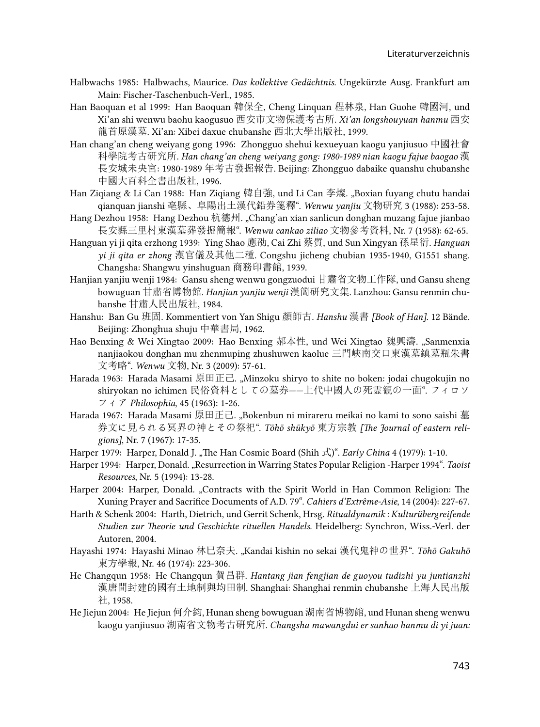Halbwachs 1985: Halbwachs, Maurice. *Das kollektive Gedächtnis*. Ungekürzte Ausg. Frankfurt am Main: Fischer-Taschenbuch-Verl., 1985.

Han Baoquan et al 1999: Han Baoquan 韓保全, Cheng Linquan 程林泉, Han Guohe 韓國河, und Xi'an shi wenwu baohu kaogusuo 西安市文物保護考古所. *Xi'an longshouyuan hanmu* 西安龍首原漢墓. Xi'an: Xibei daxue chubanshe 西北大學出版社, 1999.

Han chang'an cheng weiyang gong 1996: Zhongguo shehui kexueyuan kaogu yanjiusuo 中國社會科學院考古研究所. *Han chang'an cheng weiyang gong: 1980-1989 nian kaogu fajue baogao* 漢長安城未央宮: 1980-1989 年考古發掘報告. Beijing: Zhongguo dabaike quanshu chubanshe 中國大百科全書出版社, 1996.

Han Ziqiang & Li Can 1988: Han Ziqiang 韓自強, und Li Can 李燦. „Boxian fuyang chutu handai qianquan jianshi 亳縣、阜陽出土漢代鉛券箋釋". *Wenwu yanjiu* 文物研究 3 (1988): 253-58.

Hang Dezhou 1958: Hang Dezhou 杭德州. „Chang'an xian sanlicun donghan muzang fajue jianbao 長安縣三里村東漢墓葬發掘簡報". *Wenwu cankao ziliao* 文物參考資料, Nr. 7 (1958): 62-65.

Hanguan yi ji qita erzhong 1939: Ying Shao 應劭, Cai Zhi 蔡質, und Sun Xingyan 孫星衍. *Hanguan yi ji qita er zhong* 漢官儀及其他二種. Congshu jicheng chubian 1935-1940, G1551 shang. Changsha: Shangwu yinshuguan 商務印書館, 1939.

Hanjian yanjiu wenji 1984: Gansu sheng wenwu gongzuodui 甘肅省文物工作隊, und Gansu sheng bowuguan 甘肅省博物館. *Hanjian yanjiu wenji* 漢簡研究文集. Lanzhou: Gansu renmin chubanshe 甘肅人民出版社, 1984.

Hanshu: Ban Gu 班固. Kommentiert von Yan Shigu 顏師古. *Hanshu* 漢書 *[Book of Han]*. 12 Bände. Beijing: Zhonghua shuju 中華書局, 1962.

Hao Benxing & Wei Xingtao 2009: Hao Benxing 郝本性, und Wei Xingtao 魏興濤. „Sanmenxia nanjiaokou donghan mu zhenmuping zhushuwen kaolue 三門峽南交口東漢墓鎮墓瓶朱書文考略". *Wenwu* 文物, Nr. 3 (2009): 57-61.

Harada 1963: Harada Masami 原田正己. „Minzoku shiryo to shite no boken: jodai chugokujin no shiryokan no ichimen 民俗資料としての墓券——上代中國人の死靈観の一面". フィロソフィア *Philosophia*, 45 (1963): 1-26.

Harada 1967: Harada Masami 原田正己. „Bokenbun ni mirareru meikai no kami to sono saishi 墓券文に見られる冥界の神とその祭祀". *Tōhō shūkyō* 東方宗教 *[The Journal of eastern religions]*, Nr. 7 (1967): 17-35.

Harper 1979: Harper, Donald J. „The Han Cosmic Board (Shih 式)". *Early China* 4 (1979): 1-10.

Harper 1994: Harper, Donald. „Resurrection in Warring States Popular Religion -Harper 1994". *Taoist Resources*, Nr. 5 (1994): 13-28.

Harper 2004: Harper, Donald. „Contracts with the Spirit World in Han Common Religion: The Xuning Prayer and Sacrifice Documents of A.D. 79". *Cahiers d'Extrême-Asie*, 14 (2004): 227-67.

Harth & Schenk 2004: Harth, Dietrich, und Gerrit Schenk, Hrsg. *Ritualdynamik : Kulturübergreifende Studien zur Theorie und Geschichte rituellen Handels*. Heidelberg: Synchron, Wiss.-Verl. der Autoren, 2004.

Hayashi 1974: Hayashi Minao 林巳奈夫. „Kandai kishin no sekai 漢代鬼神の世界". *Tōhō Gakuhō* 東方學報, Nr. 46 (1974): 223-306.

He Changqun 1958: He Changqun 賀昌群. *Hantang jian fengjian de guoyou tudizhi yu juntianzhi* 漢唐間封建的國有土地制與均田制. Shanghai: Shanghai renmin chubanshe 上海人民出版社, 1958.

He Jiejun 2004: He Jiejun 何介鈞, Hunan sheng bowuguan 湖南省博物館, und Hunan sheng wenwu kaogu yanjiusuo 湖南省文物考古研究所. *Changsha mawangdui er sanhao hanmu di yi juan:*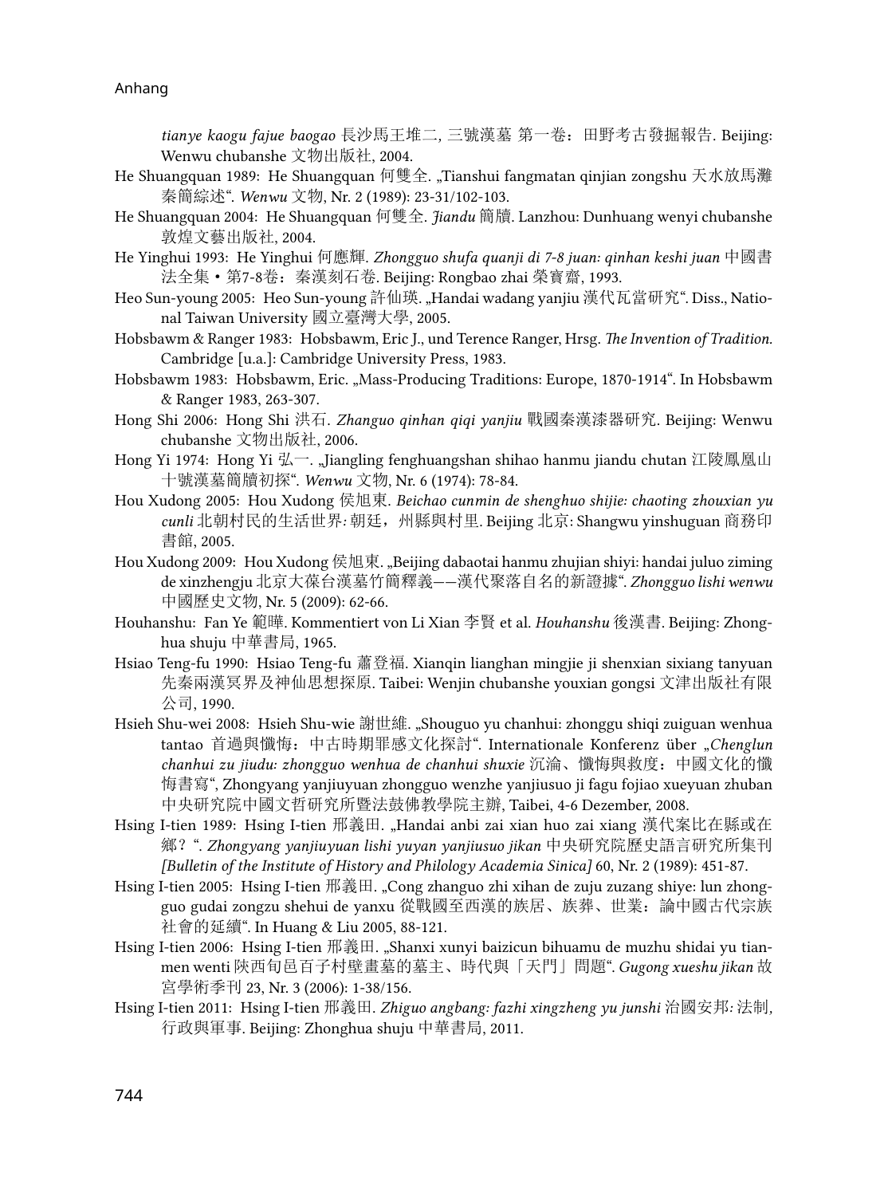*tianye kaogu fajue baogao* 長沙馬王堆二, 三號漢墓 第一卷：田野考古發掘報告. Beijing: Wenwu chubanshe 文物出版社, 2004.

He Shuangquan 1989: He Shuangquan 何雙全. „Tianshui fangmatan qinjian zongshu 天水放馬灘秦簡綜述". *Wenwu* 文物, Nr. 2 (1989): 23-31/102-103.

He Shuangquan 2004: He Shuangquan 何雙全. *Jiandu* 簡牘. Lanzhou: Dunhuang wenyi chubanshe 敦煌文藝出版社, 2004.

He Yinghui 1993: He Yinghui 何應輝. *Zhongguo shufa quanji di 7-8 juan: qinhan keshi juan* 中國書法全集・第7-8卷：秦漢刻石卷. Beijing: Rongbao zhai 榮寶齋, 1993.

Heo Sun-young 2005: Heo Sun-young 許仙瑛. „Handai wadang yanjiu 漢代瓦當研究". Diss., National Taiwan University 國立臺灣大學, 2005.

Hobsbawm & Ranger 1983: Hobsbawm, Eric J., und Terence Ranger, Hrsg. *The Invention of Tradition.* Cambridge [u.a.]: Cambridge University Press, 1983.

Hobsbawm 1983: Hobsbawm, Eric. „Mass-Producing Traditions: Europe, 1870-1914". In Hobsbawm & Ranger 1983, 263-307.

Hong Shi 2006: Hong Shi 洪石. *Zhanguo qinhan qiqi yanjiu* 戰國秦漢漆器研究. Beijing: Wenwu chubanshe 文物出版社, 2006.

Hong Yi 1974: Hong Yi 弘一. „Jiangling fenghuangshan shihao hanmu jiandu chutan 江陵鳳凰山十號漢墓簡牘初探". *Wenwu* 文物, Nr. 6 (1974): 78-84.

Hou Xudong 2005: Hou Xudong 侯旭東. *Beichao cunmin de shenghuo shijie: chaoting zhouxian yu cunli* 北朝村民的生活世界: 朝廷，州縣與村里. Beijing 北京: Shangwu yinshuguan 商務印書館, 2005.

Hou Xudong 2009: Hou Xudong 侯旭東. „Beijing dabaotai hanmu zhujian shiyi: handai juluo ziming de xinzhengju 北京大葆台漢墓竹簡釋義——漢代聚落自名的新證據". *Zhongguo lishi wenwu* 中國歷史文物, Nr. 5 (2009): 62-66.

Houhanshu: Fan Ye 範曄. Kommentiert von Li Xian 李賢 et al. *Houhanshu* 後漢書. Beijing: Zhonghua shuju 中華書局, 1965.

Hsiao Teng-fu 1990: Hsiao Teng-fu 蕭登福. Xianqin lianghan mingjie ji shenxian sixiang tanyuan 先秦兩漢冥界及神仙思想探原. Taibei: Wenjin chubanshe youxian gongsi 文津出版社有限公司, 1990.

Hsieh Shu-wei 2008: Hsieh Shu-wie 謝世維. „Shouguo yu chanhui: zhonggu shiqi zuiguan wenhua tantao 首過與懺悔：中古時期罪感文化探討". Internationale Konferenz über „*Chenglun chanhui zu jiudu: zhongguo wenhua de chanhui shuxie* 沉淪、懺悔與救度：中國文化的懺悔書寫", Zhongyang yanjiuyuan zhongguo wenzhe yanjiusuo ji fagu fojiao xueyuan zhuban 中央研究院中國文哲研究所暨法鼓佛教學院主辦, Taibei, 4-6 Dezember, 2008.

Hsing I-tien 1989: Hsing I-tien 邢義田. „Handai anbi zai xian huo zai xiang 漢代案比在縣或在鄉？". *Zhongyang yanjiuyuan lishi yuyan yanjiusuo jikan* 中央研究院歷史語言研究所集刊 *[Bulletin of the Institute of History and Philology Academia Sinica]* 60, Nr. 2 (1989): 451-87.

Hsing I-tien 2005: Hsing I-tien 邢義田. „Cong zhanguo zhi xihan de zuju zuzang shiye: lun zhongguo gudai zongzu shehui de yanxu 從戰國至西漢的族居、族葬、世業：論中國古代宗族社會的延續". In Huang & Liu 2005, 88-121.

Hsing I-tien 2006: Hsing I-tien 邢義田. „Shanxi xunyi baizicun bihuamu de muzhu shidai yu tianmen wenti 陝西旬邑百子村壁畫墓的墓主、時代與「天門」問題". *Gugong xueshu jikan* 故宮學術季刊 23, Nr. 3 (2006): 1-38/156.

Hsing I-tien 2011: Hsing I-tien 邢義田. *Zhiguo angbang: fazhi xingzheng yu junshi* 治國安邦: 法制, 行政與軍事. Beijing: Zhonghua shuju 中華書局, 2011.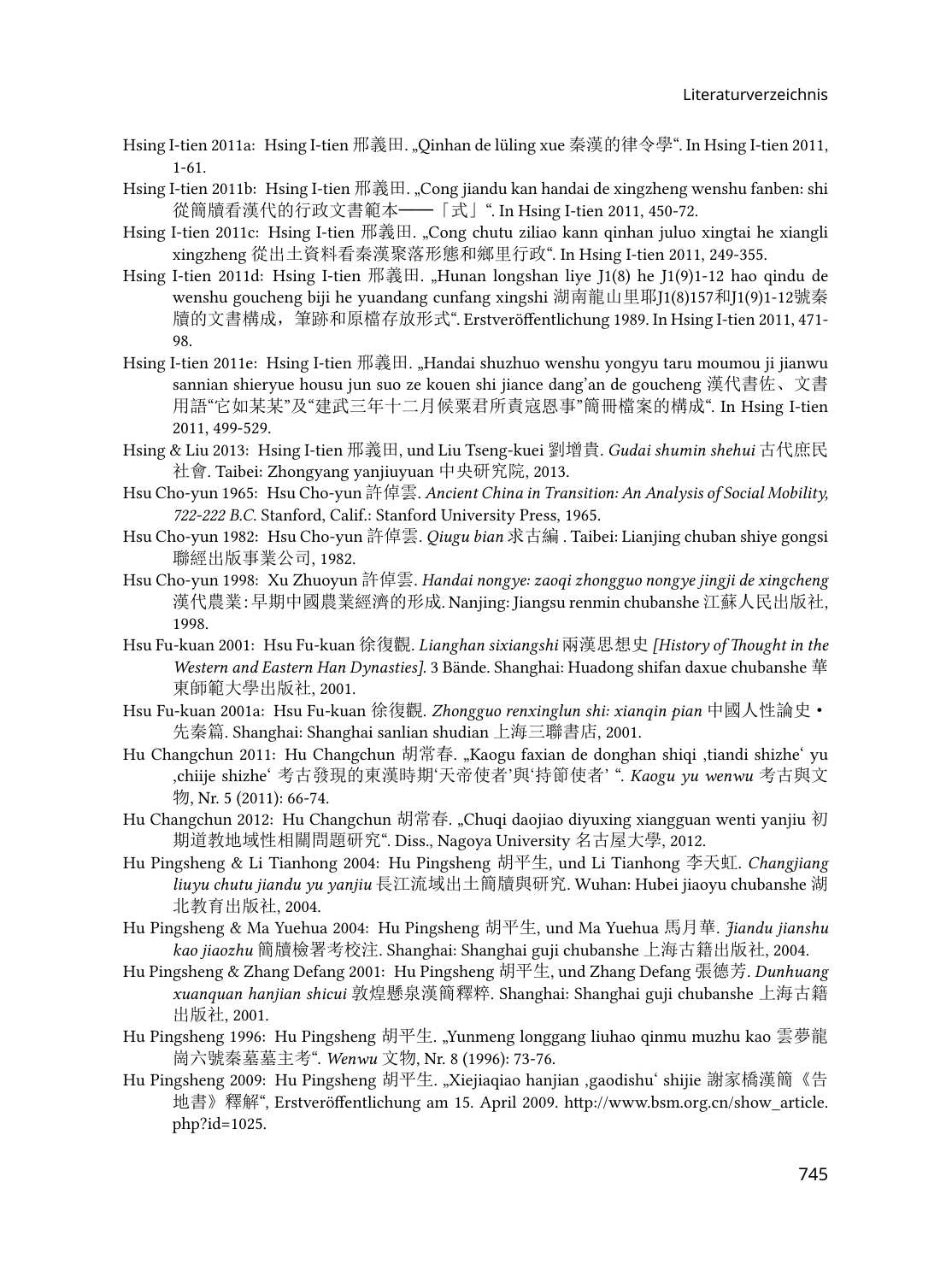Hsing I-tien 2011a: Hsing I-tien 邢義田. „Qinhan de lüling xue 秦漢的律令學“. In Hsing I-tien 2011, 1-61.

Hsing I-tien 2011b: Hsing I-tien 邢義田. „Cong jiandu kan handai de xingzheng wenshu fanben: shi 從簡牘看漢代的行政文書範本——「式」“. In Hsing I-tien 2011, 450-72.

Hsing I-tien 2011c: Hsing I-tien 邢義田. „Cong chutu ziliao kann qinhan juluo xingtai he xiangli xingzheng 從出土資料看秦漢聚落形態和鄉里行政“. In Hsing I-tien 2011, 249-355.

Hsing I-tien 2011d: Hsing I-tien 邢義田. „Hunan longshan liye J1(8) he J1(9)1-12 hao qindu de wenshu goucheng biji he yuandang cunfang xingshi 湖南龍山里耶J1(8)157和J1(9)1-12號秦牘的文書構成，筆跡和原檔存放形式“. Erstveröffentlichung 1989. In Hsing I-tien 2011, 471-98.

Hsing I-tien 2011e: Hsing I-tien 邢義田. „Handai shuzhuo wenshu yongyu taru moumou ji jianwu sannian shieryue housu jun suo ze kouen shi jiance dang'an de goucheng 漢代書佐、文書用語“它如某某”及“建武三年十二月候粟君所責寇恩事”簡冊檔案的構成“. In Hsing I-tien 2011, 499-529.

Hsing & Liu 2013: Hsing I-tien 邢義田, und Liu Tseng-kuei 劉增貴. *Gudai shumin shehui* 古代庶民社會. Taibei: Zhongyang yanjiuyuan 中央研究院, 2013.

Hsu Cho-yun 1965: Hsu Cho-yun 許倬雲. *Ancient China in Transition: An Analysis of Social Mobility, 722-222 B.C.* Stanford, Calif.: Stanford University Press, 1965.

Hsu Cho-yun 1982: Hsu Cho-yun 許倬雲. *Qiugu bian* 求古編 . Taibei: Lianjing chuban shiye gongsi 聯經出版事業公司, 1982.

Hsu Cho-yun 1998: Xu Zhuoyun 許倬雲. *Handai nongye: zaoqi zhongguo nongye jingji de xingcheng* 漢代農業: 早期中國農業經濟的形成. Nanjing: Jiangsu renmin chubanshe 江蘇人民出版社, 1998.

Hsu Fu-kuan 2001: Hsu Fu-kuan 徐復觀. *Lianghan sixiangshi* 兩漢思想史 *[History of Thought in the Western and Eastern Han Dynasties]*. 3 Bände. Shanghai: Huadong shifan daxue chubanshe 華東師範大學出版社, 2001.

Hsu Fu-kuan 2001a: Hsu Fu-kuan 徐復觀. *Zhongguo renxinglun shi: xianqin pian* 中國人性論史・先秦篇. Shanghai: Shanghai sanlian shudian 上海三聯書店, 2001.

Hu Changchun 2011: Hu Changchun 胡常春. „Kaogu faxian de donghan shiqi ‚tiandi shizhe' yu ‚chiije shizhe' 考古發現的東漢時期'天帝使者'與'持節使者' “. *Kaogu yu wenwu* 考古與文物, Nr. 5 (2011): 66-74.

Hu Changchun 2012: Hu Changchun 胡常春. „Chuqi daojiao diyuxing xiangguan wenti yanjiu 初期道教地域性相關問題研究“. Diss., Nagoya University 名古屋大學, 2012.

Hu Pingsheng & Li Tianhong 2004: Hu Pingsheng 胡平生, und Li Tianhong 李天虹. *Changjiang liuyu chutu jiandu yu yanjiu* 長江流域出土簡牘與研究. Wuhan: Hubei jiaoyu chubanshe 湖北教育出版社, 2004.

Hu Pingsheng & Ma Yuehua 2004: Hu Pingsheng 胡平生, und Ma Yuehua 馬月華. *Jiandu jianshu kao jiaozhu* 簡牘檢署考校注. Shanghai: Shanghai guji chubanshe 上海古籍出版社, 2004.

Hu Pingsheng & Zhang Defang 2001: Hu Pingsheng 胡平生, und Zhang Defang 張德芳. *Dunhuang xuanquan hanjian shicui* 敦煌懸泉漢簡釋粹. Shanghai: Shanghai guji chubanshe 上海古籍出版社, 2001.

Hu Pingsheng 1996: Hu Pingsheng 胡平生. „Yunmeng longgang liuhao qinmu muzhu kao 雲夢龍崗六號秦墓墓主考“. *Wenwu* 文物, Nr. 8 (1996): 73-76.

Hu Pingsheng 2009: Hu Pingsheng 胡平生. „Xiejiaqiao hanjian ‚gaodishu' shijie 謝家橋漢簡《告地書》釋解“, Erstveröffentlichung am 15. April 2009. http://www.bsm.org.cn/show_article.php?id=1025.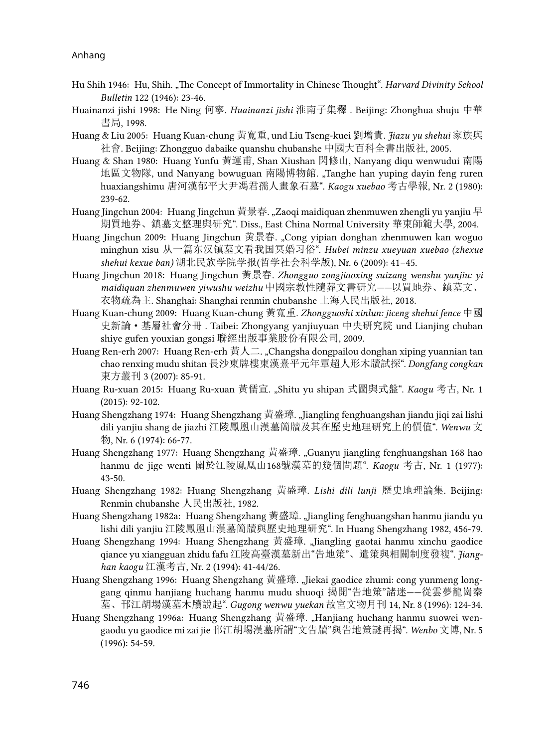Hu Shih 1946: Hu, Shih. „The Concept of Immortality in Chinese Thought". *Harvard Divinity School Bulletin* 122 (1946): 23-46.

Huainanzi jishi 1998: He Ning 何寧. *Huainanzi jishi* 淮南子集釋 . Beijing: Zhonghua shuju 中華書局, 1998.

Huang & Liu 2005: Huang Kuan-chung 黃寬重, und Liu Tseng-kuei 劉增貴. *Jiazu yu shehui* 家族與社會. Beijing: Zhongguo dabaike quanshu chubanshe 中國大百科全書出版社, 2005.

Huang & Shan 1980: Huang Yunfu 黃運甫, Shan Xiushan 閃修山, Nanyang diqu wenwudui 南陽地區文物隊, und Nanyang bowuguan 南陽博物館. „Tanghe han yuping dayin feng ruren huaxiangshimu 唐河漢郁平大尹馮君孺人畫象石墓". *Kaogu xuebao* 考古學報, Nr. 2 (1980): 239-62.

Huang Jingchun 2004: Huang Jingchun 黃景春. „Zaoqi maidiquan zhenmuwen zhengli yu yanjiu 早期買地券、鎮墓文整理與研究". Diss., East China Normal University 華東師範大學, 2004.

Huang Jingchun 2009: Huang Jingchun 黃景春. „Cong yipian donghan zhenmuwen kan woguo minghun xisu 从一篇东汉镇墓文看我国冥婚习俗". *Hubei minzu xueyuan xuebao (zhexue shehui kexue ban)* 湖北民族学院学报(哲学社会科学版), Nr. 6 (2009): 41–45.

Huang Jingchun 2018: Huang Jingchun 黃景春. *Zhongguo zongjiaoxing suizang wenshu yanjiu: yi maidiquan zhenmuwen yiwushu weizhu* 中國宗教性隨葬文書研究——以買地券、鎮墓文、衣物疏為主. Shanghai: Shanghai renmin chubanshe 上海人民出版社, 2018.

Huang Kuan-chung 2009: Huang Kuan-chung 黃寬重. *Zhongguoshi xinlun: jiceng shehui fence* 中國史新論・基層社會分冊 . Taibei: Zhongyang yanjiuyuan 中央研究院 und Lianjing chuban shiye gufen youxian gongsi 聯經出版事業股份有限公司, 2009.

Huang Ren-erh 2007: Huang Ren-erh 黃人二. „Changsha dongpailou donghan xiping yuannian tan chao renxing mudu shitan 長沙東牌樓東漢熹平元年覃超人形木牘試探". *Dongfang congkan* 東方叢刊 3 (2007): 85-91.

Huang Ru-xuan 2015: Huang Ru-xuan 黃儒宣. „Shitu yu shipan 式圖與式盤". *Kaogu* 考古, Nr. 1 (2015): 92-102.

Huang Shengzhang 1974: Huang Shengzhang 黃盛璋. „Jiangling fenghuangshan jiandu jiqi zai lishi dili yanjiu shang de jiazhi 江陵鳳凰山漢墓簡牘及其在歷史地理研究上的價值". *Wenwu* 文物, Nr. 6 (1974): 66-77.

Huang Shengzhang 1977: Huang Shengzhang 黃盛璋. „Guanyu jiangling fenghuangshan 168 hao hanmu de jige wenti 關於江陵鳳凰山168號漢墓的幾個問題". *Kaogu* 考古, Nr. 1 (1977): 43-50.

Huang Shengzhang 1982: Huang Shengzhang 黃盛璋. *Lishi dili lunji* 歷史地理論集. Beijing: Renmin chubanshe 人民出版社, 1982.

Huang Shengzhang 1982a: Huang Shengzhang 黃盛璋. „Jiangling fenghuangshan hanmu jiandu yu lishi dili yanjiu 江陵鳳凰山漢墓簡牘與歷史地理研究". In Huang Shengzhang 1982, 456-79.

Huang Shengzhang 1994: Huang Shengzhang 黃盛璋. „Jiangling gaotai hanmu xinchu gaodice qiance yu xiangguan zhidu fafu 江陵高臺漢墓新出"告地策"、遣策與相關制度發複". *Jianghan kaogu* 江漢考古, Nr. 2 (1994): 41-44/26.

Huang Shengzhang 1996: Huang Shengzhang 黃盛璋. „Jiekai gaodice zhumi: cong yunmeng longgang qinmu hanjiang huchang hanmu mudu shuoqi 揭開"告地策"諸迷——從雲夢龍崗秦墓、邗江胡場漢墓木牘說起". *Gugong wenwu yuekan* 故宮文物月刊 14, Nr. 8 (1996): 124-34.

Huang Shengzhang 1996a: Huang Shengzhang 黃盛璋. „Hanjiang huchang hanmu suowei wengaodu yu gaodice mi zai jie 邗江胡場漢墓所謂"文告牘"與告地策謎再揭". *Wenbo* 文博, Nr. 5 (1996): 54-59.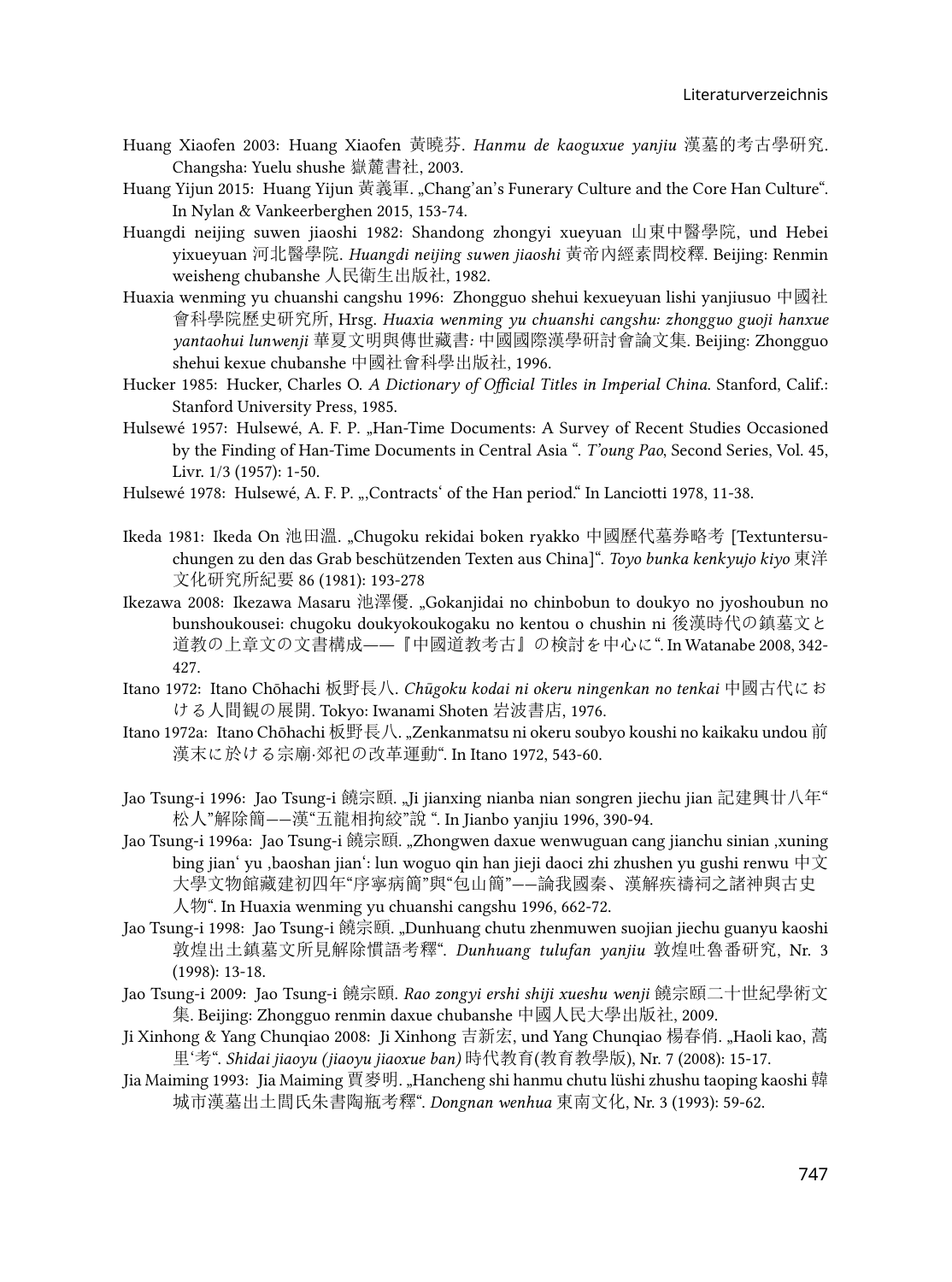Huang Xiaofen 2003: Huang Xiaofen 黃曉芬. *Hanmu de kaoguxue yanjiu* 漢墓的考古學研究. Changsha: Yuelu shushe 嶽麓書社, 2003.

Huang Yijun 2015: Huang Yijun 黃義軍. „Chang'an's Funerary Culture and the Core Han Culture". In Nylan & Vankeerberghen 2015, 153-74.

Huangdi neijing suwen jiaoshi 1982: Shandong zhongyi xueyuan 山東中醫學院, und Hebei yixueyuan 河北醫學院. *Huangdi neijing suwen jiaoshi* 黃帝內經素問校釋. Beijing: Renmin weisheng chubanshe 人民衛生出版社, 1982.

Huaxia wenming yu chuanshi cangshu 1996: Zhongguo shehui kexueyuan lishi yanjiusuo 中國社會科學院歷史研究所, Hrsg. *Huaxia wenming yu chuanshi cangshu: zhongguo guoji hanxue yantaohui lunwenji* 華夏文明與傳世藏書: 中國國際漢學研討會論文集. Beijing: Zhongguo shehui kexue chubanshe 中國社會科學出版社, 1996.

Hucker 1985: Hucker, Charles O. *A Dictionary of Official Titles in Imperial China*. Stanford, Calif.: Stanford University Press, 1985.

Hulsewé 1957: Hulsewé, A. F. P. „Han-Time Documents: A Survey of Recent Studies Occasioned by the Finding of Han-Time Documents in Central Asia ". *T'oung Pao*, Second Series, Vol. 45, Livr. 1/3 (1957): 1-50.

Hulsewé 1978: Hulsewé, A. F. P. „‚Contracts' of the Han period." In Lanciotti 1978, 11-38.

Ikeda 1981: Ikeda On 池田溫. „Chugoku rekidai boken ryakko 中國歷代墓券略考 [Textuntersuchungen zu den das Grab beschützenden Texten aus China]". *Toyo bunka kenkyujo kiyo* 東洋文化研究所紀要 86 (1981): 193-278

Ikezawa 2008: Ikezawa Masaru 池澤優. „Gokanjidai no chinbobun to doukyo no jyoshoubun no bunshoukousei: chugoku doukyokoukogaku no kentou o chushin ni 後漢時代の鎮墓文と道教の上章文の文書構成——『中國道教考古』の検討を中心に". In Watanabe 2008, 342-427.

Itano 1972: Itano Chōhachi 板野長八. *Chūgoku kodai ni okeru ningenkan no tenkai* 中國古代における人間観の展開. Tokyo: Iwanami Shoten 岩波書店, 1976.

Itano 1972a: Itano Chōhachi 板野長八. „Zenkanmatsu ni okeru soubyo koushi no kaikaku undou 前漢末に於ける宗廟·郊祀の改革運動". In Itano 1972, 543-60.

Jao Tsung-i 1996: Jao Tsung-i 饒宗頤. „Ji jianxing nianba nian songren jiechu jian 記建興廿八年"松人"解除簡——漢"五龍相拘絞"說 ". In Jianbo yanjiu 1996, 390-94.

Jao Tsung-i 1996a: Jao Tsung-i 饒宗頤. „Zhongwen daxue wenwuguan cang jianchu sinian ‚xuning bing jian' yu ‚baoshan jian': lun woguo qin han jieji daoci zhi zhushen yu gushi renwu 中文大學文物館藏建初四年"序寧病簡"與"包山簡"——論我國秦、漢解疾禱祠之諸神與古史人物". In Huaxia wenming yu chuanshi cangshu 1996, 662-72.

Jao Tsung-i 1998: Jao Tsung-i 饒宗頤. „Dunhuang chutu zhenmuwen suojian jiechu guanyu kaoshi 敦煌出土鎮墓文所見解除慣語考釋". *Dunhuang tulufan yanjiu* 敦煌吐魯番研究, Nr. 3 (1998): 13-18.

Jao Tsung-i 2009: Jao Tsung-i 饒宗頤. *Rao zongyi ershi shiji xueshu wenji* 饒宗頤二十世紀學術文集. Beijing: Zhongguo renmin daxue chubanshe 中國人民大學出版社, 2009.

Ji Xinhong & Yang Chunqiao 2008: Ji Xinhong 吉新宏, und Yang Chunqiao 楊春俏. „Haoli kao, 蒿里'考". *Shidai jiaoyu (jiaoyu jiaoxue ban)* 時代教育(教育教學版), Nr. 7 (2008): 15-17.

Jia Maiming 1993: Jia Maiming 賈麥明. „Hancheng shi hanmu chutu lüshi zhushu taoping kaoshi 韓城市漢墓出土閭氏朱書陶瓶考釋". *Dongnan wenhua* 東南文化, Nr. 3 (1993): 59-62.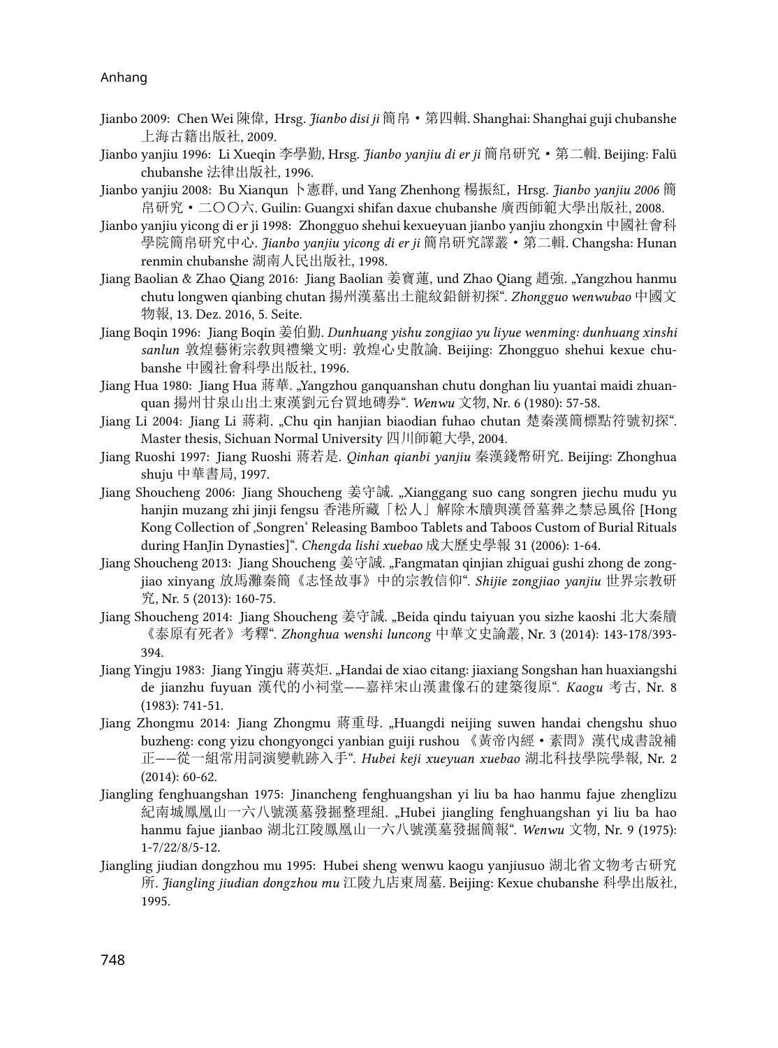Jianbo 2009: Chen Wei 陳偉, Hrsg. *Jianbo disi ji* 簡帛・第四輯. Shanghai: Shanghai guji chubanshe 上海古籍出版社, 2009.

Jianbo yanjiu 1996: Li Xueqin 李學勤, Hrsg. *Jianbo yanjiu di er ji* 簡帛研究・第二輯. Beijing: Falü chubanshe 法律出版社, 1996.

Jianbo yanjiu 2008: Bu Xianqun 卜憲群, und Yang Zhenhong 楊振紅, Hrsg. *Jianbo yanjiu 2006* 簡帛研究・二〇〇六. Guilin: Guangxi shifan daxue chubanshe 廣西師範大學出版社, 2008.

Jianbo yanjiu yicong di er ji 1998: Zhongguo shehui kexueyuan jianbo yanjiu zhongxin 中國社會科學院簡帛研究中心. *Jianbo yanjiu yicong di er ji* 簡帛研究譯叢・第二輯. Changsha: Hunan renmin chubanshe 湖南人民出版社, 1998.

Jiang Baolian & Zhao Qiang 2016: Jiang Baolian 姜寶蓮, und Zhao Qiang 趙強. „Yangzhou hanmu chutu longwen qianbing chutan 揚州漢墓出土龍紋鉛餅初探". *Zhongguo wenwubao* 中國文物報, 13. Dez. 2016, 5. Seite.

Jiang Boqin 1996: Jiang Boqin 姜伯勤. *Dunhuang yishu zongjiao yu liyue wenming: dunhuang xinshi sanlun* 敦煌藝術宗教與禮樂文明: 敦煌心史散論. Beijing: Zhongguo shehui kexue chubanshe 中國社會科學出版社, 1996.

Jiang Hua 1980: Jiang Hua 蔣華. „Yangzhou ganquanshan chutu donghan liu yuantai maidi zhuanquan 揚州甘泉山出土東漢劉元台買地磚券". *Wenwu* 文物, Nr. 6 (1980): 57-58.

Jiang Li 2004: Jiang Li 蔣莉. „Chu qin hanjian biaodian fuhao chutan 楚秦漢簡標點符號初探". Master thesis, Sichuan Normal University 四川師範大學, 2004.

Jiang Ruoshi 1997: Jiang Ruoshi 蔣若是. *Qinhan qianbi yanjiu* 秦漢錢幣研究. Beijing: Zhonghua shuju 中華書局, 1997.

Jiang Shoucheng 2006: Jiang Shoucheng 姜守誠. „Xianggang suo cang songren jiechu mudu yu hanjin muzang zhi jinji fengsu 香港所藏「松人」解除木牘與漢晉墓葬之禁忌風俗 [Hong Kong Collection of ‚Songren' Releasing Bamboo Tablets and Taboos Custom of Burial Rituals during HanJin Dynasties]". *Chengda lishi xuebao* 成大歷史學報 31 (2006): 1-64.

Jiang Shoucheng 2013: Jiang Shoucheng 姜守誠. „Fangmatan qinjian zhiguai gushi zhong de zongjiao xinyang 放馬灘秦簡《志怪故事》中的宗教信仰". *Shijie zongjiao yanjiu* 世界宗教研究, Nr. 5 (2013): 160-75.

Jiang Shoucheng 2014: Jiang Shoucheng 姜守誠. „Beida qindu taiyuan you sizhe kaoshi 北大秦牘《泰原有死者》考釋". *Zhonghua wenshi luncong* 中華文史論叢, Nr. 3 (2014): 143-178/393-394.

Jiang Yingju 1983: Jiang Yingju 蔣英炬. „Handai de xiao citang: jiaxiang Songshan han huaxiangshi de jianzhu fuyuan 漢代的小祠堂——嘉祥宋山漢畫像石的建築復原". *Kaogu* 考古, Nr. 8 (1983): 741-51.

Jiang Zhongmu 2014: Jiang Zhongmu 蔣重母. „Huangdi neijing suwen handai chengshu shuo buzheng: cong yizu chongyongci yanbian guiji rushou 《黃帝內經・素問》漢代成書說補正——從一組常用詞演變軌跡入手". *Hubei keji xueyuan xuebao* 湖北科技學院學報, Nr. 2 (2014): 60-62.

Jiangling fenghuangshan 1975: Jinancheng fenghuangshan yi liu ba hao hanmu fajue zhenglizu 紀南城鳳凰山一六八號漢墓發掘整理組. „Hubei jiangling fenghuangshan yi liu ba hao hanmu fajue jianbao 湖北江陵鳳凰山一六八號漢墓發掘簡報". *Wenwu* 文物, Nr. 9 (1975): 1-7/22/8/5-12.

Jiangling jiudian dongzhou mu 1995: Hubei sheng wenwu kaogu yanjiusuo 湖北省文物考古研究所. *Jiangling jiudian dongzhou mu* 江陵九店東周墓. Beijing: Kexue chubanshe 科學出版社, 1995.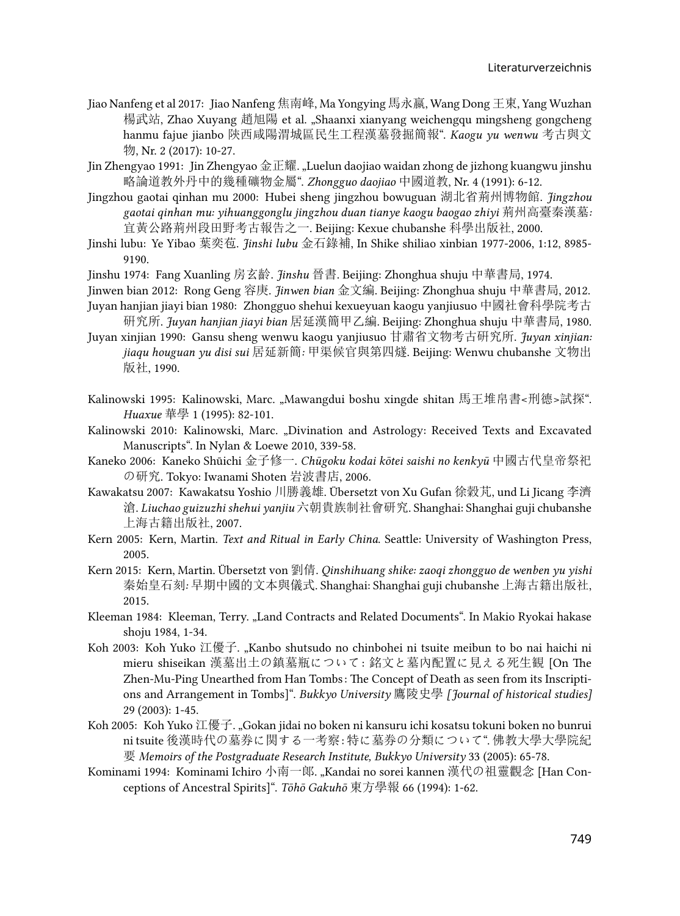Jiao Nanfeng et al 2017: Jiao Nanfeng 焦南峰, Ma Yongying 馬永嬴, Wang Dong 王東, Yang Wuzhan 楊武站, Zhao Xuyang 趙旭陽 et al. „Shaanxi xianyang weichengqu mingsheng gongcheng hanmu fajue jianbo 陕西咸陽渭城區民生工程漢墓發掘簡報". *Kaogu yu wenwu* 考古與文物, Nr. 2 (2017): 10-27.

Jin Zhengyao 1991: Jin Zhengyao 金正耀. „Luelun daojiao waidan zhong de jizhong kuangwu jinshu 略論道教外丹中的幾種礦物金屬". *Zhongguo daojiao* 中國道教, Nr. 4 (1991): 6-12.

Jingzhou gaotai qinhan mu 2000: Hubei sheng jingzhou bowuguan 湖北省荊州博物館. *Jingzhou gaotai qinhan mu: yihuanggonglu jingzhou duan tianye kaogu baogao zhiyi* 荊州高臺秦漢墓: 宜黃公路荊州段田野考古報告之一. Beijing: Kexue chubanshe 科學出版社, 2000.

Jinshi lubu: Ye Yibao 葉奕苞. *Jinshi lubu* 金石錄補, In Shike shiliao xinbian 1977-2006, 1:12, 8985-9190.

Jinshu 1974: Fang Xuanling 房玄齡. *Jinshu* 晉書. Beijing: Zhonghua shuju 中華書局, 1974.

Jinwen bian 2012: Rong Geng 容庚. *Jinwen bian* 金文編. Beijing: Zhonghua shuju 中華書局, 2012.

Juyan hanjian jiayi bian 1980: Zhongguo shehui kexueyuan kaogu yanjiusuo 中國社會科學院考古研究所. *Juyan hanjian jiayi bian* 居延漢簡甲乙編. Beijing: Zhonghua shuju 中華書局, 1980.

Juyan xinjian 1990: Gansu sheng wenwu kaogu yanjiusuo 甘肅省文物考古研究所. *Juyan xinjian: jiaqu houguan yu disi sui* 居延新簡: 甲渠候官與第四燧. Beijing: Wenwu chubanshe 文物出版社, 1990.

Kalinowski 1995: Kalinowski, Marc. „Mawangdui boshu xingde shitan 馬王堆帛書<刑德>試探". *Huaxue* 華學 1 (1995): 82-101.

Kalinowski 2010: Kalinowski, Marc. „Divination and Astrology: Received Texts and Excavated Manuscripts". In Nylan & Loewe 2010, 339-58.

Kaneko 2006: Kaneko Shūichi 金子修一. *Chūgoku kodai kōtei saishi no kenkyū* 中國古代皇帝祭祀の研究. Tokyo: Iwanami Shoten 岩波書店, 2006.

Kawakatsu 2007: Kawakatsu Yoshio 川勝義雄. Übersetzt von Xu Gufan 徐穀芃, und Li Jicang 李濟滄. *Liuchao guizuzhi shehui yanjiu* 六朝貴族制社會研究. Shanghai: Shanghai guji chubanshe 上海古籍出版社, 2007.

Kern 2005: Kern, Martin. *Text and Ritual in Early China*. Seattle: University of Washington Press, 2005.

Kern 2015: Kern, Martin. Übersetzt von 劉倩. *Qinshihuang shike: zaoqi zhongguo de wenben yu yishi* 秦始皇石刻: 早期中國的文本與儀式. Shanghai: Shanghai guji chubanshe 上海古籍出版社, 2015.

Kleeman 1984: Kleeman, Terry. „Land Contracts and Related Documents". In Makio Ryokai hakase shoju 1984, 1-34.

Koh 2003: Koh Yuko 江優子. „Kanbo shutsudo no chinbohei ni tsuite meibun to bo nai haichi ni mieru shiseikan 漢墓出土の鎮墓瓶について: 銘文と墓内配置に見える死生観 [On The Zhen-Mu-Ping Unearthed from Han Tombs: The Concept of Death as seen from its Inscriptions and Arrangement in Tombs]". *Bukkyo University* 鷹陵史學 *[Journal of historical studies]* 29 (2003): 1-45.

Koh 2005: Koh Yuko 江優子. „Gokan jidai no boken ni kansuru ichi kosatsu tokuni boken no bunrui ni tsuite 後漢時代の墓券に関する一考察: 特に墓券の分類について". 佛教大學大學院紀要 *Memoirs of the Postgraduate Research Institute, Bukkyo University* 33 (2005): 65-78.

Kominami 1994: Kominami Ichiro 小南一郎. „Kandai no sorei kannen 漢代の祖靈觀念 [Han Conceptions of Ancestral Spirits]". *Tōhō Gakuhō* 東方學報 66 (1994): 1-62.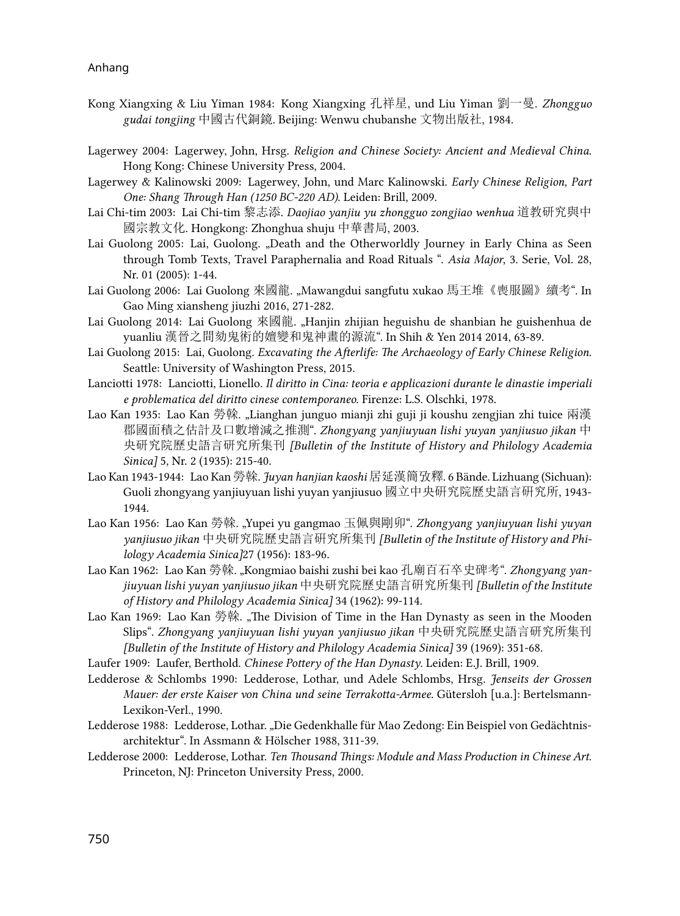Kong Xiangxing & Liu Yiman 1984: Kong Xiangxing 孔祥星, und Liu Yiman 劉一曼. *Zhongguo gudai tongjing* 中國古代銅鏡. Beijing: Wenwu chubanshe 文物出版社, 1984.

Lagerwey 2004: Lagerwey, John, Hrsg. *Religion and Chinese Society: Ancient and Medieval China.* Hong Kong: Chinese University Press, 2004.

Lagerwey & Kalinowski 2009: Lagerwey, John, und Marc Kalinowski. *Early Chinese Religion, Part One: Shang Through Han (1250 BC-220 AD).* Leiden: Brill, 2009.

Lai Chi-tim 2003: Lai Chi-tim 黎志添. *Daojiao yanjiu yu zhongguo zongjiao wenhua* 道教研究與中國宗教文化. Hongkong: Zhonghua shuju 中華書局, 2003.

Lai Guolong 2005: Lai, Guolong. „Death and the Otherworldly Journey in Early China as Seen through Tomb Texts, Travel Paraphernalia and Road Rituals ". *Asia Major*, 3. Serie, Vol. 28, Nr. 01 (2005): 1-44.

Lai Guolong 2006: Lai Guolong 來國龍. „Mawangdui sangfutu xukao 馬王堆《喪服圖》續考". In Gao Ming xiansheng jiuzhi 2016, 271-282.

Lai Guolong 2014: Lai Guolong 來國龍. „Hanjin zhijian heguishu de shanbian he guishenhua de yuanliu 漢晉之間劾鬼術的嬗變和鬼神畫的源流". In Shih & Yen 2014 2014, 63-89.

Lai Guolong 2015: Lai, Guolong. *Excavating the Afterlife: The Archaeology of Early Chinese Religion.* Seattle: University of Washington Press, 2015.

Lanciotti 1978: Lanciotti, Lionello. *Il diritto in Cina: teoria e applicazioni durante le dinastie imperiali e problematica del diritto cinese contemporaneo.* Firenze: L.S. Olschki, 1978.

Lao Kan 1935: Lao Kan 勞榦. „Lianghan junguo mianji zhi guji ji koushu zengjian zhi tuice 兩漢郡國面積之估計及口數增減之推測". *Zhongyang yanjiuyuan lishi yuyan yanjiusuo jikan* 中央研究院歷史語言研究所集刊 *[Bulletin of the Institute of History and Philology Academia Sinica]* 5, Nr. 2 (1935): 215-40.

Lao Kan 1943-1944: Lao Kan 勞榦. *Juyan hanjian kaoshi* 居延漢簡考釋. 6 Bände. Lizhuang (Sichuan): Guoli zhongyang yanjiuyuan lishi yuyan yanjiusuo 國立中央研究院歷史語言研究所, 1943-1944.

Lao Kan 1956: Lao Kan 勞榦. „Yupei yu gangmao 玉佩與剛卯". *Zhongyang yanjiuyuan lishi yuyan yanjiusuo jikan* 中央研究院歷史語言研究所集刊 *[Bulletin of the Institute of History and Philology Academia Sinica]*27 (1956): 183-96.

Lao Kan 1962: Lao Kan 勞榦. „Kongmiao baishi zushi bei kao 孔廟百石卒史碑考". *Zhongyang yanjiuyuan lishi yuyan yanjiusuo jikan* 中央研究院歷史語言研究所集刊 *[Bulletin of the Institute of History and Philology Academia Sinica]* 34 (1962): 99-114.

Lao Kan 1969: Lao Kan 勞榦. „The Division of Time in the Han Dynasty as seen in the Mooden Slips". *Zhongyang yanjiuyuan lishi yuyan yanjiusuo jikan* 中央研究院歷史語言研究所集刊 *[Bulletin of the Institute of History and Philology Academia Sinica]* 39 (1969): 351-68.

Laufer 1909: Laufer, Berthold. *Chinese Pottery of the Han Dynasty.* Leiden: E.J. Brill, 1909.

Ledderose & Schlombs 1990: Ledderose, Lothar, und Adele Schlombs, Hrsg. *Jenseits der Grossen Mauer: der erste Kaiser von China und seine Terrakotta-Armee.* Gütersloh [u.a.]: Bertelsmann-Lexikon-Verl., 1990.

Ledderose 1988: Ledderose, Lothar. „Die Gedenkhalle für Mao Zedong: Ein Beispiel von Gedächtnisarchitektur". In Assmann & Hölscher 1988, 311-39.

Ledderose 2000: Ledderose, Lothar. *Ten Thousand Things: Module and Mass Production in Chinese Art.* Princeton, NJ: Princeton University Press, 2000.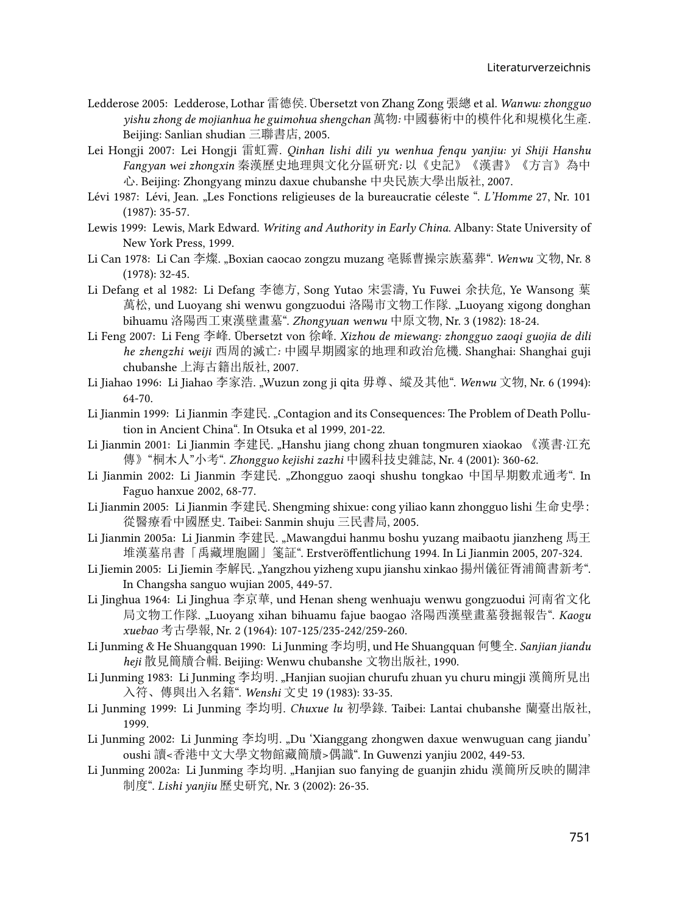Ledderose 2005: Ledderose, Lothar 雷德侯. Übersetzt von Zhang Zong 張總 et al. *Wanwu: zhongguo yishu zhong de mojianhua he guimohua shengchan* 萬物: 中國藝術中的模件化和規模化生產. Beijing: Sanlian shudian 三聯書店, 2005.

Lei Hongji 2007: Lei Hongji 雷虹霽. *Qinhan lishi dili yu wenhua fenqu yanjiu: yi Shiji Hanshu Fangyan wei zhongxin* 秦漢歷史地理與文化分區研究: 以《史記》《漢書》《方言》為中心. Beijing: Zhongyang minzu daxue chubanshe 中央民族大學出版社, 2007.

Lévi 1987: Lévi, Jean. „Les Fonctions religieuses de la bureaucratie céleste ". *L'Homme* 27, Nr. 101 (1987): 35-57.

Lewis 1999: Lewis, Mark Edward. *Writing and Authority in Early China.* Albany: State University of New York Press, 1999.

Li Can 1978: Li Can 李燦. „Boxian caocao zongzu muzang 亳縣曹操宗族墓葬". *Wenwu* 文物, Nr. 8 (1978): 32-45.

Li Defang et al 1982: Li Defang 李德方, Song Yutao 宋雲濤, Yu Fuwei 余扶危, Ye Wansong 葉萬松, und Luoyang shi wenwu gongzuodui 洛陽市文物工作隊. „Luoyang xigong donghan bihuamu 洛陽西工東漢壁畫墓". *Zhongyuan wenwu* 中原文物, Nr. 3 (1982): 18-24.

Li Feng 2007: Li Feng 李峰. Übersetzt von 徐峰. *Xizhou de miewang: zhongguo zaoqi guojia de dili he zhengzhi weiji* 西周的滅亡: 中國早期國家的地理和政治危機. Shanghai: Shanghai guji chubanshe 上海古籍出版社, 2007.

Li Jiahao 1996: Li Jiahao 李家浩. „Wuzun zong ji qita 毋尊、縱及其他". *Wenwu* 文物, Nr. 6 (1994): 64-70.

Li Jianmin 1999: Li Jianmin 李建民. „Contagion and its Consequences: The Problem of Death Pollution in Ancient China". In Otsuka et al 1999, 201-22.

Li Jianmin 2001: Li Jianmin 李建民. „Hanshu jiang chong zhuan tongmuren xiaokao 《漢書·江充傳》"桐木人"小考". *Zhongguo kejishi zazhi* 中國科技史雜誌, Nr. 4 (2001): 360-62.

Li Jianmin 2002: Li Jianmin 李建民. „Zhongguo zaoqi shushu tongkao 中国早期數朮通考". In Faguo hanxue 2002, 68-77.

Li Jianmin 2005: Li Jianmin 李建民. Shengming shixue: cong yiliao kann zhongguo lishi 生命史學 : 從醫療看中國歷史. Taibei: Sanmin shuju 三民書局, 2005.

Li Jianmin 2005a: Li Jianmin 李建民. „Mawangdui hanmu boshu yuzang maibaotu jianzheng 馬王堆漢墓帛書「禹藏埋胞圖」箋証". Erstveröffentlichung 1994. In Li Jianmin 2005, 207-324.

Li Jiemin 2005: Li Jiemin 李解民. „Yangzhou yizheng xupu jianshu xinkao 揚州儀征胥浦簡書新考". In Changsha sanguo wujian 2005, 449-57.

Li Jinghua 1964: Li Jinghua 李京華, und Henan sheng wenhuaju wenwu gongzuodui 河南省文化局文物工作隊. „Luoyang xihan bihuamu fajue baogao 洛陽西漢壁畫墓發掘報告". *Kaogu xuebao* 考古學報, Nr. 2 (1964): 107-125/235-242/259-260.

Li Junming & He Shuangquan 1990: Li Junming 李均明, und He Shuangquan 何雙全. *Sanjian jiandu heji* 散見簡牘合輯. Beijing: Wenwu chubanshe 文物出版社, 1990.

Li Junming 1983: Li Junming 李均明. „Hanjian suojian churufu zhuan yu churu mingji 漢簡所見出入符、傳與出入名籍". *Wenshi* 文史 19 (1983): 33-35.

Li Junming 1999: Li Junming 李均明. *Chuxue lu* 初學錄. Taibei: Lantai chubanshe 蘭臺出版社, 1999.

Li Junming 2002: Li Junming 李均明. „Du 'Xianggang zhongwen daxue wenwuguan cang jiandu' oushi 讀<香港中文大學文物館藏簡牘>偶識". In Guwenzi yanjiu 2002, 449-53.

Li Junming 2002a: Li Junming 李均明. „Hanjian suo fanying de guanjin zhidu 漢簡所反映的關津制度". *Lishi yanjiu* 歷史研究, Nr. 3 (2002): 26-35.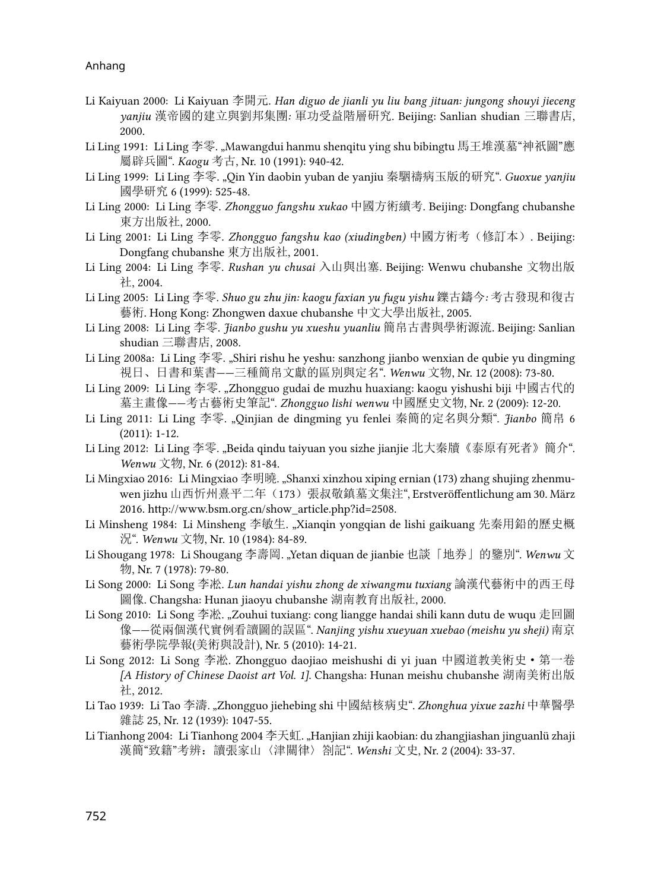Li Kaiyuan 2000: Li Kaiyuan 李開元. *Han diguo de jianli yu liu bang jituan: jungong shouyi jieceng yanjiu* 漢帝國的建立與劉邦集團: 軍功受益階層研究. Beijing: Sanlian shudian 三聯書店, 2000.

Li Ling 1991: Li Ling 李零. „Mawangdui hanmu shenqitu ying shu bibingtu 馬王堆漢墓"神祇圖"應屬辟兵圖". *Kaogu* 考古, Nr. 10 (1991): 940-42.

Li Ling 1999: Li Ling 李零. „Qin Yin daobin yuban de yanjiu 秦駰禱病玉版的研究". *Guoxue yanjiu* 國學研究 6 (1999): 525-48.

Li Ling 2000: Li Ling 李零. *Zhongguo fangshu xukao* 中國方術續考. Beijing: Dongfang chubanshe 東方出版社, 2000.

Li Ling 2001: Li Ling 李零. *Zhongguo fangshu kao (xiudingben)* 中國方術考（修訂本）. Beijing: Dongfang chubanshe 東方出版社, 2001.

Li Ling 2004: Li Ling 李零. *Rushan yu chusai* 入山與出塞. Beijing: Wenwu chubanshe 文物出版社, 2004.

Li Ling 2005: Li Ling 李零. *Shuo gu zhu jin: kaogu faxian yu fugu yishu* 鑠古鑄今: 考古發現和復古藝術. Hong Kong: Zhongwen daxue chubanshe 中文大學出版社, 2005.

Li Ling 2008: Li Ling 李零. *Jianbo gushu yu xueshu yuanliu* 簡帛古書與學術源流. Beijing: Sanlian shudian 三聯書店, 2008.

Li Ling 2008a: Li Ling 李零. „Shiri rishu he yeshu: sanzhong jianbo wenxian de qubie yu dingming 視日、日書和葉書——三種簡帛文獻的區別與定名". *Wenwu* 文物, Nr. 12 (2008): 73-80.

Li Ling 2009: Li Ling 李零. „Zhongguo gudai de muzhu huaxiang: kaogu yishushi biji 中國古代的墓主畫像——考古藝術史筆記". *Zhongguo lishi wenwu* 中國歷史文物, Nr. 2 (2009): 12-20.

Li Ling 2011: Li Ling 李零. „Qinjian de dingming yu fenlei 秦簡的定名與分類". *Jianbo* 簡帛 6 (2011): 1-12.

Li Ling 2012: Li Ling 李零. „Beida qindu taiyuan you sizhe jianjie 北大秦牘《泰原有死者》簡介". *Wenwu* 文物, Nr. 6 (2012): 81-84.

Li Mingxiao 2016: Li Mingxiao 李明曉. „Shanxi xinzhou xiping ernian (173) zhang shujing zhenmuwen jizhu 山西忻州熹平二年（173）張叔敬鎮墓文集注", Erstveröffentlichung am 30. März 2016. http://www.bsm.org.cn/show_article.php?id=2508.

Li Minsheng 1984: Li Minsheng 李敏生. „Xianqin yongqian de lishi gaikuang 先秦用鉛的歷史概況". *Wenwu* 文物, Nr. 10 (1984): 84-89.

Li Shougang 1978: Li Shougang 李壽岡. „Yetan diquan de jianbie 也談「地券」的鑒別". *Wenwu* 文物, Nr. 7 (1978): 79-80.

Li Song 2000: Li Song 李凇. *Lun handai yishu zhong de xiwangmu tuxiang* 論漢代藝術中的西王母圖像. Changsha: Hunan jiaoyu chubanshe 湖南教育出版社, 2000.

Li Song 2010: Li Song 李凇. „Zouhui tuxiang: cong liangge handai shili kann dutu de wuqu 走回圖像——從兩個漢代實例看讀圖的誤區". *Nanjing yishu xueyuan xuebao (meishu yu sheji)* 南京藝術學院學報(美術與設計), Nr. 5 (2010): 14-21.

Li Song 2012: Li Song 李凇. Zhongguo daojiao meishushi di yi juan 中國道教美術史・第一卷 *[A History of Chinese Daoist art Vol. 1]*. Changsha: Hunan meishu chubanshe 湖南美術出版社, 2012.

Li Tao 1939: Li Tao 李濤. „Zhongguo jiehebing shi 中國結核病史". *Zhonghua yixue zazhi* 中華醫學雜誌 25, Nr. 12 (1939): 1047-55.

Li Tianhong 2004: Li Tianhong 2004 李天虹. „Hanjian zhiji kaobian: du zhangjiashan jinguanlü zhaji 漢簡"致籍"考辨：讀張家山〈津關律〉劄記". *Wenshi* 文史, Nr. 2 (2004): 33-37.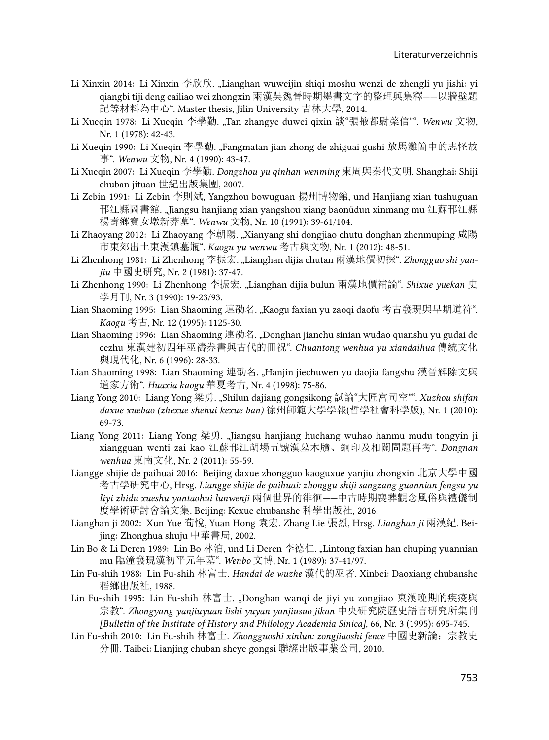Li Xinxin 2014: Li Xinxin 李欣欣. „Lianghan wuweijin shiqi moshu wenzi de zhengli yu jishi: yi qiangbi tiji deng cailiao wei zhongxin 兩漢吳魏晉時期墨書文字的整理與集釋——以牆壁題記等材料為中心". Master thesis, Jilin University 吉林大學, 2014.

Li Xueqin 1978: Li Xueqin 李學勤. „Tan zhangye duwei qixin 談"張掖都尉棨信"". *Wenwu* 文物, Nr. 1 (1978): 42-43.

Li Xueqin 1990: Li Xueqin 李學勤. „Fangmatan jian zhong de zhiguai gushi 放馬灘簡中的志怪故事". *Wenwu* 文物, Nr. 4 (1990): 43-47.

Li Xueqin 2007: Li Xueqin 李學勤. *Dongzhou yu qinhan wenming* 東周與秦代文明. Shanghai: Shiji chuban jituan 世紀出版集團, 2007.

Li Zebin 1991: Li Zebin 李則斌, Yangzhou bowuguan 揚州博物館, und Hanjiang xian tushuguan 邗江縣圖書館. „Jiangsu hanjiang xian yangshou xiang baonüdun xinmang mu 江蘇邗江縣楊壽鄉寶女墩新莽墓". *Wenwu* 文物, Nr. 10 (1991): 39-61/104.

Li Zhaoyang 2012: Li Zhaoyang 李朝陽. „Xianyang shi dongjiao chutu donghan zhenmuping 咸陽市東郊出土東漢鎮墓瓶". *Kaogu yu wenwu* 考古與文物, Nr. 1 (2012): 48-51.

Li Zhenhong 1981: Li Zhenhong 李振宏. „Lianghan dijia chutan 兩漢地價初探". *Zhongguo shi yanjiu* 中國史研究, Nr. 2 (1981): 37-47.

Li Zhenhong 1990: Li Zhenhong 李振宏. „Lianghan dijia bulun 兩漢地價補論". *Shixue yuekan* 史學月刊, Nr. 3 (1990): 19-23/93.

Lian Shaoming 1995: Lian Shaoming 連劭名. „Kaogu faxian yu zaoqi daofu 考古發現與早期道符". *Kaogu* 考古, Nr. 12 (1995): 1125-30.

Lian Shaoming 1996: Lian Shaoming 連劭名. „Donghan jianchu sinian wudao quanshu yu gudai de cezhu 東漢建初四年巫禱券書與古代的冊祝". *Chuantong wenhua yu xiandaihua* 傳統文化與現代化, Nr. 6 (1996): 28-33.

Lian Shaoming 1998: Lian Shaoming 連劭名. „Hanjin jiechuwen yu daojia fangshu 漢晉解除文與道家方術". *Huaxia kaogu* 華夏考古, Nr. 4 (1998): 75-86.

Liang Yong 2010: Liang Yong 梁勇. „Shilun dajiang gongsikong 試論"大匠宮司空"". *Xuzhou shifan daxue xuebao (zhexue shehui kexue ban)* 徐州師範大學學報(哲學社會科學版), Nr. 1 (2010): 69-73.

Liang Yong 2011: Liang Yong 梁勇. „Jiangsu hanjiang huchang wuhao hanmu mudu tongyin ji xiangguan wenti zai kao 江蘇邗江胡場五號漢墓木牘、銅印及相關問題再考". *Dongnan wenhua* 東南文化, Nr. 2 (2011): 55-59.

Liangge shijie de paihuai 2016: Beijing daxue zhongguo kaoguxue yanjiu zhongxin 北京大學中國考古學研究中心, Hrsg. *Liangge shijie de paihuai: zhonggu shiji sangzang guannian fengsu yu liyi zhidu xueshu yantaohui lunwenji* 兩個世界的徘徊——中古時期喪葬觀念風俗與禮儀制度學術研討會論文集. Beijing: Kexue chubanshe 科學出版社, 2016.

Lianghan ji 2002: Xun Yue 荀悅, Yuan Hong 袁宏. Zhang Lie 張烈, Hrsg. *Lianghan ji* 兩漢紀. Beijing: Zhonghua shuju 中華書局, 2002.

Lin Bo & Li Deren 1989: Lin Bo 林泊, und Li Deren 李德仁. „Lintong faxian han chuping yuannian mu 臨潼發現漢初平元年墓". *Wenbo* 文博, Nr. 1 (1989): 37-41/97.

Lin Fu-shih 1988: Lin Fu-shih 林富士. *Handai de wuzhe* 漢代的巫者. Xinbei: Daoxiang chubanshe 稻鄉出版社, 1988.

Lin Fu-shih 1995: Lin Fu-shih 林富士. „Donghan wanqi de jiyi yu zongjiao 東漢晚期的疾疫與宗教". *Zhongyang yanjiuyuan lishi yuyan yanjiusuo jikan* 中央研究院歷史語言研究所集刊 *[Bulletin of the Institute of History and Philology Academia Sinica]*, 66, Nr. 3 (1995): 695-745.

Lin Fu-shih 2010: Lin Fu-shih 林富士. *Zhongguoshi xinlun: zongjiaoshi fence* 中國史新論：宗教史分冊. Taibei: Lianjing chuban sheye gongsi 聯經出版事業公司, 2010.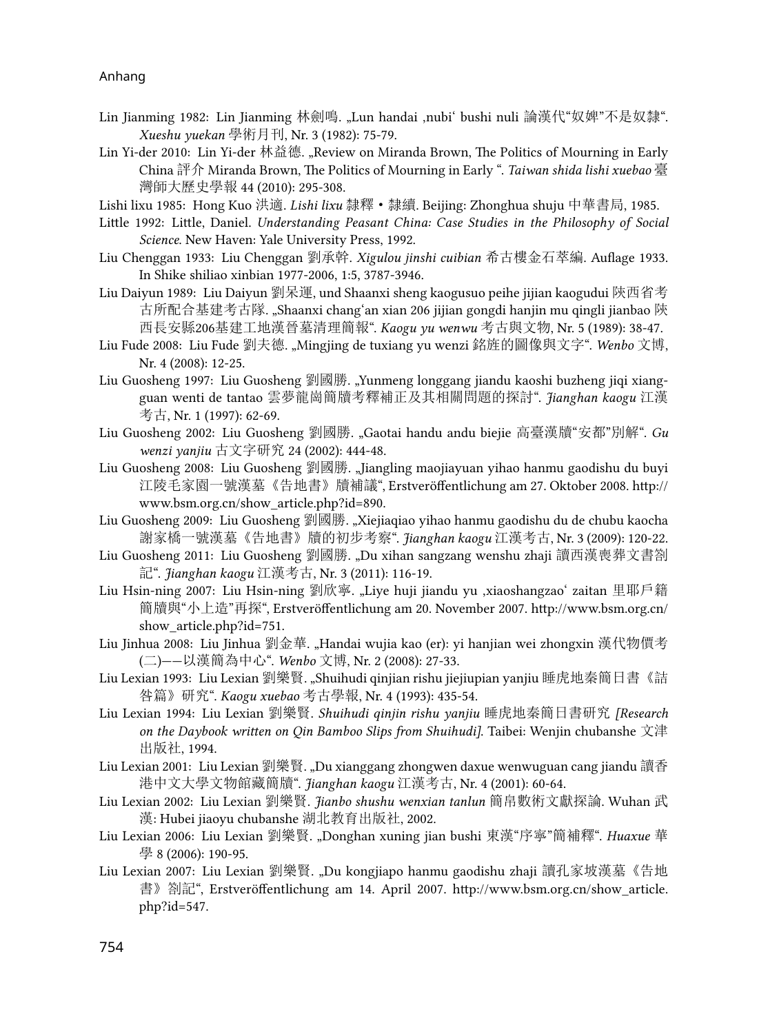Lin Jianming 1982: Lin Jianming 林劍鳴. „Lun handai ‚nubi' bushi nuli 論漢代"奴婢"不是奴隸". *Xueshu yuekan* 學術月刊, Nr. 3 (1982): 75-79.

Lin Yi-der 2010: Lin Yi-der 林益德. „Review on Miranda Brown, The Politics of Mourning in Early China 評介 Miranda Brown, The Politics of Mourning in Early ". *Taiwan shida lishi xuebao* 臺灣師大歷史學報 44 (2010): 295-308.

Lishi lixu 1985: Hong Kuo 洪适. *Lishi lixu* 隸釋・隸續. Beijing: Zhonghua shuju 中華書局, 1985.

Little 1992: Little, Daniel. *Understanding Peasant China: Case Studies in the Philosophy of Social Science*. New Haven: Yale University Press, 1992.

Liu Chenggan 1933: Liu Chenggan 劉承幹. *Xigulou jinshi cuibian* 希古樓金石萃編. Auflage 1933. In Shike shiliao xinbian 1977-2006, 1:5, 3787-3946.

Liu Daiyun 1989: Liu Daiyun 劉呆運, und Shaanxi sheng kaogusuo peihe jijian kaogudui 陝西省考古所配合基建考古隊. „Shaanxi chang'an xian 206 jijian gongdi hanjin mu qingli jianbao 陝西長安縣206基建工地漢晉墓清理簡報". *Kaogu yu wenwu* 考古與文物, Nr. 5 (1989): 38-47.

Liu Fude 2008: Liu Fude 劉夫德. „Mingjing de tuxiang yu wenzi 銘旌的圖像與文字". *Wenbo* 文博, Nr. 4 (2008): 12-25.

Liu Guosheng 1997: Liu Guosheng 劉國勝. „Yunmeng longgang jiandu kaoshi buzheng jiqi xiangguan wenti de tantao 雲夢龍崗簡牘考釋補正及其相關問題的探討". *Jianghan kaogu* 江漢考古, Nr. 1 (1997): 62-69.

Liu Guosheng 2002: Liu Guosheng 劉國勝. „Gaotai handu andu biejie 高臺漢牘"安都"別解". *Gu wenzi yanjiu* 古文字研究 24 (2002): 444-48.

Liu Guosheng 2008: Liu Guosheng 劉國勝. „Jiangling maojiayuan yihao hanmu gaodishu du buyi 江陵毛家園一號漢墓《告地書》牘補議", Erstveröffentlichung am 27. Oktober 2008. http://www.bsm.org.cn/show_article.php?id=890.

Liu Guosheng 2009: Liu Guosheng 劉國勝. „Xiejiaqiao yihao hanmu gaodishu du de chubu kaocha 謝家橋一號漢墓《告地書》牘的初步考察". *Jianghan kaogu* 江漢考古, Nr. 3 (2009): 120-22.

Liu Guosheng 2011: Liu Guosheng 劉國勝. „Du xihan sangzang wenshu zhaji 讀西漢喪葬文書劄記". *Jianghan kaogu* 江漢考古, Nr. 3 (2011): 116-19.

Liu Hsin-ning 2007: Liu Hsin-ning 劉欣寧. „Liye huji jiandu yu ‚xiaoshangzao' zaitan 里耶戶籍簡牘與"小上造"再探", Erstveröffentlichung am 20. November 2007. http://www.bsm.org.cn/show_article.php?id=751.

Liu Jinhua 2008: Liu Jinhua 劉金華. „Handai wujia kao (er): yi hanjian wei zhongxin 漢代物價考(二)——以漢簡為中心". *Wenbo* 文博, Nr. 2 (2008): 27-33.

Liu Lexian 1993: Liu Lexian 劉樂賢. „Shuihudi qinjian rishu jiejiupian yanjiu 睡虎地秦簡日書《詰咎篇》研究". *Kaogu xuebao* 考古學報, Nr. 4 (1993): 435-54.

Liu Lexian 1994: Liu Lexian 劉樂賢. *Shuihudi qinjin rishu yanjiu* 睡虎地秦簡日書研究 *[Research on the Daybook written on Qin Bamboo Slips from Shuihudi]*. Taibei: Wenjin chubanshe 文津出版社, 1994.

Liu Lexian 2001: Liu Lexian 劉樂賢. „Du xianggang zhongwen daxue wenwuguan cang jiandu 讀香港中文大學文物館藏簡牘". *Jianghan kaogu* 江漢考古, Nr. 4 (2001): 60-64.

Liu Lexian 2002: Liu Lexian 劉樂賢. *Jianbo shushu wenxian tanlun* 簡帛數術文獻探論. Wuhan 武漢: Hubei jiaoyu chubanshe 湖北教育出版社, 2002.

Liu Lexian 2006: Liu Lexian 劉樂賢. „Donghan xuning jian bushi 東漢"序寧"簡補釋". *Huaxue* 華學 8 (2006): 190-95.

Liu Lexian 2007: Liu Lexian 劉樂賢. „Du kongjiapo hanmu gaodishu zhaji 讀孔家坡漢墓《告地書》劄記", Erstveröffentlichung am 14. April 2007. http://www.bsm.org.cn/show_article.php?id=547.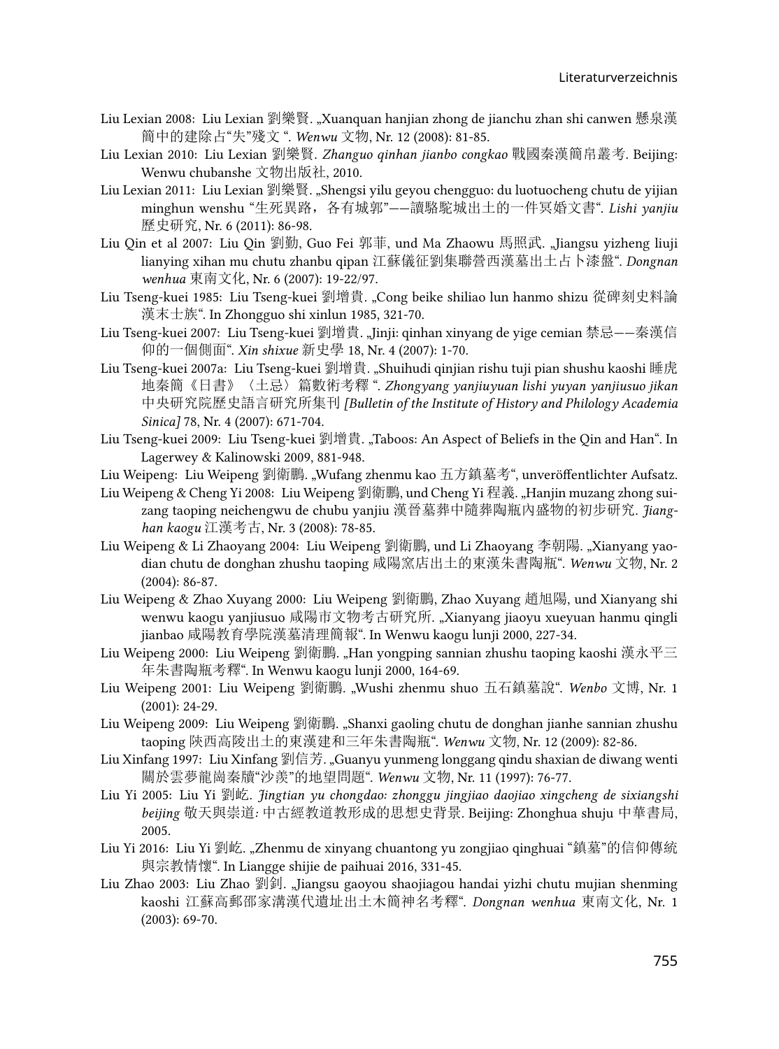Liu Lexian 2008: Liu Lexian 劉樂賢. „Xuanquan hanjian zhong de jianchu zhan shi canwen 懸泉漢簡中的建除占“失”殘文 “. *Wenwu* 文物, Nr. 12 (2008): 81-85.

Liu Lexian 2010: Liu Lexian 劉樂賢. *Zhanguo qinhan jianbo congkao* 戰國秦漢簡帛叢考. Beijing: Wenwu chubanshe 文物出版社, 2010.

Liu Lexian 2011: Liu Lexian 劉樂賢. „Shengsi yilu geyou chengguo: du luotuocheng chutu de yijian minghun wenshu “生死異路，各有城郭”——讀駱駝城出土的一件冥婚文書“. *Lishi yanjiu* 歷史研究, Nr. 6 (2011): 86-98.

Liu Qin et al 2007: Liu Qin 劉勤, Guo Fei 郭菲, und Ma Zhaowu 馬照武. „Jiangsu yizheng liuji lianying xihan mu chutu zhanbu qipan 江蘇儀征劉集聯營西漢墓出土占卜漆盤“. *Dongnan wenhua* 東南文化, Nr. 6 (2007): 19-22/97.

Liu Tseng-kuei 1985: Liu Tseng-kuei 劉增貴. „Cong beike shiliao lun hanmo shizu 從碑刻史料論漢末士族“. In Zhongguo shi xinlun 1985, 321-70.

Liu Tseng-kuei 2007: Liu Tseng-kuei 劉增貴. „Jinji: qinhan xinyang de yige cemian 禁忌——秦漢信仰的一個側面“. *Xin shixue* 新史學 18, Nr. 4 (2007): 1-70.

Liu Tseng-kuei 2007a: Liu Tseng-kuei 劉增貴. „Shuihudi qinjian rishu tuji pian shushu kaoshi 睡虎地秦簡《日書》〈土忌〉篇數術考釋 “. *Zhongyang yanjiuyuan lishi yuyan yanjiusuo jikan* 中央研究院歷史語言研究所集刊 *[Bulletin of the Institute of History and Philology Academia Sinica]* 78, Nr. 4 (2007): 671-704.

Liu Tseng-kuei 2009: Liu Tseng-kuei 劉增貴. „Taboos: An Aspect of Beliefs in the Qin and Han“. In Lagerwey & Kalinowski 2009, 881-948.

Liu Weipeng: Liu Weipeng 劉衛鵬. „Wufang zhenmu kao 五方鎮墓考“, unveröffentlichter Aufsatz.

Liu Weipeng & Cheng Yi 2008: Liu Weipeng 劉衛鵬, und Cheng Yi 程義. „Hanjin muzang zhong suizang taoping neichengwu de chubu yanjiu 漢晉墓葬中隨葬陶瓶內盛物的初步研究. *Jianghan kaogu* 江漢考古, Nr. 3 (2008): 78-85.

Liu Weipeng & Li Zhaoyang 2004: Liu Weipeng 劉衛鵬, und Li Zhaoyang 李朝陽. „Xianyang yaodian chutu de donghan zhushu taoping 咸陽窯店出土的東漢朱書陶瓶“. *Wenwu* 文物, Nr. 2 (2004): 86-87.

Liu Weipeng & Zhao Xuyang 2000: Liu Weipeng 劉衛鵬, Zhao Xuyang 趙旭陽, und Xianyang shi wenwu kaogu yanjiusuo 咸陽市文物考古研究所. „Xianyang jiaoyu xueyuan hanmu qingli jianbao 咸陽教育學院漢墓清理簡報“. In Wenwu kaogu lunji 2000, 227-34.

Liu Weipeng 2000: Liu Weipeng 劉衛鵬. „Han yongping sannian zhushu taoping kaoshi 漢永平三年朱書陶瓶考釋“. In Wenwu kaogu lunji 2000, 164-69.

Liu Weipeng 2001: Liu Weipeng 劉衛鵬. „Wushi zhenmu shuo 五石鎮墓說“. *Wenbo* 文博, Nr. 1 (2001): 24-29.

Liu Weipeng 2009: Liu Weipeng 劉衛鵬. „Shanxi gaoling chutu de donghan jianhe sannian zhushu taoping 陝西高陵出土的東漢建和三年朱書陶瓶“. *Wenwu* 文物, Nr. 12 (2009): 82-86.

Liu Xinfang 1997: Liu Xinfang 劉信芳. „Guanyu yunmeng longgang qindu shaxian de diwang wenti 關於雲夢龍崗秦牘“沙羨”的地望問題“. *Wenwu* 文物, Nr. 11 (1997): 76-77.

Liu Yi 2005: Liu Yi 劉屹. *Jingtian yu chongdao: zhonggu jingjiao daojiao xingcheng de sixiangshi beijing* 敬天與崇道: 中古經教道教形成的思想史背景. Beijing: Zhonghua shuju 中華書局, 2005.

Liu Yi 2016: Liu Yi 劉屹. „Zhenmu de xinyang chuantong yu zongjiao qinghuai “鎮墓”的信仰傳統與宗教情懷“. In Liangge shijie de paihuai 2016, 331-45.

Liu Zhao 2003: Liu Zhao 劉釗. „Jiangsu gaoyou shaojiagou handai yizhi chutu mujian shenming kaoshi 江蘇高郵邵家溝漢代遺址出土木簡神名考釋“. *Dongnan wenhua* 東南文化, Nr. 1 (2003): 69-70.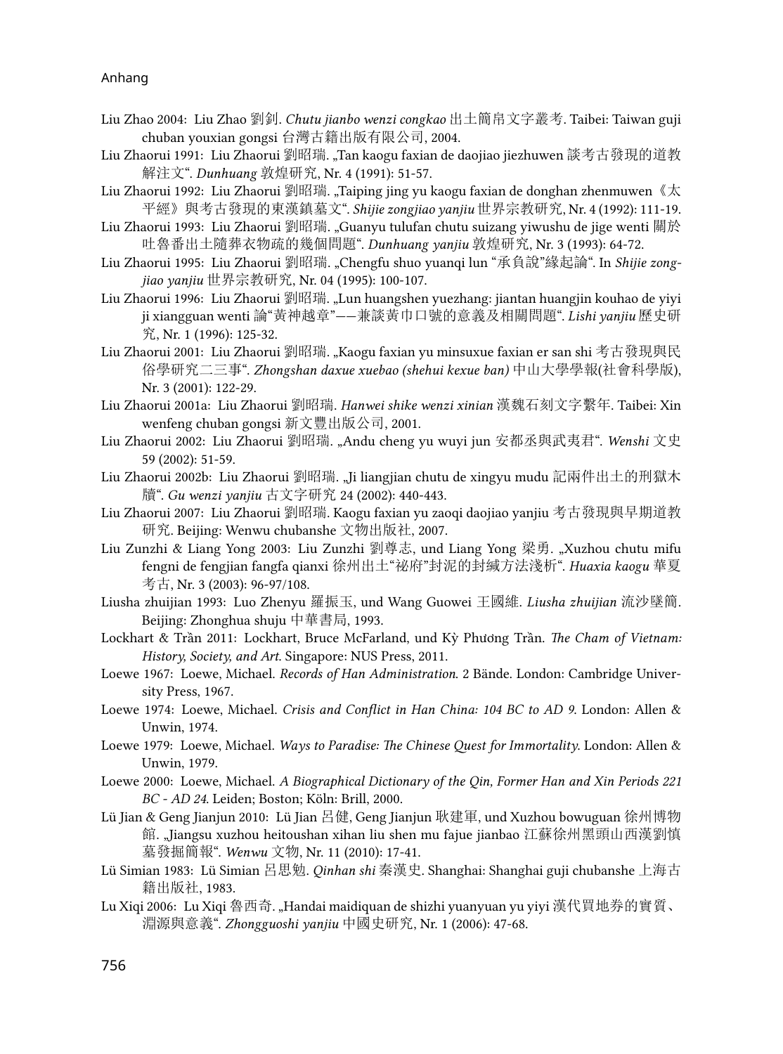Liu Zhao 2004: Liu Zhao 劉釗. *Chutu jianbo wenzi congkao* 出土簡帛文字叢考. Taibei: Taiwan guji chuban youxian gongsi 台灣古籍出版有限公司, 2004.

Liu Zhaorui 1991: Liu Zhaorui 劉昭瑞. „Tan kaogu faxian de daojiao jiezhuwen 談考古發現的道教解注文". *Dunhuang* 敦煌研究, Nr. 4 (1991): 51-57.

Liu Zhaorui 1992: Liu Zhaorui 劉昭瑞. „Taiping jing yu kaogu faxian de donghan zhenmuwen《太平經》與考古發現的東漢鎮墓文". *Shijie zongjiao yanjiu* 世界宗教研究, Nr. 4 (1992): 111-19.

Liu Zhaorui 1993: Liu Zhaorui 劉昭瑞. „Guanyu tulufan chutu suizang yiwushu de jige wenti 關於吐魯番出土隨葬衣物疏的幾個問題". *Dunhuang yanjiu* 敦煌研究, Nr. 3 (1993): 64-72.

Liu Zhaorui 1995: Liu Zhaorui 劉昭瑞. „Chengfu shuo yuanqi lun "承負說"緣起論". In *Shijie zongjiao yanjiu* 世界宗教研究, Nr. 04 (1995): 100-107.

Liu Zhaorui 1996: Liu Zhaorui 劉昭瑞. „Lun huangshen yuezhang: jiantan huangjin kouhao de yiyi ji xiangguan wenti 論"黄神越章"——兼談黃巾口號的意義及相關問題". *Lishi yanjiu* 歷史研究, Nr. 1 (1996): 125-32.

Liu Zhaorui 2001: Liu Zhaorui 劉昭瑞. „Kaogu faxian yu minsuxue faxian er san shi 考古發現與民俗學研究二三事". *Zhongshan daxue xuebao (shehui kexue ban)* 中山大學學報(社會科學版), Nr. 3 (2001): 122-29.

Liu Zhaorui 2001a: Liu Zhaorui 劉昭瑞. *Hanwei shike wenzi xinian* 漢魏石刻文字繫年. Taibei: Xin wenfeng chuban gongsi 新文豐出版公司, 2001.

Liu Zhaorui 2002: Liu Zhaorui 劉昭瑞. „Andu cheng yu wuyi jun 安都丞與武夷君". *Wenshi* 文史 59 (2002): 51-59.

Liu Zhaorui 2002b: Liu Zhaorui 劉昭瑞. „Ji liangjian chutu de xingyu mudu 記兩件出土的刑獄木牘". *Gu wenzi yanjiu* 古文字研究 24 (2002): 440-443.

Liu Zhaorui 2007: Liu Zhaorui 劉昭瑞. Kaogu faxian yu zaoqi daojiao yanjiu 考古發現與早期道教研究. Beijing: Wenwu chubanshe 文物出版社, 2007.

Liu Zunzhi & Liang Yong 2003: Liu Zunzhi 劉尊志, und Liang Yong 梁勇. „Xuzhou chutu mifu fengni de fengjian fangfa qianxi 徐州出土"祕府"封泥的封緘方法淺析". *Huaxia kaogu* 華夏考古, Nr. 3 (2003): 96-97/108.

Liusha zhuijian 1993: Luo Zhenyu 羅振玉, und Wang Guowei 王國維. *Liusha zhuijian* 流沙墜簡. Beijing: Zhonghua shuju 中華書局, 1993.

Lockhart & Trần 2011: Lockhart, Bruce McFarland, und Kỳ Phương Trần. *The Cham of Vietnam: History, Society, and Art*. Singapore: NUS Press, 2011.

Loewe 1967: Loewe, Michael. *Records of Han Administration*. 2 Bände. London: Cambridge University Press, 1967.

Loewe 1974: Loewe, Michael. *Crisis and Conflict in Han China: 104 BC to AD 9*. London: Allen & Unwin, 1974.

Loewe 1979: Loewe, Michael. *Ways to Paradise: The Chinese Quest for Immortality*. London: Allen & Unwin, 1979.

Loewe 2000: Loewe, Michael. *A Biographical Dictionary of the Qin, Former Han and Xin Periods 221 BC - AD 24*. Leiden; Boston; Köln: Brill, 2000.

Lü Jian & Geng Jianjun 2010: Lü Jian 呂健, Geng Jianjun 耿建軍, und Xuzhou bowuguan 徐州博物館. „Jiangsu xuzhou heitoushan xihan liu shen mu fajue jianbao 江蘇徐州黑頭山西漢劉慎墓發掘簡報". *Wenwu* 文物, Nr. 11 (2010): 17-41.

Lü Simian 1983: Lü Simian 呂思勉. *Qinhan shi* 秦漢史. Shanghai: Shanghai guji chubanshe 上海古籍出版社, 1983.

Lu Xiqi 2006: Lu Xiqi 魯西奇. „Handai maidiquan de shizhi yuanyuan yu yiyi 漢代買地券的實質、淵源與意義". *Zhongguoshi yanjiu* 中國史研究, Nr. 1 (2006): 47-68.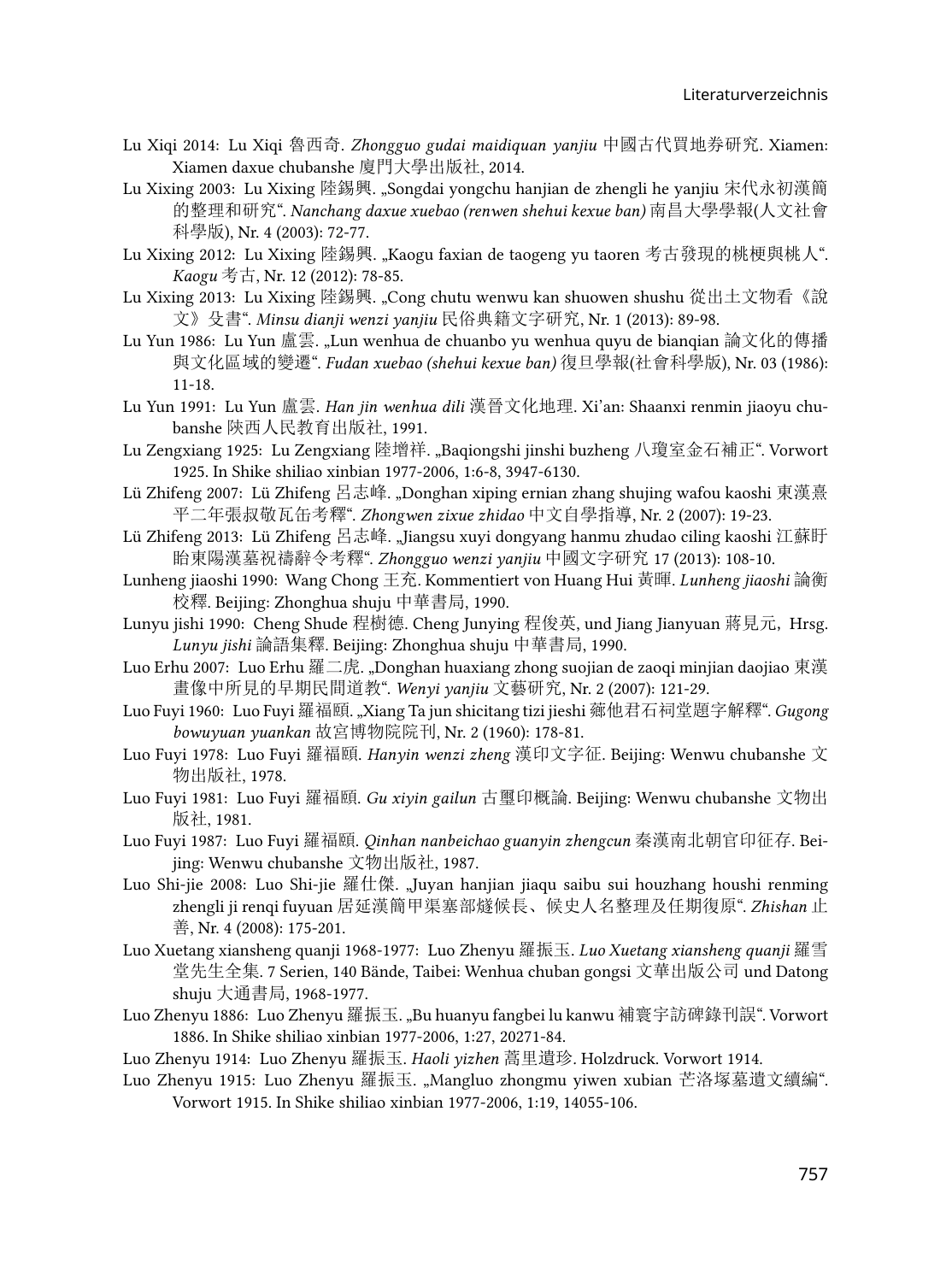Lu Xiqi 2014: Lu Xiqi 魯西奇. *Zhongguo gudai maidiquan yanjiu* 中國古代買地券研究. Xiamen: Xiamen daxue chubanshe 廈門大學出版社, 2014.

Lu Xixing 2003: Lu Xixing 陸錫興. „Songdai yongchu hanjian de zhengli he yanjiu 宋代永初漢簡的整理和研究". *Nanchang daxue xuebao (renwen shehui kexue ban)* 南昌大學學報(人文社會科學版), Nr. 4 (2003): 72-77.

Lu Xixing 2012: Lu Xixing 陸錫興. „Kaogu faxian de taogeng yu taoren 考古發現的桃梗與桃人". *Kaogu* 考古, Nr. 12 (2012): 78-85.

Lu Xixing 2013: Lu Xixing 陸錫興. „Cong chutu wenwu kan shuowen shushu 從出土文物看《說文》殳書". *Minsu dianji wenzi yanjiu* 民俗典籍文字研究, Nr. 1 (2013): 89-98.

Lu Yun 1986: Lu Yun 盧雲. „Lun wenhua de chuanbo yu wenhua quyu de bianqian 論文化的傳播與文化區域的變遷". *Fudan xuebao (shehui kexue ban)* 復旦學報(社會科學版), Nr. 03 (1986): 11-18.

Lu Yun 1991: Lu Yun 盧雲. *Han jin wenhua dili* 漢晉文化地理. Xi'an: Shaanxi renmin jiaoyu chubanshe 陝西人民教育出版社, 1991.

Lu Zengxiang 1925: Lu Zengxiang 陸增祥. „Baqiongshi jinshi buzheng 八瓊室金石補正". Vorwort 1925. In Shike shiliao xinbian 1977-2006, 1:6-8, 3947-6130.

Lü Zhifeng 2007: Lü Zhifeng 呂志峰. „Donghan xiping ernian zhang shujing wafou kaoshi 東漢熹平二年張叔敬瓦缶考釋". *Zhongwen zixue zhidao* 中文自學指導, Nr. 2 (2007): 19-23.

Lü Zhifeng 2013: Lü Zhifeng 呂志峰. „Jiangsu xuyi dongyang hanmu zhudao ciling kaoshi 江蘇盱眙東陽漢墓祝禱辭令考釋". *Zhongguo wenzi yanjiu* 中國文字研究 17 (2013): 108-10.

Lunheng jiaoshi 1990: Wang Chong 王充. Kommentiert von Huang Hui 黃暉. *Lunheng jiaoshi* 論衡校釋. Beijing: Zhonghua shuju 中華書局, 1990.

Lunyu jishi 1990: Cheng Shude 程樹德. Cheng Junying 程俊英, und Jiang Jianyuan 蔣見元, Hrsg. *Lunyu jishi* 論語集釋. Beijing: Zhonghua shuju 中華書局, 1990.

Luo Erhu 2007: Luo Erhu 羅二虎. „Donghan huaxiang zhong suojian de zaoqi minjian daojiao 東漢畫像中所見的早期民間道教". *Wenyi yanjiu* 文藝研究, Nr. 2 (2007): 121-29.

Luo Fuyi 1960: Luo Fuyi 羅福頤. „Xiang Ta jun shicitang tizi jieshi 薌他君石祠堂題字解釋". *Gugong bowuyuan yuankan* 故宮博物院院刊, Nr. 2 (1960): 178-81.

Luo Fuyi 1978: Luo Fuyi 羅福頤. *Hanyin wenzi zheng* 漢印文字征. Beijing: Wenwu chubanshe 文物出版社, 1978.

Luo Fuyi 1981: Luo Fuyi 羅福頤. *Gu xiyin gailun* 古璽印概論. Beijing: Wenwu chubanshe 文物出版社, 1981.

Luo Fuyi 1987: Luo Fuyi 羅福頤. *Qinhan nanbeichao guanyin zhengcun* 秦漢南北朝官印征存. Beijing: Wenwu chubanshe 文物出版社, 1987.

Luo Shi-jie 2008: Luo Shi-jie 羅仕傑. „Juyan hanjian jiaqu saibu sui houzhang houshi renming zhengli ji renqi fuyuan 居延漢簡甲渠塞部燧候長、候史人名整理及任期復原". *Zhishan* 止善, Nr. 4 (2008): 175-201.

Luo Xuetang xiansheng quanji 1968-1977: Luo Zhenyu 羅振玉. *Luo Xuetang xiansheng quanji* 羅雪堂先生全集. 7 Serien, 140 Bände, Taibei: Wenhua chuban gongsi 文華出版公司 und Datong shuju 大通書局, 1968-1977.

Luo Zhenyu 1886: Luo Zhenyu 羅振玉. „Bu huanyu fangbei lu kanwu 補寰宇訪碑錄刊誤". Vorwort 1886. In Shike shiliao xinbian 1977-2006, 1:27, 20271-84.

Luo Zhenyu 1914: Luo Zhenyu 羅振玉. *Haoli yizhen* 蒿里遺珍. Holzdruck. Vorwort 1914.

Luo Zhenyu 1915: Luo Zhenyu 羅振玉. „Mangluo zhongmu yiwen xubian 芒洛塚墓遺文續編". Vorwort 1915. In Shike shiliao xinbian 1977-2006, 1:19, 14055-106.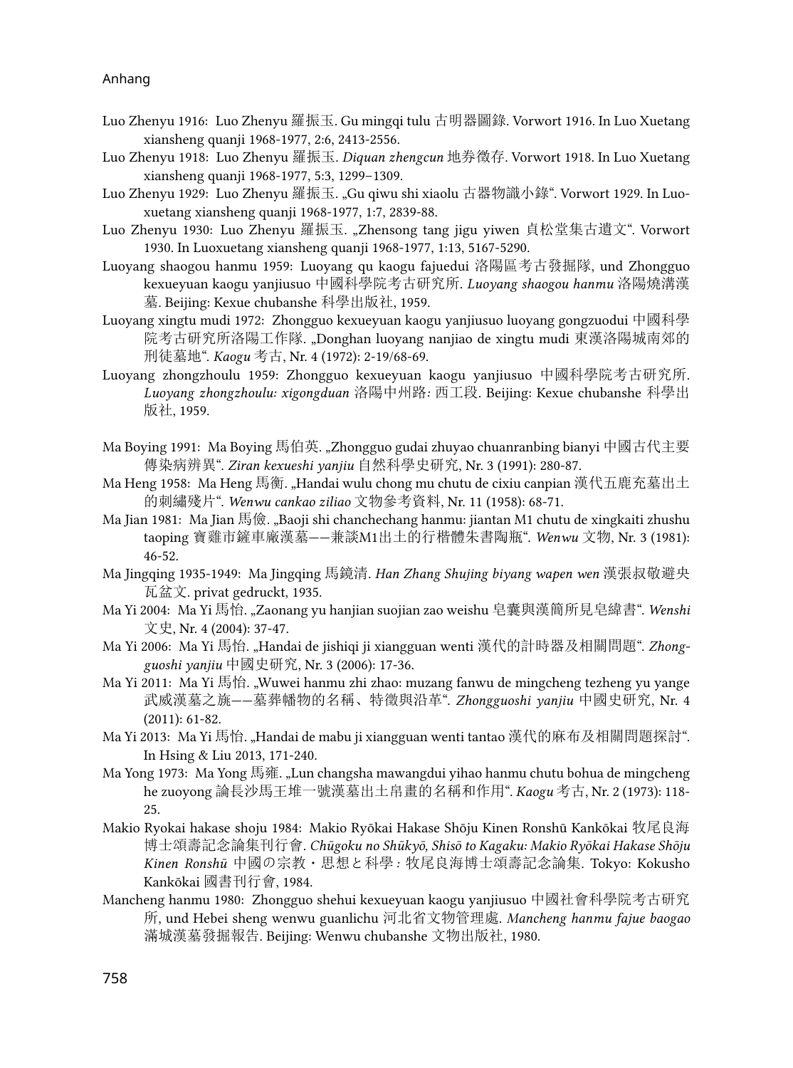Luo Zhenyu 1916: Luo Zhenyu 羅振玉. Gu mingqi tulu 古明器圖錄. Vorwort 1916. In Luo Xuetang xiansheng quanji 1968-1977, 2:6, 2413-2556.

Luo Zhenyu 1918: Luo Zhenyu 羅振玉. *Diquan zhengcun* 地券徵存. Vorwort 1918. In Luo Xuetang xiansheng quanji 1968-1977, 5:3, 1299–1309.

Luo Zhenyu 1929: Luo Zhenyu 羅振玉. „Gu qiwu shi xiaolu 古器物識小錄". Vorwort 1929. In Luoxuetang xiansheng quanji 1968-1977, 1:7, 2839-88.

Luo Zhenyu 1930: Luo Zhenyu 羅振玉. „Zhensong tang jigu yiwen 貞松堂集古遺文". Vorwort 1930. In Luoxuetang xiansheng quanji 1968-1977, 1:13, 5167-5290.

Luoyang shaogou hanmu 1959: Luoyang qu kaogu fajuedui 洛陽區考古發掘隊, und Zhongguo kexueyuan kaogu yanjiusuo 中國科學院考古研究所. *Luoyang shaogou hanmu* 洛陽燒溝漢墓. Beijing: Kexue chubanshe 科學出版社, 1959.

Luoyang xingtu mudi 1972: Zhongguo kexueyuan kaogu yanjiusuo luoyang gongzuodui 中國科學院考古研究所洛陽工作隊. „Donghan luoyang nanjiao de xingtu mudi 東漢洛陽城南郊的刑徒墓地". *Kaogu* 考古, Nr. 4 (1972): 2-19/68-69.

Luoyang zhongzhoulu 1959: Zhongguo kexueyuan kaogu yanjiusuo 中國科學院考古研究所. *Luoyang zhongzhoulu: xigongduan* 洛陽中州路: 西工段. Beijing: Kexue chubanshe 科學出版社, 1959.

Ma Boying 1991: Ma Boying 馬伯英. „Zhongguo gudai zhuyao chuanranbing bianyi 中國古代主要傳染病辨異". *Ziran kexueshi yanjiu* 自然科學史研究, Nr. 3 (1991): 280-87.

Ma Heng 1958: Ma Heng 馬衡. „Handai wulu chong mu chutu de cixiu canpian 漢代五鹿充墓出土的刺繡殘片". *Wenwu cankao ziliao* 文物參考資料, Nr. 11 (1958): 68-71.

Ma Jian 1981: Ma Jian 馬儉. „Baoji shi chanchechang hanmu: jiantan M1 chutu de xingkaiti zhushu taoping 寶雞市鏟車廠漢墓——兼談M1出土的行楷體朱書陶瓶". *Wenwu* 文物, Nr. 3 (1981): 46-52.

Ma Jingqing 1935-1949: Ma Jingqing 馬鏡清. *Han Zhang Shujing biyang wapen wen* 漢張叔敬避央瓦盆文. privat gedruckt, 1935.

Ma Yi 2004: Ma Yi 馬怡. „Zaonang yu hanjian suojian zao weishu 皂囊與漢簡所見皂緯書". *Wenshi* 文史, Nr. 4 (2004): 37-47.

Ma Yi 2006: Ma Yi 馬怡. „Handai de jishiqi ji xiangguan wenti 漢代的計時器及相關問題". *Zhongguoshi yanjiu* 中國史研究, Nr. 3 (2006): 17-36.

Ma Yi 2011: Ma Yi 馬怡. „Wuwei hanmu zhi zhao: muzang fanwu de mingcheng tezheng yu yange 武威漢墓之旐——墓葬幡物的名稱、特徵與沿革". *Zhongguoshi yanjiu* 中國史研究, Nr. 4 (2011): 61-82.

Ma Yi 2013: Ma Yi 馬怡. „Handai de mabu ji xiangguan wenti tantao 漢代的麻布及相關問題探討". In Hsing & Liu 2013, 171-240.

Ma Yong 1973: Ma Yong 馬雍. „Lun changsha mawangdui yihao hanmu chutu bohua de mingcheng he zuoyong 論長沙馬王堆一號漢墓出土帛畫的名稱和作用". *Kaogu* 考古, Nr. 2 (1973): 118-25.

Makio Ryokai hakase shoju 1984: Makio Ryōkai Hakase Shōju Kinen Ronshū Kankōkai 牧尾良海博士頌壽記念論集刊行會. *Chūgoku no Shūkyō, Shisō to Kagaku: Makio Ryōkai Hakase Shōju Kinen Ronshū* 中國の宗教・思想と科學 : 牧尾良海博士頌壽記念論集. Tokyo: Kokusho Kankōkai 國書刊行會, 1984.

Mancheng hanmu 1980: Zhongguo shehui kexueyuan kaogu yanjiusuo 中國社會科學院考古研究所, und Hebei sheng wenwu guanlichu 河北省文物管理處. *Mancheng hanmu fajue baogao* 滿城漢墓發掘報告. Beijing: Wenwu chubanshe 文物出版社, 1980.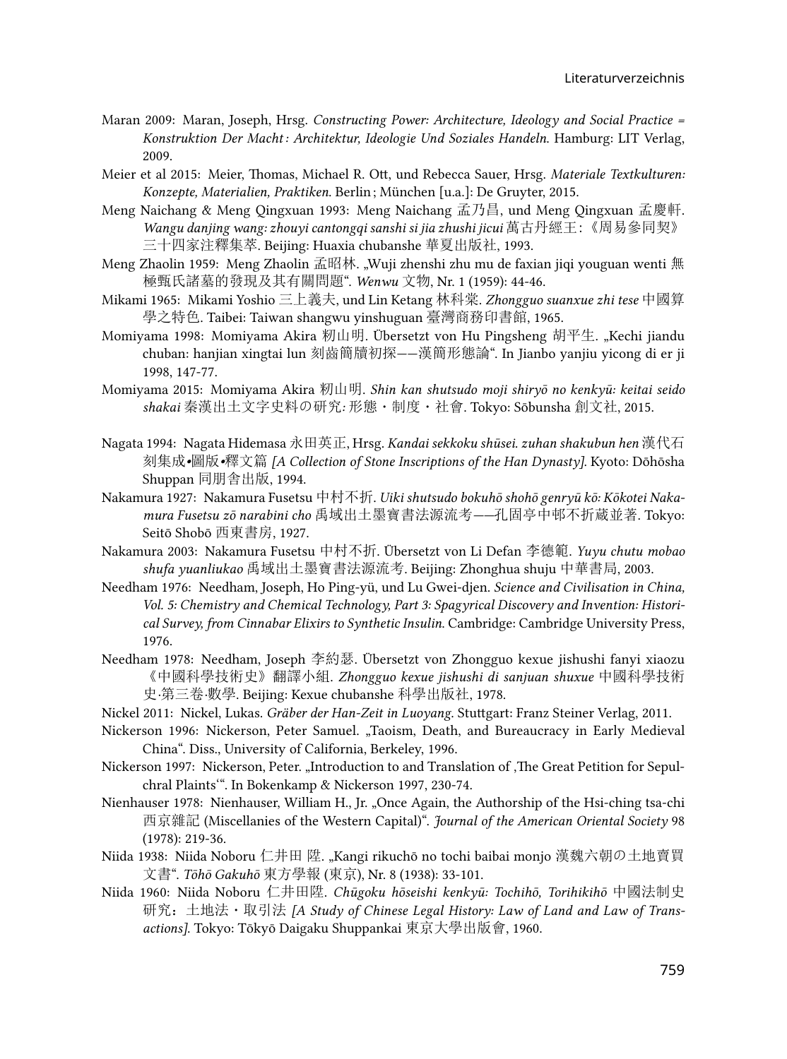Maran 2009: Maran, Joseph, Hrsg. *Constructing Power: Architecture, Ideology and Social Practice = Konstruktion Der Macht: Architektur, Ideologie Und Soziales Handeln.* Hamburg: LIT Verlag, 2009.

Meier et al 2015: Meier, Thomas, Michael R. Ott, und Rebecca Sauer, Hrsg. *Materiale Textkulturen: Konzepte, Materialien, Praktiken.* Berlin; München [u.a.]: De Gruyter, 2015.

Meng Naichang & Meng Qingxuan 1993: Meng Naichang 孟乃昌, und Meng Qingxuan 孟慶軒. *Wangu danjing wang: zhouyi cantongqi sanshi si jia zhushi jicui* 萬古丹經王:《周易參同契》三十四家注釋集萃. Beijing: Huaxia chubanshe 華夏出版社, 1993.

Meng Zhaolin 1959: Meng Zhaolin 孟昭林. „Wuji zhenshi zhu mu de faxian jiqi youguan wenti 無極甄氏諸墓的發現及其有關問題". *Wenwu* 文物, Nr. 1 (1959): 44-46.

Mikami 1965: Mikami Yoshio 三上義夫, und Lin Ketang 林科棠. *Zhongguo suanxue zhi tese* 中國算學之特色. Taibei: Taiwan shangwu yinshuguan 臺灣商務印書館, 1965.

Momiyama 1998: Momiyama Akira 籾山明. Übersetzt von Hu Pingsheng 胡平生. „Kechi jiandu chuban: hanjian xingtai lun 刻齒簡牘初探——漢簡形態論". In Jianbo yanjiu yicong di er ji 1998, 147-77.

Momiyama 2015: Momiyama Akira 籾山明. *Shin kan shutsudo moji shiryō no kenkyū: keitai seido shakai* 秦漢出土文字史料の研究: 形態・制度・社會. Tokyo: Sōbunsha 創文社, 2015.

Nagata 1994: Nagata Hidemasa 永田英正, Hrsg. *Kandai sekkoku shūsei. zuhan shakubun hen* 漢代石刻集成•圖版•釋文篇 *[A Collection of Stone Inscriptions of the Han Dynasty].* Kyoto: Dōhōsha Shuppan 同朋舍出版, 1994.

Nakamura 1927: Nakamura Fusetsu 中村不折. *Uiki shutsudo bokuhō shohō genryū kō: Kōkotei Nakamura Fusetsu zō narabini cho* 禹域出土墨寶書法源流考——孔固亭中邨不折藏並著. Tokyo: Seitō Shobō 西東書房, 1927.

Nakamura 2003: Nakamura Fusetsu 中村不折. Übersetzt von Li Defan 李德範. *Yuyu chutu mobao shufa yuanliukao* 禹域出土墨寶書法源流考. Beijing: Zhonghua shuju 中華書局, 2003.

Needham 1976: Needham, Joseph, Ho Ping-yü, und Lu Gwei-djen. *Science and Civilisation in China, Vol. 5: Chemistry and Chemical Technology, Part 3: Spagyrical Discovery and Invention: Historical Survey, from Cinnabar Elixirs to Synthetic Insulin.* Cambridge: Cambridge University Press, 1976.

Needham 1978: Needham, Joseph 李約瑟. Übersetzt von Zhongguo kexue jishushi fanyi xiaozu《中國科學技術史》翻譯小組. *Zhongguo kexue jishushi di sanjuan shuxue* 中國科學技術史·第三卷·數學. Beijing: Kexue chubanshe 科學出版社, 1978.

Nickel 2011: Nickel, Lukas. *Gräber der Han-Zeit in Luoyang.* Stuttgart: Franz Steiner Verlag, 2011.

Nickerson 1996: Nickerson, Peter Samuel. „Taoism, Death, and Bureaucracy in Early Medieval China". Diss., University of California, Berkeley, 1996.

Nickerson 1997: Nickerson, Peter. „Introduction to and Translation of ‚The Great Petition for Sepulchral Plaints'". In Bokenkamp & Nickerson 1997, 230-74.

Nienhauser 1978: Nienhauser, William H., Jr. „Once Again, the Authorship of the Hsi-ching tsa-chi 西京雜記 (Miscellanies of the Western Capital)". *Journal of the American Oriental Society* 98 (1978): 219-36.

Niida 1938: Niida Noboru 仁井田 陞. „Kangi rikuchō no tochi baibai monjo 漢魏六朝の土地賣買文書". *Tōhō Gakuhō* 東方學報 (東京), Nr. 8 (1938): 33-101.

Niida 1960: Niida Noboru 仁井田陞. *Chūgoku hōseishi kenkyū: Tochihō, Torihikihō* 中國法制史研究：土地法・取引法 *[A Study of Chinese Legal History: Law of Land and Law of Transactions].* Tokyo: Tōkyō Daigaku Shuppankai 東京大學出版會, 1960.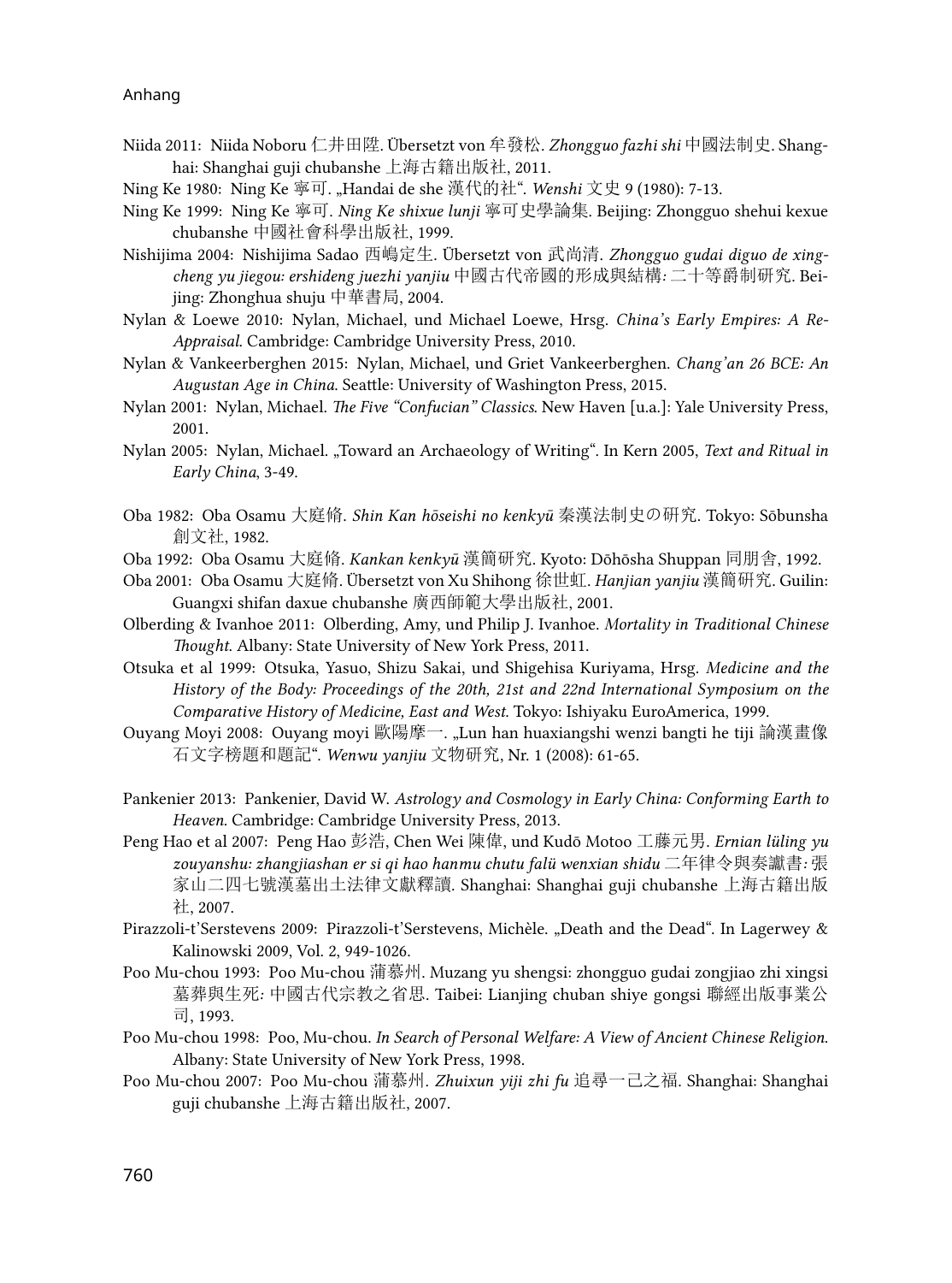Niida 2011: Niida Noboru 仁井田陞. Übersetzt von 牟發松. *Zhongguo fazhi shi* 中國法制史. Shanghai: Shanghai guji chubanshe 上海古籍出版社, 2011.

Ning Ke 1980: Ning Ke 寧可. „Handai de she 漢代的社". *Wenshi* 文史 9 (1980): 7-13.

Ning Ke 1999: Ning Ke 寧可. *Ning Ke shixue lunji* 寧可史學論集. Beijing: Zhongguo shehui kexue chubanshe 中國社會科學出版社, 1999.

Nishijima 2004: Nishijima Sadao 西嶋定生. Übersetzt von 武尚清. *Zhongguo gudai diguo de xingcheng yu jiegou: ershideng juezhi yanjiu* 中國古代帝國的形成與結構: 二十等爵制研究. Beijing: Zhonghua shuju 中華書局, 2004.

Nylan & Loewe 2010: Nylan, Michael, und Michael Loewe, Hrsg. *China's Early Empires: A Re-Appraisal.* Cambridge: Cambridge University Press, 2010.

Nylan & Vankeerberghen 2015: Nylan, Michael, und Griet Vankeerberghen. *Chang'an 26 BCE: An Augustan Age in China.* Seattle: University of Washington Press, 2015.

Nylan 2001: Nylan, Michael. *The Five "Confucian" Classics.* New Haven [u.a.]: Yale University Press, 2001.

Nylan 2005: Nylan, Michael. „Toward an Archaeology of Writing". In Kern 2005, *Text and Ritual in Early China*, 3-49.

Oba 1982: Oba Osamu 大庭脩. *Shin Kan hōseishi no kenkyū* 秦漢法制史の研究. Tokyo: Sōbunsha 創文社, 1982.

Oba 1992: Oba Osamu 大庭脩. *Kankan kenkyū* 漢簡研究. Kyoto: Dōhōsha Shuppan 同朋舍, 1992.

Oba 2001: Oba Osamu 大庭脩. Übersetzt von Xu Shihong 徐世虹. *Hanjian yanjiu* 漢簡研究. Guilin: Guangxi shifan daxue chubanshe 廣西師範大學出版社, 2001.

Olberding & Ivanhoe 2011: Olberding, Amy, und Philip J. Ivanhoe. *Mortality in Traditional Chinese Thought.* Albany: State University of New York Press, 2011.

Otsuka et al 1999: Otsuka, Yasuo, Shizu Sakai, und Shigehisa Kuriyama, Hrsg. *Medicine and the History of the Body: Proceedings of the 20th, 21st and 22nd International Symposium on the Comparative History of Medicine, East and West.* Tokyo: Ishiyaku EuroAmerica, 1999.

Ouyang Moyi 2008: Ouyang moyi 歐陽摩一. „Lun han huaxiangshi wenzi bangti he tiji 論漢畫像石文字榜題和題記". *Wenwu yanjiu* 文物研究, Nr. 1 (2008): 61-65.

Pankenier 2013: Pankenier, David W. *Astrology and Cosmology in Early China: Conforming Earth to Heaven.* Cambridge: Cambridge University Press, 2013.

Peng Hao et al 2007: Peng Hao 彭浩, Chen Wei 陳偉, und Kudō Motoo 工藤元男. *Ernian lüling yu zouyanshu: zhangjiashan er si qi hao hanmu chutu falü wenxian shidu* 二年律令與奏讞書: 張家山二四七號漢墓出土法律文獻釋讀. Shanghai: Shanghai guji chubanshe 上海古籍出版社, 2007.

Pirazzoli-t'Serstevens 2009: Pirazzoli-t'Serstevens, Michèle. „Death and the Dead". In Lagerwey & Kalinowski 2009, Vol. 2, 949-1026.

Poo Mu-chou 1993: Poo Mu-chou 蒲慕州. Muzang yu shengsi: zhongguo gudai zongjiao zhi xingsi 墓葬與生死: 中國古代宗教之省思. Taibei: Lianjing chuban shiye gongsi 聯經出版事業公司, 1993.

Poo Mu-chou 1998: Poo, Mu-chou. *In Search of Personal Welfare: A View of Ancient Chinese Religion.* Albany: State University of New York Press, 1998.

Poo Mu-chou 2007: Poo Mu-chou 蒲慕州. *Zhuixun yiji zhi fu* 追尋一己之福. Shanghai: Shanghai guji chubanshe 上海古籍出版社, 2007.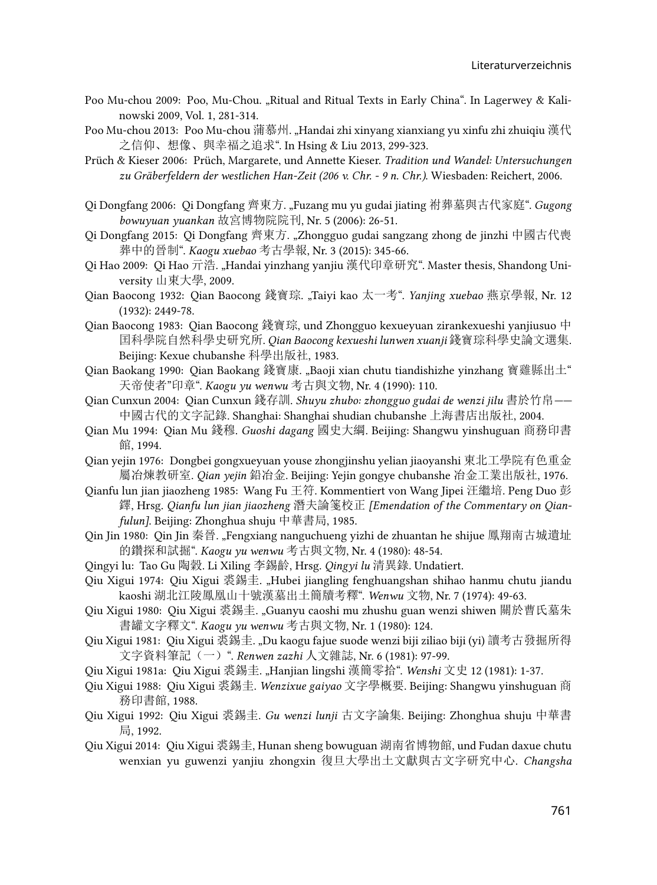Poo Mu-chou 2009: Poo, Mu-Chou. „Ritual and Ritual Texts in Early China". In Lagerwey & Kalinowski 2009, Vol. 1, 281-314.

Poo Mu-chou 2013: Poo Mu-chou 蒲慕州. „Handai zhi xinyang xianxiang yu xinfu zhi zhuiqiu 漢代之信仰、想像、與幸福之追求". In Hsing & Liu 2013, 299-323.

Prüch & Kieser 2006: Prüch, Margarete, und Annette Kieser. *Tradition und Wandel: Untersuchungen zu Gräberfeldern der westlichen Han-Zeit (206 v. Chr. - 9 n. Chr.).* Wiesbaden: Reichert, 2006.

Qi Dongfang 2006: Qi Dongfang 齊東方. „Fuzang mu yu gudai jiating 祔葬墓與古代家庭". *Gugong bowuyuan yuankan* 故宮博物院院刊, Nr. 5 (2006): 26-51.

Qi Dongfang 2015: Qi Dongfang 齊東方. „Zhongguo gudai sangzang zhong de jinzhi 中國古代喪葬中的晉制". *Kaogu xuebao* 考古學報, Nr. 3 (2015): 345-66.

Qi Hao 2009: Qi Hao 亓浩. „Handai yinzhang yanjiu 漢代印章研究". Master thesis, Shandong University 山東大學, 2009.

Qian Baocong 1932: Qian Baocong 錢寶琮. „Taiyi kao 太一考". *Yanjing xuebao* 燕京學報, Nr. 12 (1932): 2449-78.

Qian Baocong 1983: Qian Baocong 錢寶琮, und Zhongguo kexueyuan zirankexueshi yanjiusuo 中国科學院自然科學史研究所. *Qian Baocong kexueshi lunwen xuanji* 錢寶琮科學史論文選集. Beijing: Kexue chubanshe 科學出版社, 1983.

Qian Baokang 1990: Qian Baokang 錢寶康. „Baoji xian chutu tiandishizhe yinzhang 寶雞縣出土"天帝使者"印章". *Kaogu yu wenwu* 考古與文物, Nr. 4 (1990): 110.

Qian Cunxun 2004: Qian Cunxun 錢存訓. *Shuyu zhubo: zhongguo gudai de wenzi jilu* 書於竹帛——中國古代的文字記錄. Shanghai: Shanghai shudian chubanshe 上海書店出版社, 2004.

Qian Mu 1994: Qian Mu 錢穆. *Guoshi dagang* 國史大綱. Beijing: Shangwu yinshuguan 商務印書館, 1994.

Qian yejin 1976: Dongbei gongxueyuan youse zhongjinshu yelian jiaoyanshi 東北工學院有色重金屬冶煉教研室. *Qian yejin* 鉛冶金. Beijing: Yejin gongye chubanshe 冶金工業出版社, 1976.

Qianfu lun jian jiaozheng 1985: Wang Fu 王符. Kommentiert von Wang Jipei 汪繼培. Peng Duo 彭鐸, Hrsg. *Qianfu lun jian jiaozheng* 潛夫論箋校正 *[Emendation of the Commentary on Qianfulun].* Beijing: Zhonghua shuju 中華書局, 1985.

Qin Jin 1980: Qin Jin 秦晉. „Fengxiang nanguchueng yizhi de zhuantan he shijue 鳳翔南古城遺址的鑽探和試掘". *Kaogu yu wenwu* 考古與文物, Nr. 4 (1980): 48-54.

Qingyi lu: Tao Gu 陶穀. Li Xiling 李錫齡, Hrsg. *Qingyi lu* 清異錄. Undatiert.

Qiu Xigui 1974: Qiu Xigui 裘錫圭. „Hubei jiangling fenghuangshan shihao hanmu chutu jiandu kaoshi 湖北江陵鳳凰山十號漢墓出土簡牘考釋". *Wenwu* 文物, Nr. 7 (1974): 49-63.

Qiu Xigui 1980: Qiu Xigui 裘錫圭. „Guanyu caoshi mu zhushu guan wenzi shiwen 關於曹氏墓朱書罐文字釋文". *Kaogu yu wenwu* 考古與文物, Nr. 1 (1980): 124.

Qiu Xigui 1981: Qiu Xigui 裘錫圭. „Du kaogu fajue suode wenzi biji ziliao biji (yi) 讀考古發掘所得文字資料筆記（一）". *Renwen zazhi* 人文雜誌, Nr. 6 (1981): 97-99.

Qiu Xigui 1981a: Qiu Xigui 裘錫圭. „Hanjian lingshi 漢簡零拾". *Wenshi* 文史 12 (1981): 1-37.

Qiu Xigui 1988: Qiu Xigui 裘錫圭. *Wenzixue gaiyao* 文字學概要. Beijing: Shangwu yinshuguan 商務印書館, 1988.

Qiu Xigui 1992: Qiu Xigui 裘錫圭. *Gu wenzi lunji* 古文字論集. Beijing: Zhonghua shuju 中華書局, 1992.

Qiu Xigui 2014: Qiu Xigui 裘錫圭, Hunan sheng bowuguan 湖南省博物館, und Fudan daxue chutu wenxian yu guwenzi yanjiu zhongxin 復旦大學出土文獻與古文字研究中心. *Changsha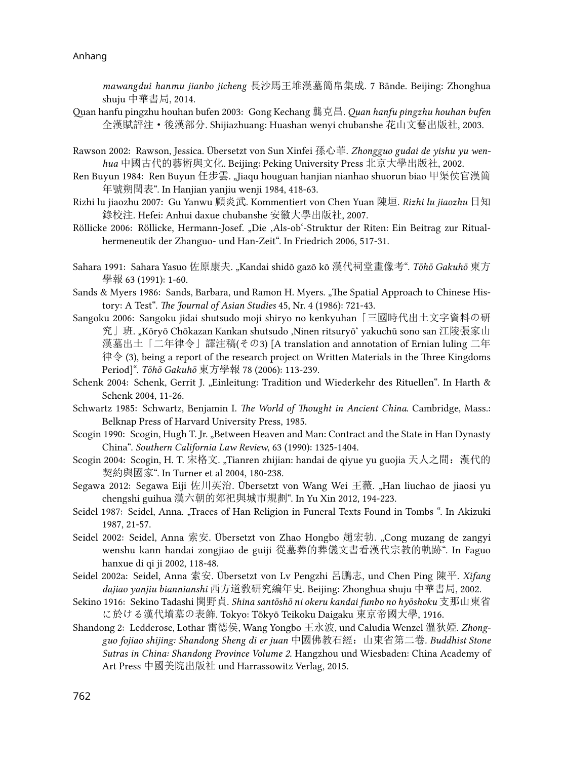*mawangdui hanmu jianbo jicheng* 長沙馬王堆漢墓簡帛集成. 7 Bände. Beijing: Zhonghua shuju 中華書局, 2014.

Quan hanfu pingzhu houhan bufen 2003: Gong Kechang 龔克昌. *Quan hanfu pingzhu houhan bufen* 全漢賦評注・後漢部分. Shijiazhuang: Huashan wenyi chubanshe 花山文藝出版社, 2003.

Rawson 2002: Rawson, Jessica. Übersetzt von Sun Xinfei 孫心菲. *Zhongguo gudai de yishu yu wenhua* 中國古代的藝術與文化. Beijing: Peking University Press 北京大學出版社, 2002.

Ren Buyun 1984: Ren Buyun 任步雲. „Jiaqu houguan hanjian nianhao shuorun biao 甲渠侯官漢簡年號朔閏表". In Hanjian yanjiu wenji 1984, 418-63.

Rizhi lu jiaozhu 2007: Gu Yanwu 顧炎武. Kommentiert von Chen Yuan 陳垣. *Rizhi lu jiaozhu* 日知錄校注. Hefei: Anhui daxue chubanshe 安徽大學出版社, 2007.

Röllicke 2006: Röllicke, Hermann-Josef. „Die ‚Als-ob'-Struktur der Riten: Ein Beitrag zur Ritualhermeneutik der Zhanguo- und Han-Zeit". In Friedrich 2006, 517-31.

Sahara 1991: Sahara Yasuo 佐原康夫. „Kandai shidō gazō kō 漢代祠堂畫像考". *Tōhō Gakuhō* 東方學報 63 (1991): 1-60.

Sands & Myers 1986: Sands, Barbara, und Ramon H. Myers. „The Spatial Approach to Chinese History: A Test". *The Journal of Asian Studies* 45, Nr. 4 (1986): 721-43.

Sangoku 2006: Sangoku jidai shutsudo moji shiryo no kenkyuhan「三國時代出土文字資料の研究」班. „Kōryō Chōkazan Kankan shutsudo ‚Ninen ritsuryō' yakuchū sono san 江陵張家山漢墓出土「二年律令」譯注稿(その3) [A translation and annotation of Ernian luling 二年律令 (3), being a report of the research project on Written Materials in the Three Kingdoms Period]". *Tōhō Gakuhō* 東方學報 78 (2006): 113-239.

Schenk 2004: Schenk, Gerrit J. „Einleitung: Tradition und Wiederkehr des Rituellen". In Harth & Schenk 2004, 11-26.

Schwartz 1985: Schwartz, Benjamin I. *The World of Thought in Ancient China*. Cambridge, Mass.: Belknap Press of Harvard University Press, 1985.

Scogin 1990: Scogin, Hugh T. Jr. „Between Heaven and Man: Contract and the State in Han Dynasty China". *Southern California Law Review*, 63 (1990): 1325-1404.

Scogin 2004: Scogin, H. T. 宋格文. „Tianren zhijian: handai de qiyue yu guojia 天人之間：漢代的契約與國家". In Turner et al 2004, 180-238.

Segawa 2012: Segawa Eiji 佐川英治. Übersetzt von Wang Wei 王薇. „Han liuchao de jiaosi yu chengshi guihua 漢六朝的郊祀與城市規劃". In Yu Xin 2012, 194-223.

Seidel 1987: Seidel, Anna. „Traces of Han Religion in Funeral Texts Found in Tombs ". In Akizuki 1987, 21-57.

Seidel 2002: Seidel, Anna 索安. Übersetzt von Zhao Hongbo 趙宏勃. „Cong muzang de zangyi wenshu kann handai zongjiao de guiji 從墓葬的葬儀文書看漢代宗教的軌跡". In Faguo hanxue di qi ji 2002, 118-48.

Seidel 2002a: Seidel, Anna 索安. Übersetzt von Lv Pengzhi 呂鵬志, und Chen Ping 陳平. *Xifang dajiao yanjiu biannianshi* 西方道教研究編年史. Beijing: Zhonghua shuju 中華書局, 2002.

Sekino 1916: Sekino Tadashi 関野貞. *Shina santōshō ni okeru kandai funbo no hyōshoku* 支那山東省に於ける漢代墳墓の表飾. Tokyo: Tōkyō Teikoku Daigaku 東京帝國大學, 1916.

Shandong 2: Ledderose, Lothar 雷德侯, Wang Yongbo 王永波, und Caludia Wenzel 溫狄婭. *Zhongguo fojiao shijing: Shandong Sheng di er juan* 中國佛教石經：山東省第二卷. *Buddhist Stone Sutras in China: Shandong Province Volume 2.* Hangzhou und Wiesbaden: China Academy of Art Press 中國美院出版社 und Harrassowitz Verlag, 2015.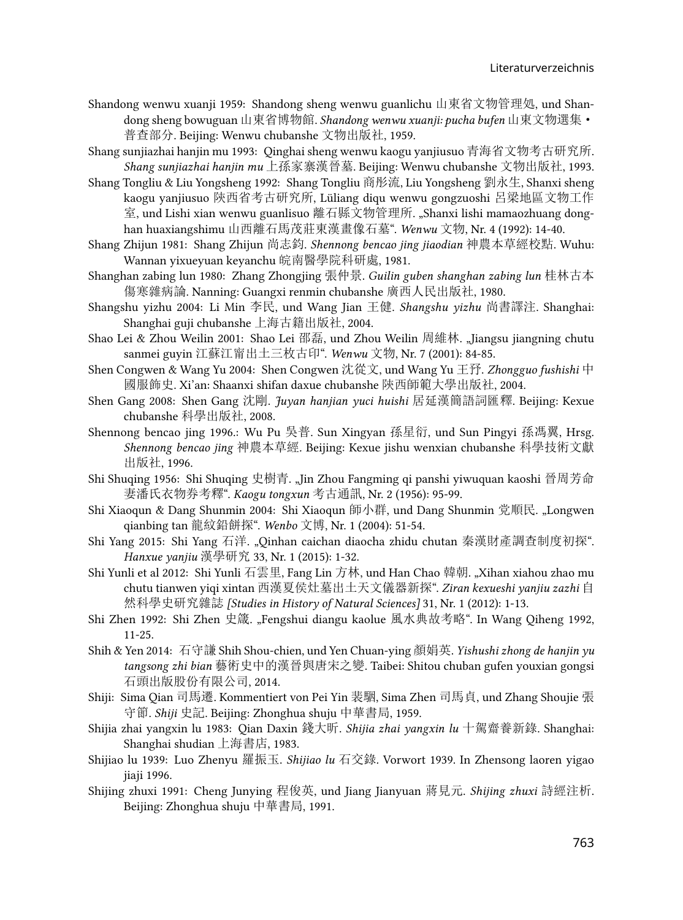Shandong wenwu xuanji 1959: Shandong sheng wenwu guanlichu 山東省文物管理处, und Shandong sheng bowuguan 山東省博物館. *Shandong wenwu xuanji: pucha bufen* 山東文物選集・普查部分. Beijing: Wenwu chubanshe 文物出版社, 1959.

Shang sunjiazhai hanjin mu 1993: Qinghai sheng wenwu kaogu yanjiusuo 青海省文物考古研究所. *Shang sunjiazhai hanjin mu* 上孫家寨漢晉墓. Beijing: Wenwu chubanshe 文物出版社, 1993.

Shang Tongliu & Liu Yongsheng 1992: Shang Tongliu 商彤流, Liu Yongsheng 劉永生, Shanxi sheng kaogu yanjiusuo 陝西省考古研究所, Lüliang diqu wenwu gongzuoshi 呂梁地區文物工作室, und Lishi xian wenwu guanlisuo 離石縣文物管理所. „Shanxi lishi mamaozhuang donghan huaxiangshimu 山西離石馬茂莊東漢畫像石墓“. *Wenwu* 文物, Nr. 4 (1992): 14-40.

Shang Zhijun 1981: Shang Zhijun 尚志鈞. *Shennong bencao jing jiaodian* 神農本草經校點. Wuhu: Wannan yixueyuan keyanchu 皖南醫學院科研處, 1981.

Shanghan zabing lun 1980: Zhang Zhongjing 張仲景. *Guilin guben shanghan zabing lun* 桂林古本傷寒雜病論. Nanning: Guangxi renmin chubanshe 廣西人民出版社, 1980.

Shangshu yizhu 2004: Li Min 李民, und Wang Jian 王健. *Shangshu yizhu* 尚書譯注. Shanghai: Shanghai guji chubanshe 上海古籍出版社, 2004.

Shao Lei & Zhou Weilin 2001: Shao Lei 邵磊, und Zhou Weilin 周維林. „Jiangsu jiangning chutu sanmei guyin 江蘇江甯出土三枚古印“. *Wenwu* 文物, Nr. 7 (2001): 84-85.

Shen Congwen & Wang Yu 2004: Shen Congwen 沈從文, und Wang Yu 王抒. *Zhongguo fushishi* 中國服飾史. Xi'an: Shaanxi shifan daxue chubanshe 陝西師範大學出版社, 2004.

Shen Gang 2008: Shen Gang 沈剛. *Juyan hanjian yuci huishi* 居延漢簡語詞匯釋. Beijing: Kexue chubanshe 科學出版社, 2008.

Shennong bencao jing 1996.: Wu Pu 吳普. Sun Xingyan 孫星衍, und Sun Pingyi 孫馮翼, Hrsg. *Shennong bencao jing* 神農本草經. Beijing: Kexue jishu wenxian chubanshe 科學技術文獻出版社, 1996.

Shi Shuqing 1956: Shi Shuqing 史樹青. „Jin Zhou Fangming qi panshi yiwuquan kaoshi 晉周芳命妻潘氏衣物券考釋“. *Kaogu tongxun* 考古通訊, Nr. 2 (1956): 95-99.

Shi Xiaoqun & Dang Shunmin 2004: Shi Xiaoqun 師小群, und Dang Shunmin 党順民. „Longwen qianbing tan 龍紋鉛餅探“. *Wenbo* 文博, Nr. 1 (2004): 51-54.

Shi Yang 2015: Shi Yang 石洋. „Qinhan caichan diaocha zhidu chutan 秦漢財產調查制度初探“. *Hanxue yanjiu* 漢學研究 33, Nr. 1 (2015): 1-32.

Shi Yunli et al 2012: Shi Yunli 石雲里, Fang Lin 方林, und Han Chao 韓朝. „Xihan xiahou zhao mu chutu tianwen yiqi xintan 西漢夏侯灶墓出土天文儀器新探“. *Ziran kexueshi yanjiu zazhi* 自然科學史研究雜誌 *[Studies in History of Natural Sciences]* 31, Nr. 1 (2012): 1-13.

Shi Zhen 1992: Shi Zhen 史箴. „Fengshui diangu kaolue 風水典故考略“. In Wang Qiheng 1992, 11-25.

Shih & Yen 2014: 石守謙 Shih Shou-chien, und Yen Chuan-ying 顏娟英. *Yishushi zhong de hanjin yu tangsong zhi bian* 藝術史中的漢晉與唐宋之變. Taibei: Shitou chuban gufen youxian gongsi 石頭出版股份有限公司, 2014.

Shiji: Sima Qian 司馬遷. Kommentiert von Pei Yin 裴駰, Sima Zhen 司馬貞, und Zhang Shoujie 張守節. *Shiji* 史記. Beijing: Zhonghua shuju 中華書局, 1959.

Shijia zhai yangxin lu 1983: Qian Daxin 錢大昕. *Shijia zhai yangxin lu* 十駕齋養新錄. Shanghai: Shanghai shudian 上海書店, 1983.

Shijiao lu 1939: Luo Zhenyu 羅振玉. *Shijiao lu* 石交錄. Vorwort 1939. In Zhensong laoren yigao jiaji 1996.

Shijing zhuxi 1991: Cheng Junying 程俊英, und Jiang Jianyuan 蔣見元. *Shijing zhuxi* 詩經注析. Beijing: Zhonghua shuju 中華書局, 1991.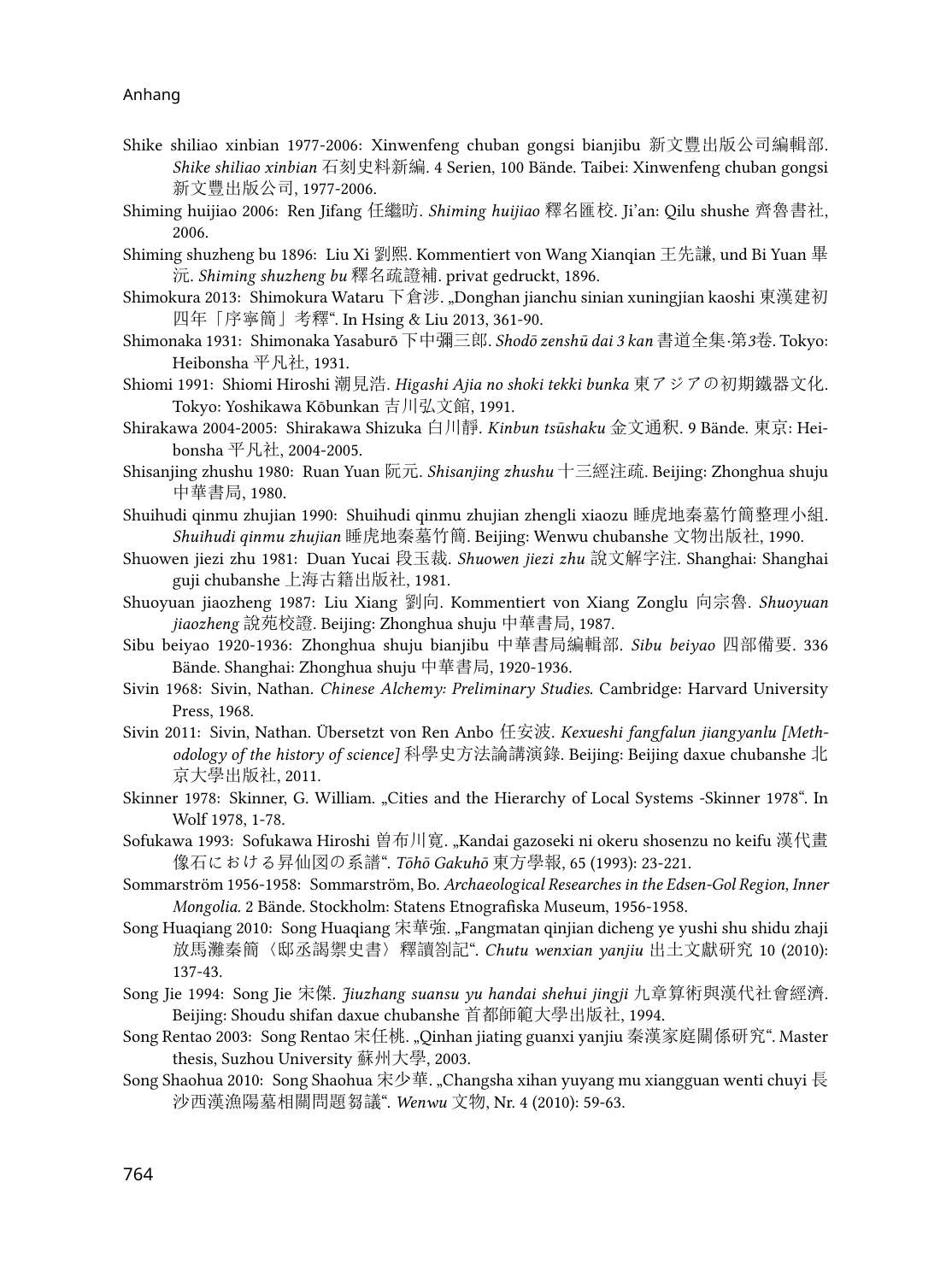Shike shiliao xinbian 1977-2006: Xinwenfeng chuban gongsi bianjibu 新文豐出版公司編輯部. *Shike shiliao xinbian* 石刻史料新編. 4 Serien, 100 Bände. Taibei: Xinwenfeng chuban gongsi 新文豐出版公司, 1977-2006.

Shiming huijiao 2006: Ren Jifang 任繼昉. *Shiming huijiao* 釋名匯校. Ji'an: Qilu shushe 齊魯書社, 2006.

Shiming shuzheng bu 1896: Liu Xi 劉熙. Kommentiert von Wang Xianqian 王先謙, und Bi Yuan 畢沅. *Shiming shuzheng bu* 釋名疏證補. privat gedruckt, 1896.

Shimokura 2013: Shimokura Wataru 下倉涉. „Donghan jianchu sinian xuningjian kaoshi 東漢建初四年「序寧簡」考釋". In Hsing & Liu 2013, 361-90.

Shimonaka 1931: Shimonaka Yasaburō 下中彌三郎. *Shodō zenshū dai 3 kan* 書道全集·第3卷. Tokyo: Heibonsha 平凡社, 1931.

Shiomi 1991: Shiomi Hiroshi 潮見浩. *Higashi Ajia no shoki tekki bunka* 東アジアの初期鐵器文化. Tokyo: Yoshikawa Kōbunkan 吉川弘文館, 1991.

Shirakawa 2004-2005: Shirakawa Shizuka 白川靜. *Kinbun tsūshaku* 金文通釈. 9 Bände. 東京: Heibonsha 平凡社, 2004-2005.

Shisanjing zhushu 1980: Ruan Yuan 阮元. *Shisanjing zhushu* 十三經注疏. Beijing: Zhonghua shuju 中華書局, 1980.

Shuihudi qinmu zhujian 1990: Shuihudi qinmu zhujian zhengli xiaozu 睡虎地秦墓竹簡整理小組. *Shuihudi qinmu zhujian* 睡虎地秦墓竹簡. Beijing: Wenwu chubanshe 文物出版社, 1990.

Shuowen jiezi zhu 1981: Duan Yucai 段玉裁. *Shuowen jiezi zhu* 說文解字注. Shanghai: Shanghai guji chubanshe 上海古籍出版社, 1981.

Shuoyuan jiaozheng 1987: Liu Xiang 劉向. Kommentiert von Xiang Zonglu 向宗魯. *Shuoyuan jiaozheng* 說苑校證. Beijing: Zhonghua shuju 中華書局, 1987.

Sibu beiyao 1920-1936: Zhonghua shuju bianjibu 中華書局編輯部. *Sibu beiyao* 四部備要. 336 Bände. Shanghai: Zhonghua shuju 中華書局, 1920-1936.

Sivin 1968: Sivin, Nathan. *Chinese Alchemy: Preliminary Studies*. Cambridge: Harvard University Press, 1968.

Sivin 2011: Sivin, Nathan. Übersetzt von Ren Anbo 任安波. *Kexueshi fangfalun jiangyanlu [Methodology of the history of science]* 科學史方法論講演錄. Beijing: Beijing daxue chubanshe 北京大學出版社, 2011.

Skinner 1978: Skinner, G. William. „Cities and the Hierarchy of Local Systems -Skinner 1978". In Wolf 1978, 1-78.

Sofukawa 1993: Sofukawa Hiroshi 曽布川寛. „Kandai gazoseki ni okeru shosenzu no keifu 漢代畫像石における昇仙図の系譜". *Tōhō Gakuhō* 東方學報, 65 (1993): 23-221.

Sommarström 1956-1958: Sommarström, Bo. *Archaeological Researches in the Edsen-Gol Region, Inner Mongolia*. 2 Bände. Stockholm: Statens Etnografiska Museum, 1956-1958.

Song Huaqiang 2010: Song Huaqiang 宋華強. „Fangmatan qinjian dicheng ye yushi shu shidu zhaji 放馬灘秦簡〈邸丞謁禦史書〉釋讀剳記". *Chutu wenxian yanjiu* 出土文獻研究 10 (2010): 137-43.

Song Jie 1994: Song Jie 宋傑. *Jiuzhang suansu yu handai shehui jingji* 九章算術與漢代社會經濟. Beijing: Shoudu shifan daxue chubanshe 首都師範大學出版社, 1994.

Song Rentao 2003: Song Rentao 宋任桃. „Qinhan jiating guanxi yanjiu 秦漢家庭關係研究". Master thesis, Suzhou University 蘇州大學, 2003.

Song Shaohua 2010: Song Shaohua 宋少華. „Changsha xihan yuyang mu xiangguan wenti chuyi 長沙西漢漁陽墓相關問題芻議". *Wenwu* 文物, Nr. 4 (2010): 59-63.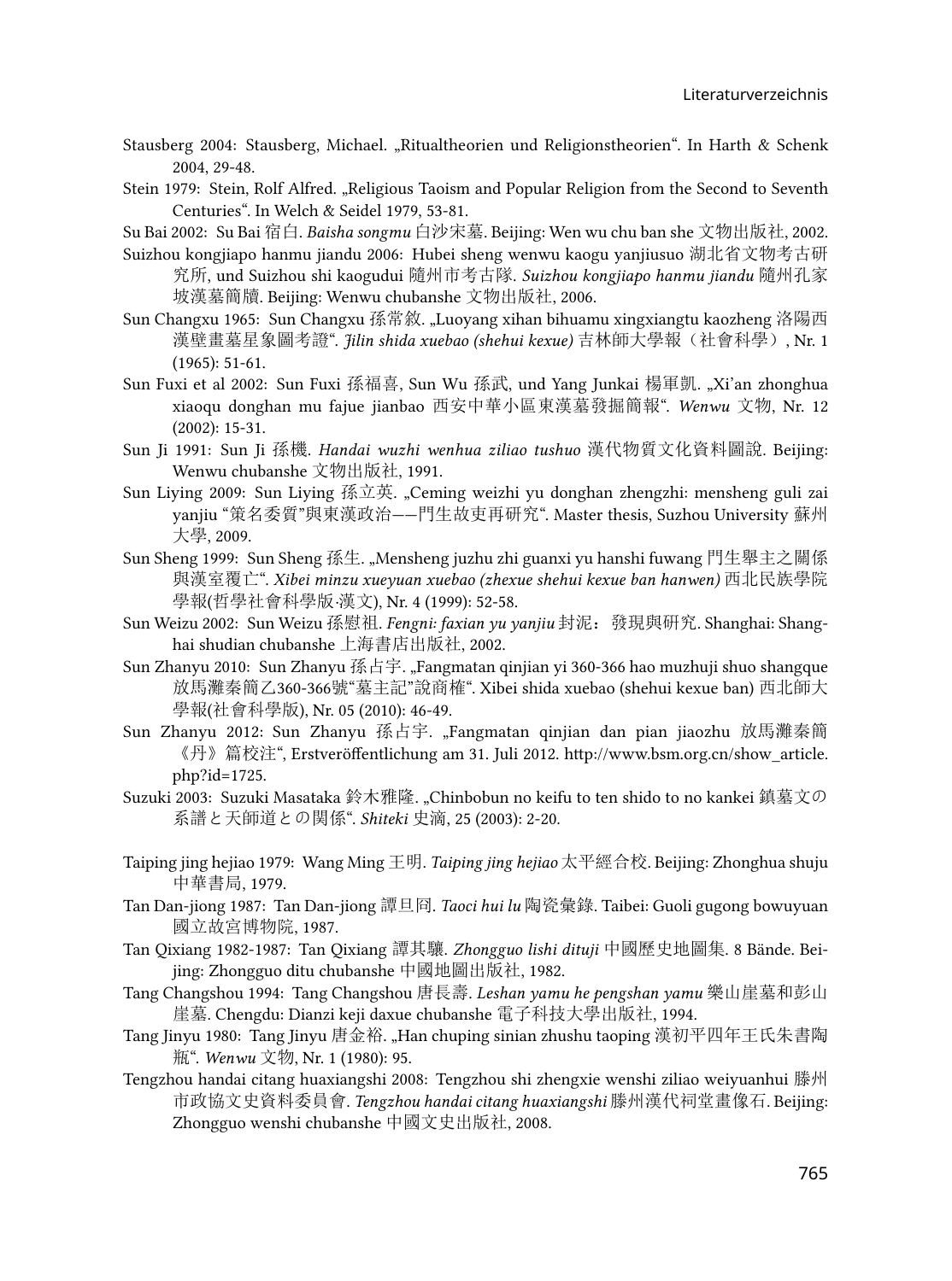Stausberg 2004: Stausberg, Michael. „Ritualtheorien und Religionstheorien“. In Harth & Schenk 2004, 29-48.

Stein 1979: Stein, Rolf Alfred. „Religious Taoism and Popular Religion from the Second to Seventh Centuries“. In Welch & Seidel 1979, 53-81.

Su Bai 2002: Su Bai 宿白. *Baisha songmu* 白沙宋墓. Beijing: Wen wu chu ban she 文物出版社, 2002.

Suizhou kongjiapo hanmu jiandu 2006: Hubei sheng wenwu kaogu yanjiusuo 湖北省文物考古研究所, und Suizhou shi kaogudui 隨州市考古隊. *Suizhou kongjiapo hanmu jiandu* 隨州孔家坡漢墓簡牘. Beijing: Wenwu chubanshe 文物出版社, 2006.

Sun Changxu 1965: Sun Changxu 孫常敘. „Luoyang xihan bihuamu xingxiangtu kaozheng 洛陽西漢壁畫墓星象圖考證“. *Jilin shida xuebao (shehui kexue)* 吉林師大學報（社會科學）, Nr. 1 (1965): 51-61.

Sun Fuxi et al 2002: Sun Fuxi 孫福喜, Sun Wu 孫武, und Yang Junkai 楊軍凱. „Xi’an zhonghua xiaoqu donghan mu fajue jianbao 西安中華小區東漢墓發掘簡報“. *Wenwu* 文物, Nr. 12 (2002): 15-31.

Sun Ji 1991: Sun Ji 孫機. *Handai wuzhi wenhua ziliao tushuo* 漢代物質文化資料圖說. Beijing: Wenwu chubanshe 文物出版社, 1991.

Sun Liying 2009: Sun Liying 孫立英. „Ceming weizhi yu donghan zhengzhi: mensheng guli zai yanjiu “策名委質”與東漢政治——門生故吏再研究“. Master thesis, Suzhou University 蘇州大學, 2009.

Sun Sheng 1999: Sun Sheng 孫生. „Mensheng juzhu zhi guanxi yu hanshi fuwang 門生舉主之關係與漢室覆亡“. *Xibei minzu xueyuan xuebao (zhexue shehui kexue ban hanwen)* 西北民族學院學報(哲學社會科學版·漢文), Nr. 4 (1999): 52-58.

Sun Weizu 2002: Sun Weizu 孫慰祖. *Fengni: faxian yu yanjiu* 封泥： 發現與研究. Shanghai: Shanghai shudian chubanshe 上海書店出版社, 2002.

Sun Zhanyu 2010: Sun Zhanyu 孫占宇. „Fangmatan qinjian yi 360-366 hao muzhuji shuo shangque 放馬灘秦簡乙360-366號“墓主記”說商榷“. Xibei shida xuebao (shehui kexue ban) 西北師大學報(社會科學版), Nr. 05 (2010): 46-49.

Sun Zhanyu 2012: Sun Zhanyu 孫占宇. „Fangmatan qinjian dan pian jiaozhu 放馬灘秦簡《丹》篇校注“, Erstveröffentlichung am 31. Juli 2012. http://www.bsm.org.cn/show_article.php?id=1725.

Suzuki 2003: Suzuki Masataka 鈴木雅隆. „Chinbobun no keifu to ten shido to no kankei 鎮墓文の系譜と天師道との関係“. *Shiteki* 史滴, 25 (2003): 2-20.

Taiping jing hejiao 1979: Wang Ming 王明. *Taiping jing hejiao* 太平經合校. Beijing: Zhonghua shuju 中華書局, 1979.

Tan Dan-jiong 1987: Tan Dan-jiong 譚旦冏. *Taoci hui lu* 陶瓷彙錄. Taibei: Guoli gugong bowuyuan 國立故宮博物院, 1987.

Tan Qixiang 1982-1987: Tan Qixiang 譚其驤. *Zhongguo lishi dituji* 中國歷史地圖集. 8 Bände. Beijing: Zhongguo ditu chubanshe 中國地圖出版社, 1982.

Tang Changshou 1994: Tang Changshou 唐長壽. *Leshan yamu he pengshan yamu* 樂山崖墓和彭山崖墓. Chengdu: Dianzi keji daxue chubanshe 電子科技大學出版社, 1994.

Tang Jinyu 1980: Tang Jinyu 唐金裕. „Han chuping sinian zhushu taoping 漢初平四年王氏朱書陶瓶“. *Wenwu* 文物, Nr. 1 (1980): 95.

Tengzhou handai citang huaxiangshi 2008: Tengzhou shi zhengxie wenshi ziliao weiyuanhui 滕州市政協文史資料委員會. *Tengzhou handai citang huaxiangshi* 滕州漢代祠堂畫像石. Beijing: Zhongguo wenshi chubanshe 中國文史出版社, 2008.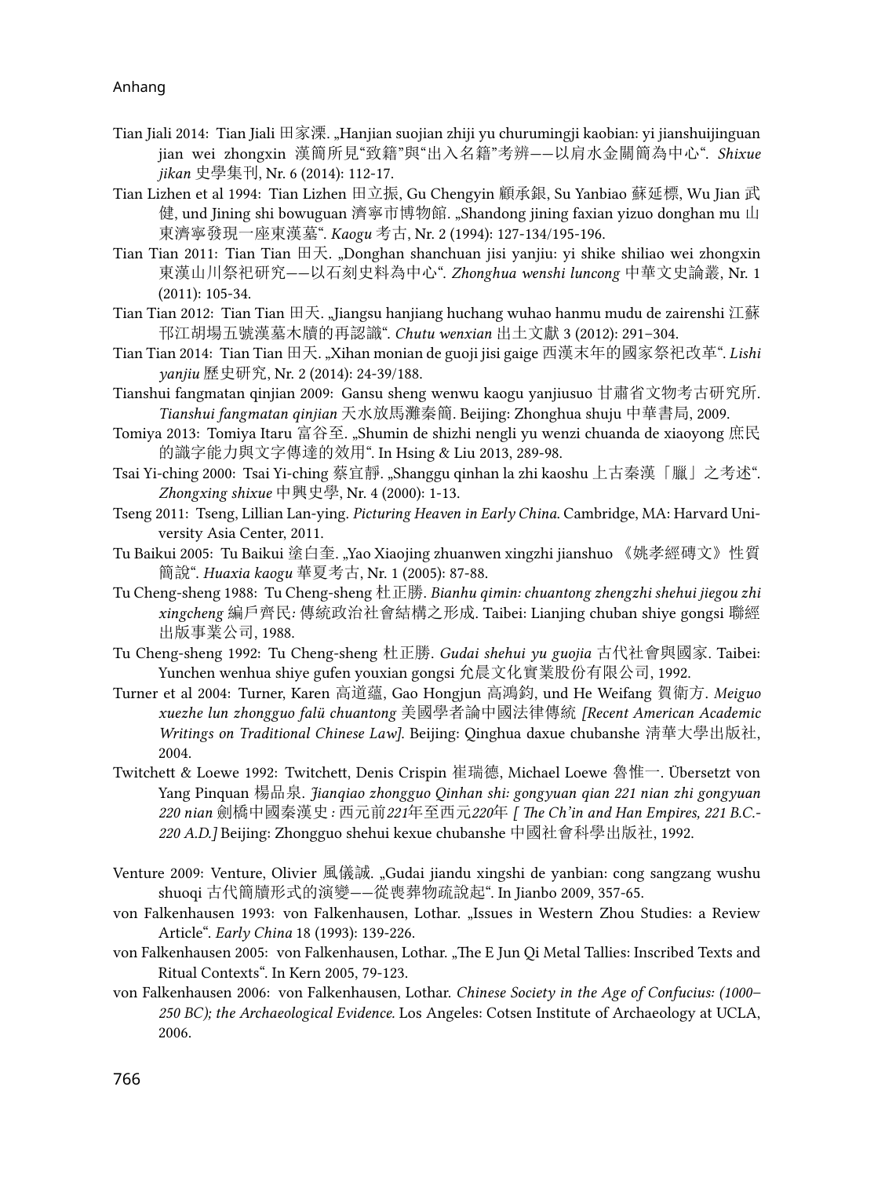Tian Jiali 2014: Tian Jiali 田家溧. „Hanjian suojian zhiji yu churumingji kaobian: yi jianshuijinguan jian wei zhongxin 漢簡所見"致籍"與"出入名籍"考辨——以肩水金關簡為中心". *Shixue jikan* 史學集刊, Nr. 6 (2014): 112-17.

Tian Lizhen et al 1994: Tian Lizhen 田立振, Gu Chengyin 顧承銀, Su Yanbiao 蘇延標, Wu Jian 武健, und Jining shi bowuguan 濟寧市博物館. „Shandong jining faxian yizuo donghan mu 山東濟寧發現一座東漢墓". *Kaogu* 考古, Nr. 2 (1994): 127-134/195-196.

Tian Tian 2011: Tian Tian 田天. „Donghan shanchuan jisi yanjiu: yi shike shiliao wei zhongxin 東漢山川祭祀研究——以石刻史料為中心". *Zhonghua wenshi luncong* 中華文史論叢, Nr. 1 (2011): 105-34.

Tian Tian 2012: Tian Tian 田天. „Jiangsu hanjiang huchang wuhao hanmu mudu de zairenshi 江蘇邗江胡場五號漢墓木牘的再認識". *Chutu wenxian* 出土文獻 3 (2012): 291–304.

Tian Tian 2014: Tian Tian 田天. „Xihan monian de guoji jisi gaige 西漢末年的國家祭祀改革". *Lishi yanjiu* 歷史研究, Nr. 2 (2014): 24-39/188.

Tianshui fangmatan qinjian 2009: Gansu sheng wenwu kaogu yanjiusuo 甘肅省文物考古研究所. *Tianshui fangmatan qinjian* 天水放馬灘秦簡. Beijing: Zhonghua shuju 中華書局, 2009.

Tomiya 2013: Tomiya Itaru 富谷至. „Shumin de shizhi nengli yu wenzi chuanda de xiaoyong 庶民的識字能力與文字傳達的效用". In Hsing & Liu 2013, 289-98.

Tsai Yi-ching 2000: Tsai Yi-ching 蔡宜靜. „Shanggu qinhan la zhi kaoshu 上古秦漢「臘」之考述". *Zhongxing shixue* 中興史學, Nr. 4 (2000): 1-13.

Tseng 2011: Tseng, Lillian Lan-ying. *Picturing Heaven in Early China*. Cambridge, MA: Harvard University Asia Center, 2011.

Tu Baikui 2005: Tu Baikui 塗白奎. „Yao Xiaojing zhuanwen xingzhi jianshuo 《姚孝經磚文》性質簡說". *Huaxia kaogu* 華夏考古, Nr. 1 (2005): 87-88.

Tu Cheng-sheng 1988: Tu Cheng-sheng 杜正勝. *Bianhu qimin: chuantong zhengzhi shehui jiegou zhi xingcheng* 編戶齊民: 傳統政治社會結構之形成. Taibei: Lianjing chuban shiye gongsi 聯經出版事業公司, 1988.

Tu Cheng-sheng 1992: Tu Cheng-sheng 杜正勝. *Gudai shehui yu guojia* 古代社會與國家. Taibei: Yunchen wenhua shiye gufen youxian gongsi 允晨文化實業股份有限公司, 1992.

Turner et al 2004: Turner, Karen 高道蘊, Gao Hongjun 高鴻鈞, und He Weifang 賀衛方. *Meiguo xuezhe lun zhongguo falü chuantong* 美國學者論中國法律傳統 *[Recent American Academic Writings on Traditional Chinese Law]*. Beijing: Qinghua daxue chubanshe 清華大學出版社, 2004.

Twitchett & Loewe 1992: Twitchett, Denis Crispin 崔瑞德, Michael Loewe 魯惟一. Übersetzt von Yang Pinquan 楊品泉. *Jianqiao zhongguo Qinhan shi: gongyuan qian 221 nian zhi gongyuan 220 nian* 劍橋中國秦漢史 *: 西元前221年至西元220年 [ The Ch'in and Han Empires, 221 B.C.-220 A.D.]* Beijing: Zhongguo shehui kexue chubanshe 中國社會科學出版社, 1992.

Venture 2009: Venture, Olivier 風儀誠. „Gudai jiandu xingshi de yanbian: cong sangzang wushu shuoqi 古代簡牘形式的演變——從喪葬物疏說起". In Jianbo 2009, 357-65.

von Falkenhausen 1993: von Falkenhausen, Lothar. „Issues in Western Zhou Studies: a Review Article". *Early China* 18 (1993): 139-226.

von Falkenhausen 2005: von Falkenhausen, Lothar. „The E Jun Qi Metal Tallies: Inscribed Texts and Ritual Contexts". In Kern 2005, 79-123.

von Falkenhausen 2006: von Falkenhausen, Lothar. *Chinese Society in the Age of Confucius: (1000–250 BC); the Archaeological Evidence.* Los Angeles: Cotsen Institute of Archaeology at UCLA, 2006.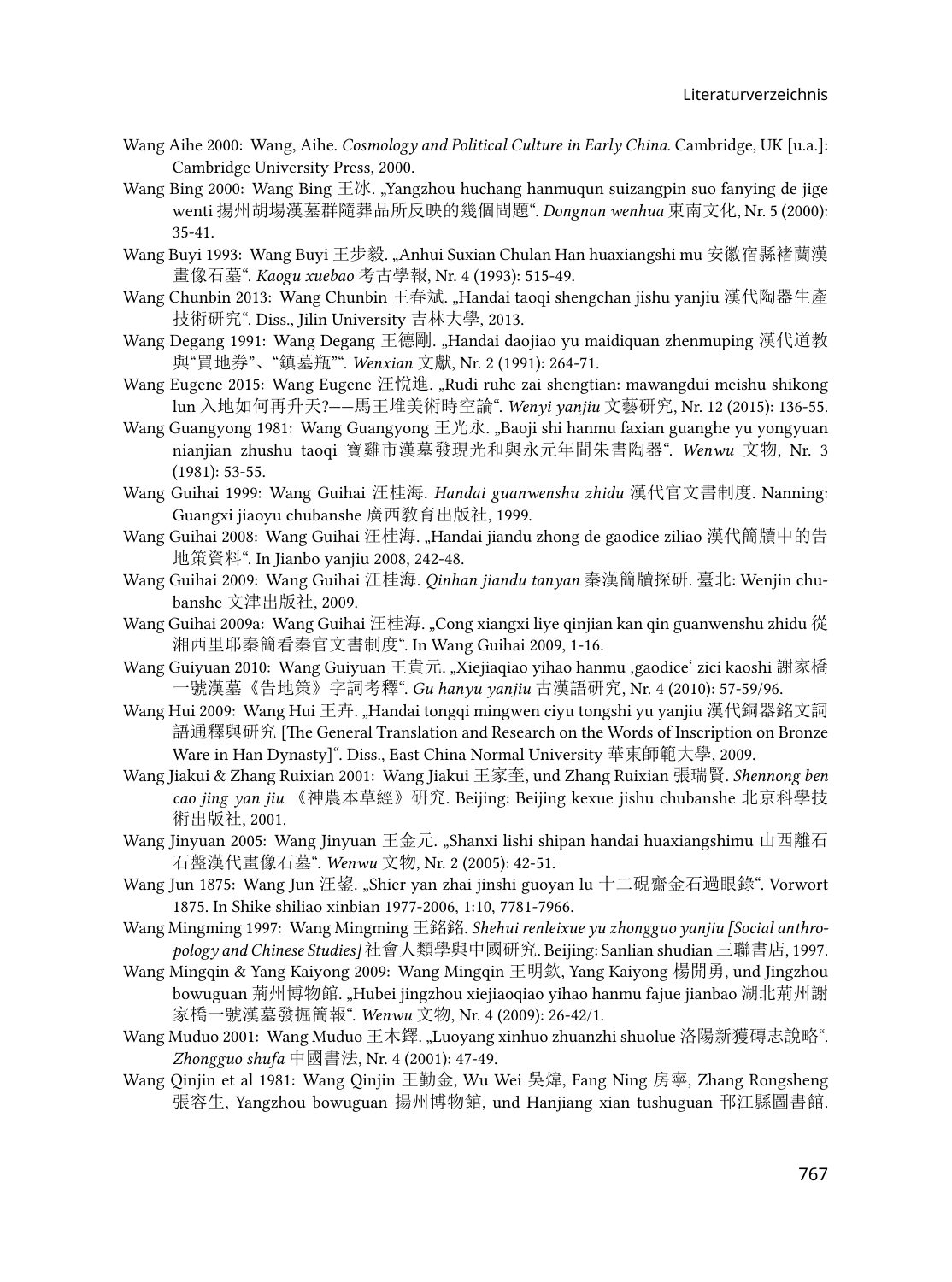Wang Aihe 2000: Wang, Aihe. *Cosmology and Political Culture in Early China*. Cambridge, UK [u.a.]: Cambridge University Press, 2000.

Wang Bing 2000: Wang Bing 王冰. „Yangzhou huchang hanmuqun suizangpin suo fanying de jige wenti 揚州胡場漢墓群隨葬品所反映的幾個問題". *Dongnan wenhua* 東南文化, Nr. 5 (2000): 35-41.

Wang Buyi 1993: Wang Buyi 王步毅. „Anhui Suxian Chulan Han huaxiangshi mu 安徽宿縣褚蘭漢畫像石墓". *Kaogu xuebao* 考古學報, Nr. 4 (1993): 515-49.

Wang Chunbin 2013: Wang Chunbin 王春斌. „Handai taoqi shengchan jishu yanjiu 漢代陶器生產技術研究". Diss., Jilin University 吉林大學, 2013.

Wang Degang 1991: Wang Degang 王德剛. „Handai daojiao yu maidiquan zhenmuping 漢代道教與"買地券"、"鎮墓瓶"". *Wenxian* 文獻, Nr. 2 (1991): 264-71.

Wang Eugene 2015: Wang Eugene 汪悅進. „Rudi ruhe zai shengtian: mawangdui meishu shikong lun 入地如何再升天?——馬王堆美術時空論". *Wenyi yanjiu* 文藝研究, Nr. 12 (2015): 136-55.

Wang Guangyong 1981: Wang Guangyong 王光永. „Baoji shi hanmu faxian guanghe yu yongyuan nianjian zhushu taoqi 寶雞市漢墓發現光和與永元年間朱書陶器". *Wenwu* 文物, Nr. 3 (1981): 53-55.

Wang Guihai 1999: Wang Guihai 汪桂海. *Handai guanwenshu zhidu* 漢代官文書制度. Nanning: Guangxi jiaoyu chubanshe 廣西教育出版社, 1999.

Wang Guihai 2008: Wang Guihai 汪桂海. „Handai jiandu zhong de gaodice ziliao 漢代簡牘中的告地策資料". In Jianbo yanjiu 2008, 242-48.

Wang Guihai 2009: Wang Guihai 汪桂海. *Qinhan jiandu tanyan* 秦漢簡牘探研. 臺北: Wenjin chubanshe 文津出版社, 2009.

Wang Guihai 2009a: Wang Guihai 汪桂海. „Cong xiangxi liye qinjian kan qin guanwenshu zhidu 從湘西里耶秦簡看秦官文書制度". In Wang Guihai 2009, 1-16.

Wang Guiyuan 2010: Wang Guiyuan 王貴元. „Xiejiaqiao yihao hanmu ‚gaodice' zici kaoshi 謝家橋一號漢墓《告地策》字詞考釋". *Gu hanyu yanjiu* 古漢語研究, Nr. 4 (2010): 57-59/96.

Wang Hui 2009: Wang Hui 王卉. „Handai tongqi mingwen ciyu tongshi yu yanjiu 漢代銅器銘文詞語通釋與研究 [The General Translation and Research on the Words of Inscription on Bronze Ware in Han Dynasty]". Diss., East China Normal University 華東師範大學, 2009.

Wang Jiakui & Zhang Ruixian 2001: Wang Jiakui 王家奎, und Zhang Ruixian 張瑞賢. *Shennong ben cao jing yan jiu* 《神農本草經》研究. Beijing: Beijing kexue jishu chubanshe 北京科學技術出版社, 2001.

Wang Jinyuan 2005: Wang Jinyuan 王金元. „Shanxi lishi shipan handai huaxiangshimu 山西離石石盤漢代畫像石墓". *Wenwu* 文物, Nr. 2 (2005): 42-51.

Wang Jun 1875: Wang Jun 汪鋆. „Shier yan zhai jinshi guoyan lu 十二硯齋金石過眼錄". Vorwort 1875. In Shike shiliao xinbian 1977-2006, 1:10, 7781-7966.

Wang Mingming 1997: Wang Mingming 王銘銘. *Shehui renleixue yu zhongguo yanjiu [Social anthropology and Chinese Studies]* 社會人類學與中國研究. Beijing: Sanlian shudian 三聯書店, 1997.

Wang Mingqin & Yang Kaiyong 2009: Wang Mingqin 王明欽, Yang Kaiyong 楊開勇, und Jingzhou bowuguan 荊州博物館. „Hubei jingzhou xiejiaoqiao yihao hanmu fajue jianbao 湖北荊州謝家橋一號漢墓發掘簡報". *Wenwu* 文物, Nr. 4 (2009): 26-42/1.

Wang Muduo 2001: Wang Muduo 王木鐸. „Luoyang xinhuo zhuanzhi shuolue 洛陽新獲磚志說略". *Zhongguo shufa* 中國書法, Nr. 4 (2001): 47-49.

Wang Qinjin et al 1981: Wang Qinjin 王勤金, Wu Wei 吳煒, Fang Ning 房寧, Zhang Rongsheng 張容生, Yangzhou bowuguan 揚州博物館, und Hanjiang xian tushuguan 邗江縣圖書館.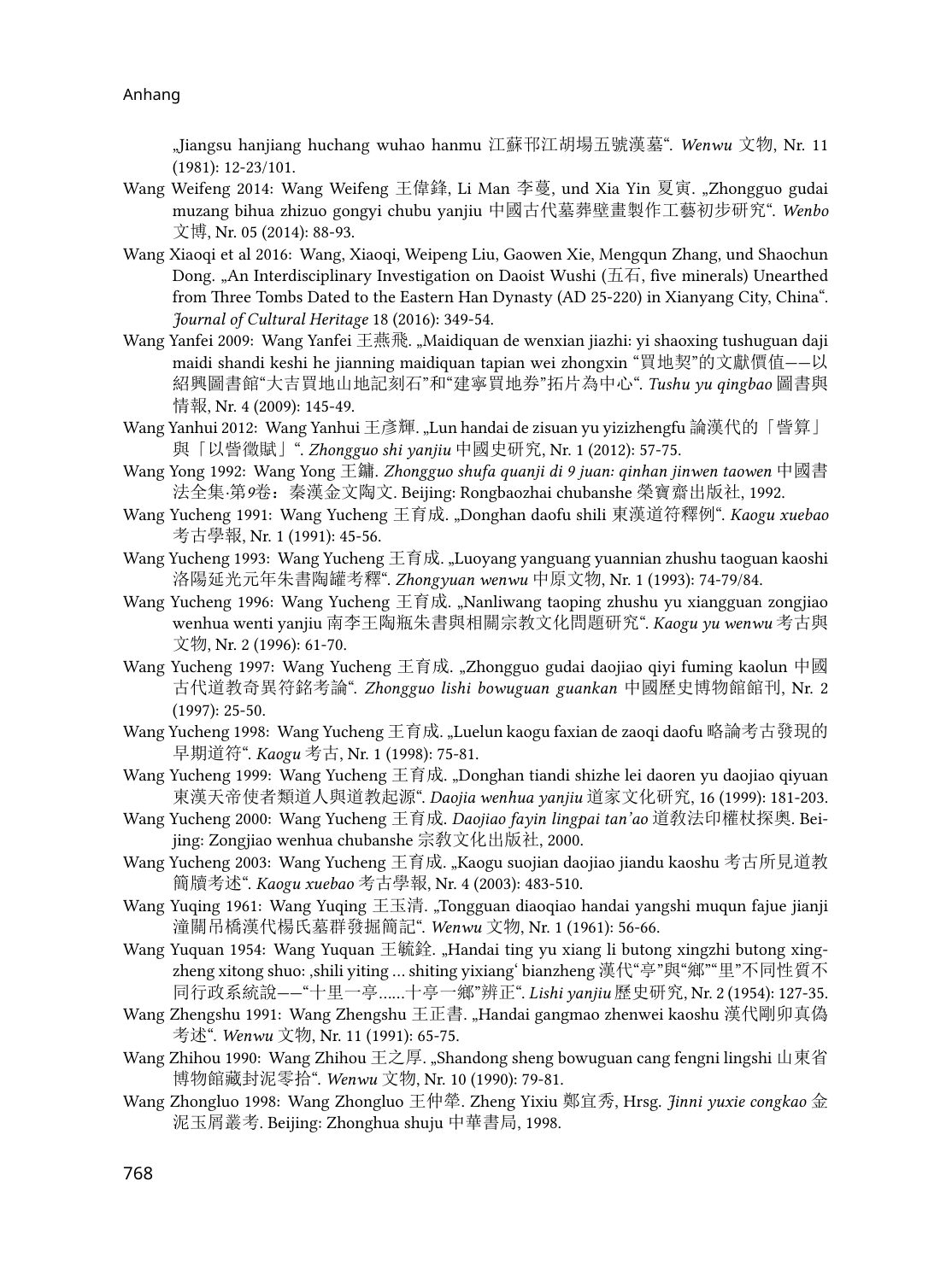„Jiangsu hanjiang huchang wuhao hanmu 江蘇邗江胡場五號漢墓". *Wenwu* 文物, Nr. 11 (1981): 12-23/101.

Wang Weifeng 2014: Wang Weifeng 王偉鋒, Li Man 李蔓, und Xia Yin 夏寅. „Zhongguo gudai muzang bihua zhizuo gongyi chubu yanjiu 中國古代墓葬壁畫製作工藝初步研究". *Wenbo* 文博, Nr. 05 (2014): 88-93.

Wang Xiaoqi et al 2016: Wang, Xiaoqi, Weipeng Liu, Gaowen Xie, Mengqun Zhang, und Shaochun Dong. „An Interdisciplinary Investigation on Daoist Wushi (五石, five minerals) Unearthed from Three Tombs Dated to the Eastern Han Dynasty (AD 25-220) in Xianyang City, China". *Journal of Cultural Heritage* 18 (2016): 349-54.

Wang Yanfei 2009: Wang Yanfei 王燕飛. „Maidiquan de wenxian jiazhi: yi shaoxing tushuguan daji maidi shandi keshi he jianning maidiquan tapian wei zhongxin "買地契"的文獻價值——以紹興圖書館"大吉買地山地記刻石"和"建寧買地券"拓片為中心". *Tushu yu qingbao* 圖書與情報, Nr. 4 (2009): 145-49.

Wang Yanhui 2012: Wang Yanhui 王彥輝. „Lun handai de zisuan yu yizizhengfu 論漢代的「訾算」與「以訾徵賦」". *Zhongguo shi yanjiu* 中國史研究, Nr. 1 (2012): 57-75.

Wang Yong 1992: Wang Yong 王鏞. *Zhongguo shufa quanji di 9 juan: qinhan jinwen taowen* 中國書法全集·第9卷：秦漢金文陶文. Beijing: Rongbaozhai chubanshe 榮寶齋出版社, 1992.

Wang Yucheng 1991: Wang Yucheng 王育成. „Donghan daofu shili 東漢道符釋例". *Kaogu xuebao* 考古學報, Nr. 1 (1991): 45-56.

Wang Yucheng 1993: Wang Yucheng 王育成. „Luoyang yanguang yuannian zhushu taoguan kaoshi 洛陽延光元年朱書陶罐考釋". *Zhongyuan wenwu* 中原文物, Nr. 1 (1993): 74-79/84.

Wang Yucheng 1996: Wang Yucheng 王育成. „Nanliwang taoping zhushu yu xiangguan zongjiao wenhua wenti yanjiu 南李王陶瓶朱書與相關宗教文化問題研究". *Kaogu yu wenwu* 考古與文物, Nr. 2 (1996): 61-70.

Wang Yucheng 1997: Wang Yucheng 王育成. „Zhongguo gudai daojiao qiyi fuming kaolun 中國古代道教奇異符銘考論". *Zhongguo lishi bowuguan guankan* 中國歷史博物館館刊, Nr. 2 (1997): 25-50.

Wang Yucheng 1998: Wang Yucheng 王育成. „Luelun kaogu faxian de zaoqi daofu 略論考古發現的早期道符". *Kaogu* 考古, Nr. 1 (1998): 75-81.

Wang Yucheng 1999: Wang Yucheng 王育成. „Donghan tiandi shizhe lei daoren yu daojiao qiyuan 東漢天帝使者類道人與道教起源". *Daojia wenhua yanjiu* 道家文化研究, 16 (1999): 181-203.

Wang Yucheng 2000: Wang Yucheng 王育成. *Daojiao fayin lingpai tan'ao* 道教法印權杖探奧. Beijing: Zongjiao wenhua chubanshe 宗教文化出版社, 2000.

Wang Yucheng 2003: Wang Yucheng 王育成. „Kaogu suojian daojiao jiandu kaoshu 考古所見道教簡牘考述". *Kaogu xuebao* 考古學報, Nr. 4 (2003): 483-510.

Wang Yuqing 1961: Wang Yuqing 王玉清. „Tongguan diaoqiao handai yangshi muqun fajue jianji 潼關吊橋漢代楊氏墓群發掘簡記". *Wenwu* 文物, Nr. 1 (1961): 56-66.

Wang Yuquan 1954: Wang Yuquan 王毓銓. „Handai ting yu xiang li butong xingzhi butong xingzheng xitong shuo: ‚shili yiting ... shiting yixiang' bianzheng 漢代"亭"與"鄉""里"不同性質不同行政系統說——"十里一亭......十亭一鄉"辨正". *Lishi yanjiu* 歷史研究, Nr. 2 (1954): 127-35.

Wang Zhengshu 1991: Wang Zhengshu 王正書. „Handai gangmao zhenwei kaoshu 漢代剛卯真偽考述". *Wenwu* 文物, Nr. 11 (1991): 65-75.

Wang Zhihou 1990: Wang Zhihou 王之厚. „Shandong sheng bowuguan cang fengni lingshi 山東省博物館藏封泥零拾". *Wenwu* 文物, Nr. 10 (1990): 79-81.

Wang Zhongluo 1998: Wang Zhongluo 王仲犖. Zheng Yixiu 鄭宜秀, Hrsg. *Jinni yuxie congkao* 金泥玉屑叢考. Beijing: Zhonghua shuju 中華書局, 1998.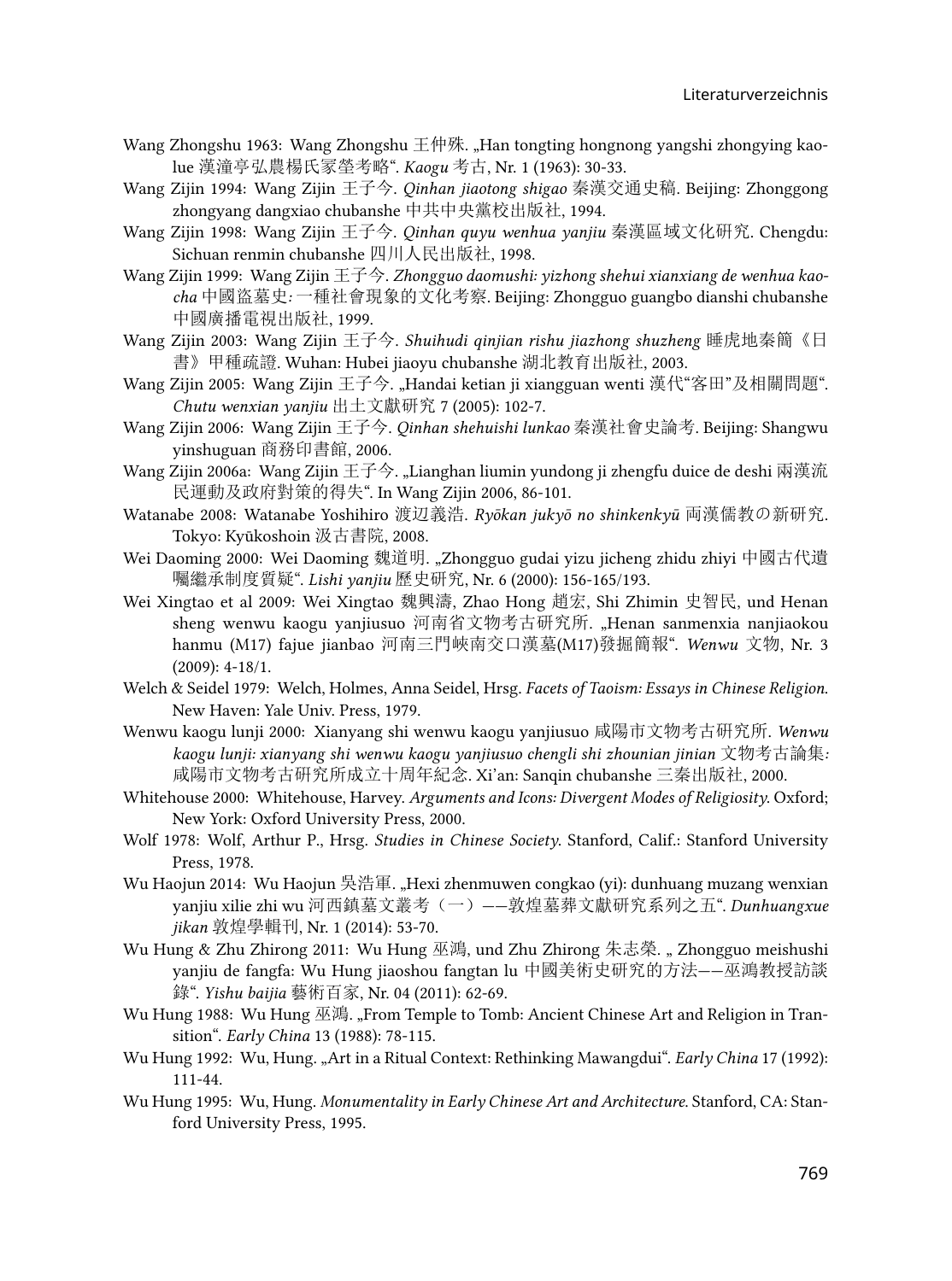Wang Zhongshu 1963: Wang Zhongshu 王仲殊. „Han tongting hongnong yangshi zhongying kaolue 漢潼亭弘農楊氏冢塋考略“. *Kaogu* 考古, Nr. 1 (1963): 30-33.

Wang Zijin 1994: Wang Zijin 王子今. *Qinhan jiaotong shigao* 秦漢交通史稿. Beijing: Zhonggong zhongyang dangxiao chubanshe 中共中央黨校出版社, 1994.

Wang Zijin 1998: Wang Zijin 王子今. *Qinhan quyu wenhua yanjiu* 秦漢區域文化研究. Chengdu: Sichuan renmin chubanshe 四川人民出版社, 1998.

Wang Zijin 1999: Wang Zijin 王子今. *Zhongguo daomushi: yizhong shehui xianxiang de wenhua kaocha* 中國盜墓史: 一種社會現象的文化考察. Beijing: Zhongguo guangbo dianshi chubanshe 中國廣播電視出版社, 1999.

Wang Zijin 2003: Wang Zijin 王子今. *Shuihudi qinjian rishu jiazhong shuzheng* 睡虎地秦簡《日書》甲種疏證. Wuhan: Hubei jiaoyu chubanshe 湖北教育出版社, 2003.

Wang Zijin 2005: Wang Zijin 王子今. „Handai ketian ji xiangguan wenti 漢代"客田"及相關問題“. *Chutu wenxian yanjiu* 出土文獻研究 7 (2005): 102-7.

Wang Zijin 2006: Wang Zijin 王子今. *Qinhan shehuishi lunkao* 秦漢社會史論考. Beijing: Shangwu yinshuguan 商務印書館, 2006.

Wang Zijin 2006a: Wang Zijin 王子今. „Lianghan liumin yundong ji zhengfu duice de deshi 兩漢流民運動及政府對策的得失“. In Wang Zijin 2006, 86-101.

Watanabe 2008: Watanabe Yoshihiro 渡辺義浩. *Ryōkan jukyō no shinkenkyū* 両漢儒教の新研究. Tokyo: Kyūkoshoin 汲古書院, 2008.

Wei Daoming 2000: Wei Daoming 魏道明. „Zhongguo gudai yizu jicheng zhidu zhiyi 中國古代遺囑繼承制度質疑“. *Lishi yanjiu* 歷史研究, Nr. 6 (2000): 156-165/193.

Wei Xingtao et al 2009: Wei Xingtao 魏興濤, Zhao Hong 趙宏, Shi Zhimin 史智民, und Henan sheng wenwu kaogu yanjiusuo 河南省文物考古研究所. „Henan sanmenxia nanjiaokou hanmu (M17) fajue jianbao 河南三門峽南交口漢墓(M17)發掘簡報“. *Wenwu* 文物, Nr. 3 (2009): 4-18/1.

Welch & Seidel 1979: Welch, Holmes, Anna Seidel, Hrsg. *Facets of Taoism: Essays in Chinese Religion.* New Haven: Yale Univ. Press, 1979.

Wenwu kaogu lunji 2000: Xianyang shi wenwu kaogu yanjiusuo 咸陽市文物考古研究所. *Wenwu kaogu lunji: xianyang shi wenwu kaogu yanjiusuo chengli shi zhounian jinian* 文物考古論集: 咸陽市文物考古研究所成立十周年紀念. Xi'an: Sanqin chubanshe 三秦出版社, 2000.

Whitehouse 2000: Whitehouse, Harvey. *Arguments and Icons: Divergent Modes of Religiosity.* Oxford; New York: Oxford University Press, 2000.

Wolf 1978: Wolf, Arthur P., Hrsg. *Studies in Chinese Society.* Stanford, Calif.: Stanford University Press, 1978.

Wu Haojun 2014: Wu Haojun 吳浩軍. „Hexi zhenmuwen congkao (yi): dunhuang muzang wenxian yanjiu xilie zhi wu 河西鎮墓文叢考（一）——敦煌墓葬文獻研究系列之五“. *Dunhuangxue jikan* 敦煌學輯刊, Nr. 1 (2014): 53-70.

Wu Hung & Zhu Zhirong 2011: Wu Hung 巫鴻, und Zhu Zhirong 朱志榮. „ Zhongguo meishushi yanjiu de fangfa: Wu Hung jiaoshou fangtan lu 中國美術史研究的方法——巫鴻教授訪談錄“. *Yishu baijia* 藝術百家, Nr. 04 (2011): 62-69.

Wu Hung 1988: Wu Hung 巫鴻. „From Temple to Tomb: Ancient Chinese Art and Religion in Transition“. *Early China* 13 (1988): 78-115.

Wu Hung 1992: Wu, Hung. „Art in a Ritual Context: Rethinking Mawangdui“. *Early China* 17 (1992): 111-44.

Wu Hung 1995: Wu, Hung. *Monumentality in Early Chinese Art and Architecture.* Stanford, CA: Stanford University Press, 1995.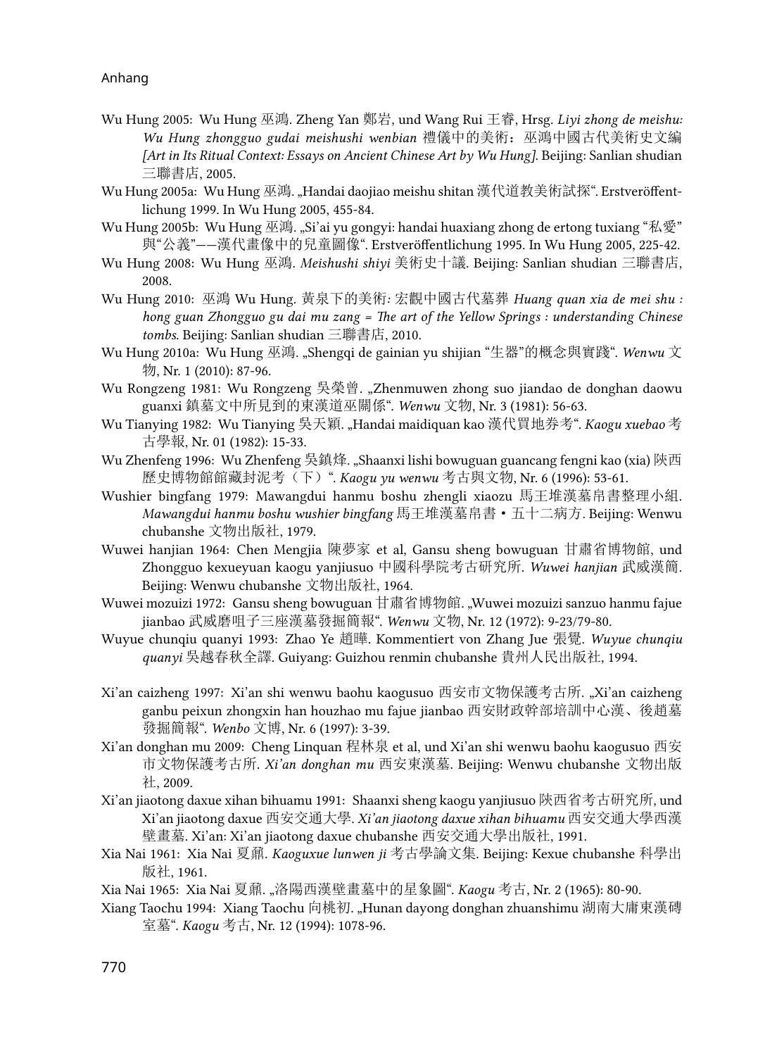Wu Hung 2005: Wu Hung 巫鴻. Zheng Yan 鄭岩, und Wang Rui 王睿, Hrsg. *Liyi zhong de meishu: Wu Hung zhongguo gudai meishushi wenbian* 禮儀中的美術：巫鴻中國古代美術史文編 *[Art in Its Ritual Context: Essays on Ancient Chinese Art by Wu Hung]*. Beijing: Sanlian shudian 三聯書店, 2005.

Wu Hung 2005a: Wu Hung 巫鴻. „Handai daojiao meishu shitan 漢代道教美術試探“. Erstveröffentlichung 1999. In Wu Hung 2005, 455-84.

Wu Hung 2005b: Wu Hung 巫鴻. „Si'ai yu gongyi: handai huaxiang zhong de ertong tuxiang "私愛"與"公義"——漢代畫像中的兒童圖像“. Erstveröffentlichung 1995. In Wu Hung 2005, 225-42.

Wu Hung 2008: Wu Hung 巫鴻. *Meishushi shiyi* 美術史十議. Beijing: Sanlian shudian 三聯書店, 2008.

Wu Hung 2010: 巫鴻 Wu Hung. 黃泉下的美術: 宏觀中國古代墓葬 *Huang quan xia de mei shu : hong guan Zhongguo gu dai mu zang = The art of the Yellow Springs : understanding Chinese tombs*. Beijing: Sanlian shudian 三聯書店, 2010.

Wu Hung 2010a: Wu Hung 巫鴻. „Shengqi de gainian yu shijian "生器"的概念與實踐“. *Wenwu* 文物, Nr. 1 (2010): 87-96.

Wu Rongzeng 1981: Wu Rongzeng 吳榮曾. „Zhenmuwen zhong suo jiandao de donghan daowu guanxi 鎮墓文中所見到的東漢道巫關係“. *Wenwu* 文物, Nr. 3 (1981): 56-63.

Wu Tianying 1982: Wu Tianying 吳天穎. „Handai maidiquan kao 漢代買地券考“. *Kaogu xuebao* 考古學報, Nr. 01 (1982): 15-33.

Wu Zhenfeng 1996: Wu Zhenfeng 吳鎮烽. „Shaanxi lishi bowuguan guancang fengni kao (xia) 陝西歷史博物館館藏封泥考（下）“. *Kaogu yu wenwu* 考古與文物, Nr. 6 (1996): 53-61.

Wushier bingfang 1979: Mawangdui hanmu boshu zhengli xiaozu 馬王堆漢墓帛書整理小組. *Mawangdui hanmu boshu wushier bingfang* 馬王堆漢墓帛書・五十二病方. Beijing: Wenwu chubanshe 文物出版社, 1979.

Wuwei hanjian 1964: Chen Mengjia 陳夢家 et al, Gansu sheng bowuguan 甘肅省博物館, und Zhongguo kexueyuan kaogu yanjiusuo 中國科學院考古研究所. *Wuwei hanjian* 武威漢簡. Beijing: Wenwu chubanshe 文物出版社, 1964.

Wuwei mozuizi 1972: Gansu sheng bowuguan 甘肅省博物館. „Wuwei mozuizi sanzuo hanmu fajue jianbao 武威磨咀子三座漢墓發掘簡報“. *Wenwu* 文物, Nr. 12 (1972): 9-23/79-80.

Wuyue chunqiu quanyi 1993: Zhao Ye 趙曄. Kommentiert von Zhang Jue 張覺. *Wuyue chunqiu quanyi* 吳越春秋全譯. Guiyang: Guizhou renmin chubanshe 貴州人民出版社, 1994.

Xi'an caizheng 1997: Xi'an shi wenwu baohu kaogusuo 西安市文物保護考古所. „Xi'an caizheng ganbu peixun zhongxin han houzhao mu fajue jianbao 西安財政幹部培訓中心漢、後趙墓發掘簡報“. *Wenbo* 文博, Nr. 6 (1997): 3-39.

Xi'an donghan mu 2009: Cheng Linquan 程林泉 et al, und Xi'an shi wenwu baohu kaogusuo 西安市文物保護考古所. *Xi'an donghan mu* 西安東漢墓. Beijing: Wenwu chubanshe 文物出版社, 2009.

Xi'an jiaotong daxue xihan bihuamu 1991: Shaanxi sheng kaogu yanjiusuo 陝西省考古研究所, und Xi'an jiaotong daxue 西安交通大學. *Xi'an jiaotong daxue xihan bihuamu* 西安交通大學西漢壁畫墓. Xi'an: Xi'an jiaotong daxue chubanshe 西安交通大學出版社, 1991.

Xia Nai 1961: Xia Nai 夏鼐. *Kaoguxue lunwen ji* 考古學論文集. Beijing: Kexue chubanshe 科學出版社, 1961.

Xia Nai 1965: Xia Nai 夏鼐. „洛陽西漢壁畫墓中的星象圖“. *Kaogu* 考古, Nr. 2 (1965): 80-90.

Xiang Taochu 1994: Xiang Taochu 向桃初. „Hunan dayong donghan zhuanshimu 湖南大庸東漢磚室墓“. *Kaogu* 考古, Nr. 12 (1994): 1078-96.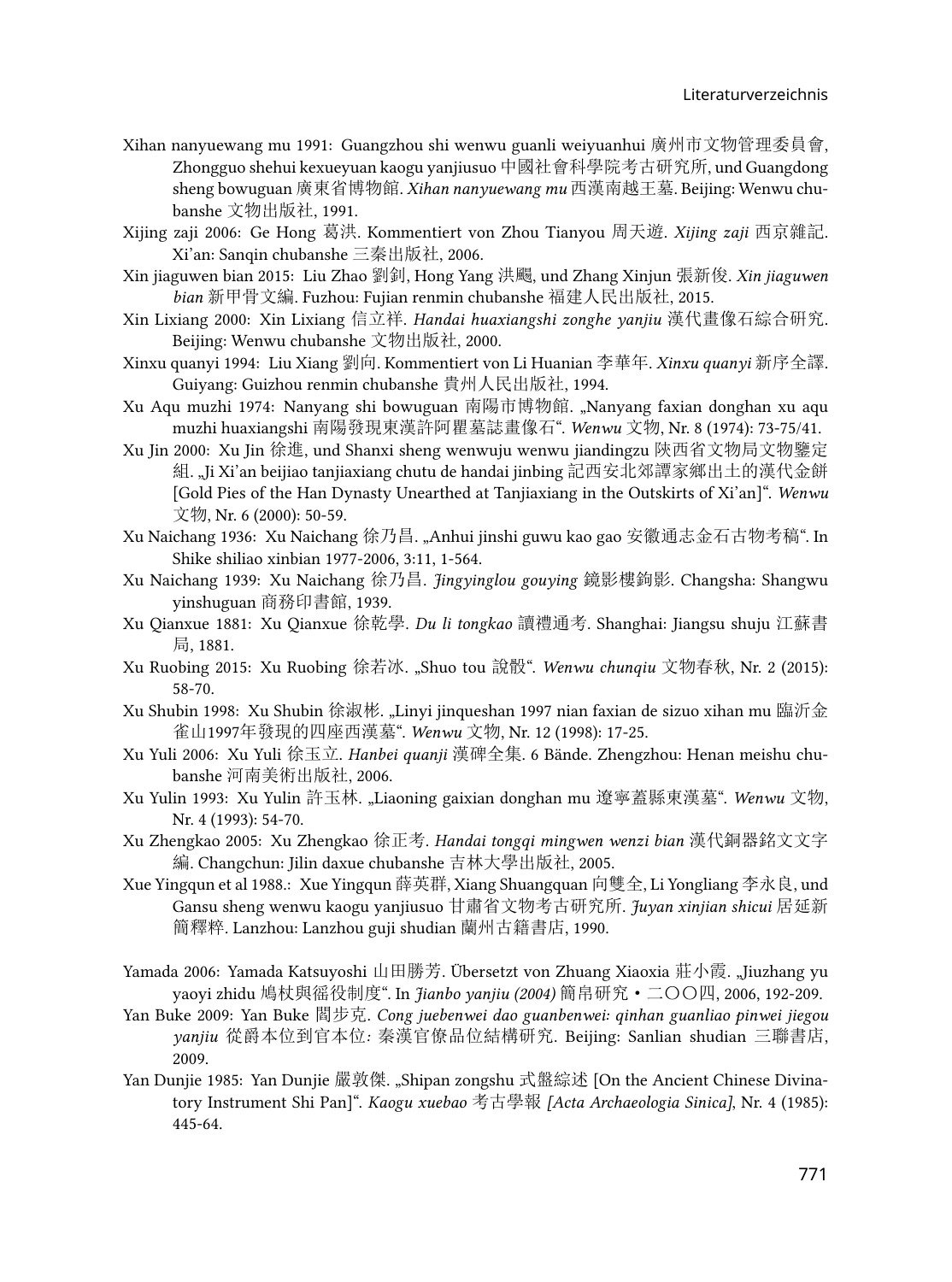Xihan nanyuewang mu 1991: Guangzhou shi wenwu guanli weiyuanhui 廣州市文物管理委員會, Zhongguo shehui kexueyuan kaogu yanjiusuo 中國社會科學院考古研究所, und Guangdong sheng bowuguan 廣東省博物館. *Xihan nanyuewang mu* 西漢南越王墓. Beijing: Wenwu chubanshe 文物出版社, 1991.

Xijing zaji 2006: Ge Hong 葛洪. Kommentiert von Zhou Tianyou 周天遊. *Xijing zaji* 西京雜記. Xi'an: Sanqin chubanshe 三秦出版社, 2006.

Xin jiaguwen bian 2015: Liu Zhao 劉釗, Hong Yang 洪颺, und Zhang Xinjun 張新俊. *Xin jiaguwen bian* 新甲骨文編. Fuzhou: Fujian renmin chubanshe 福建人民出版社, 2015.

Xin Lixiang 2000: Xin Lixiang 信立祥. *Handai huaxiangshi zonghe yanjiu* 漢代畫像石綜合研究. Beijing: Wenwu chubanshe 文物出版社, 2000.

Xinxu quanyi 1994: Liu Xiang 劉向. Kommentiert von Li Huanian 李華年. *Xinxu quanyi* 新序全譯. Guiyang: Guizhou renmin chubanshe 貴州人民出版社, 1994.

Xu Aqu muzhi 1974: Nanyang shi bowuguan 南陽市博物館. „Nanyang faxian donghan xu aqu muzhi huaxiangshi 南陽發現東漢許阿瞿墓誌畫像石". *Wenwu* 文物, Nr. 8 (1974): 73-75/41.

Xu Jin 2000: Xu Jin 徐進, und Shanxi sheng wenwuju wenwu jiandingzu 陝西省文物局文物鑒定組. „Ji Xi'an beijiao tanjiaxiang chutu de handai jinbing 記西安北郊譚家鄉出土的漢代金餅 [Gold Pies of the Han Dynasty Unearthed at Tanjiaxiang in the Outskirts of Xi'an]". *Wenwu* 文物, Nr. 6 (2000): 50-59.

Xu Naichang 1936: Xu Naichang 徐乃昌. „Anhui jinshi guwu kao gao 安徽通志金石古物考稿". In Shike shiliao xinbian 1977-2006, 3:11, 1-564.

Xu Naichang 1939: Xu Naichang 徐乃昌. *Jingyinglou gouying* 鏡影樓鉤影. Changsha: Shangwu yinshuguan 商務印書館, 1939.

Xu Qianxue 1881: Xu Qianxue 徐乾學. *Du li tongkao* 讀禮通考. Shanghai: Jiangsu shuju 江蘇書局, 1881.

Xu Ruobing 2015: Xu Ruobing 徐若冰. „Shuo tou 說骰". *Wenwu chunqiu* 文物春秋, Nr. 2 (2015): 58-70.

Xu Shubin 1998: Xu Shubin 徐淑彬. „Linyi jinqueshan 1997 nian faxian de sizuo xihan mu 臨沂金雀山1997年發現的四座西漢墓". *Wenwu* 文物, Nr. 12 (1998): 17-25.

Xu Yuli 2006: Xu Yuli 徐玉立. *Hanbei quanji* 漢碑全集. 6 Bände. Zhengzhou: Henan meishu chubanshe 河南美術出版社, 2006.

Xu Yulin 1993: Xu Yulin 許玉林. „Liaoning gaixian donghan mu 遼寧蓋縣東漢墓". *Wenwu* 文物, Nr. 4 (1993): 54-70.

Xu Zhengkao 2005: Xu Zhengkao 徐正考. *Handai tongqi mingwen wenzi bian* 漢代銅器銘文文字編. Changchun: Jilin daxue chubanshe 吉林大學出版社, 2005.

Xue Yingqun et al 1988.: Xue Yingqun 薛英群, Xiang Shuangquan 向雙全, Li Yongliang 李永良, und Gansu sheng wenwu kaogu yanjiusuo 甘肅省文物考古研究所. *Juyan xinjian shicui* 居延新簡釋粹. Lanzhou: Lanzhou guji shudian 蘭州古籍書店, 1990.

Yamada 2006: Yamada Katsuyoshi 山田勝芳. Übersetzt von Zhuang Xiaoxia 莊小霞. „Jiuzhang yu yaoyi zhidu 鳩杖與徭役制度". In *Jianbo yanjiu (2004)* 簡帛研究・二〇〇四, 2006, 192-209.

Yan Buke 2009: Yan Buke 閻步克. *Cong juebenwei dao guanbenwei: qinhan guanliao pinwei jiegou yanjiu* 從爵本位到官本位: 秦漢官僚品位結構研究. Beijing: Sanlian shudian 三聯書店, 2009.

Yan Dunjie 1985: Yan Dunjie 嚴敦傑. „Shipan zongshu 式盤綜述 [On the Ancient Chinese Divinatory Instrument Shi Pan]". *Kaogu xuebao* 考古學報 *[Acta Archaeologia Sinica]*, Nr. 4 (1985): 445-64.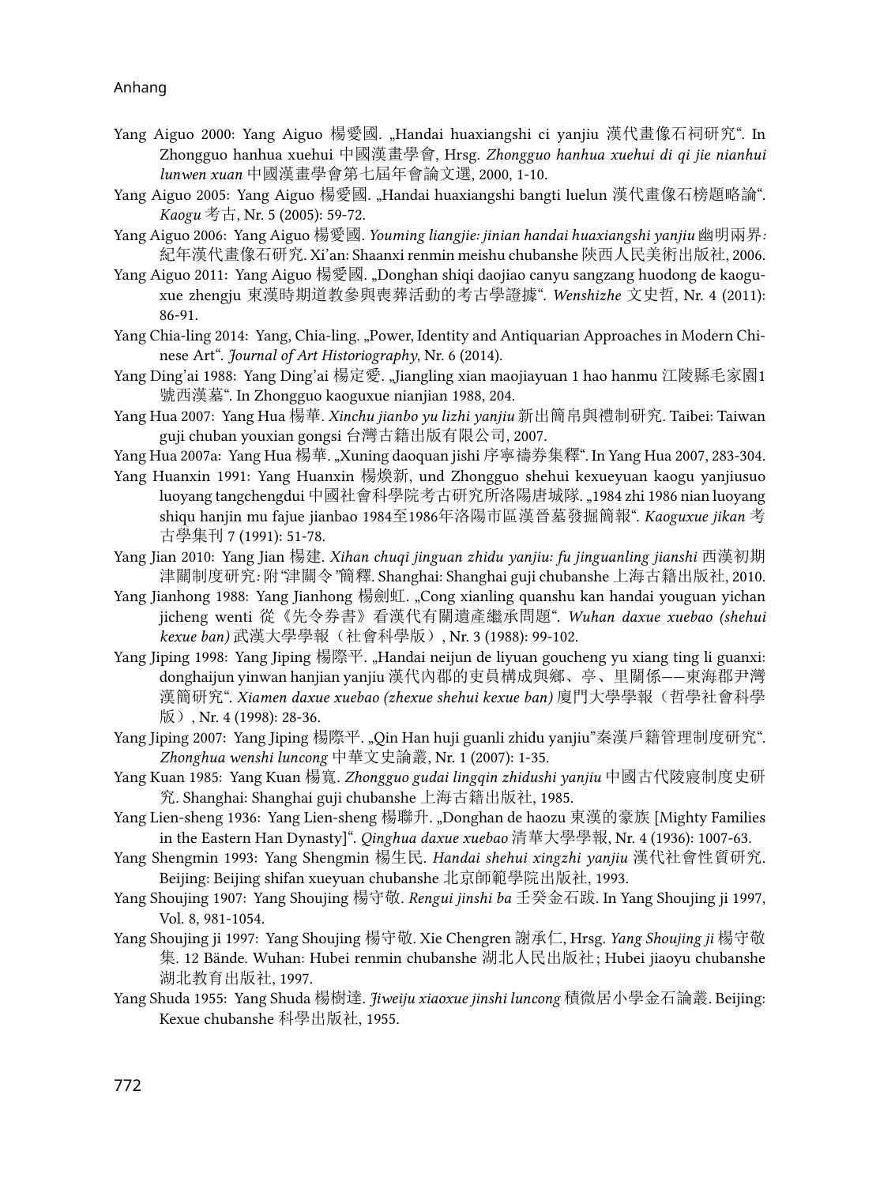Yang Aiguo 2000: Yang Aiguo 楊愛國. „Handai huaxiangshi ci yanjiu 漢代畫像石祠研究". In Zhongguo hanhua xuehui 中國漢畫學會, Hrsg. *Zhongguo hanhua xuehui di qi jie nianhui lunwen xuan* 中國漢畫學會第七屆年會論文選, 2000, 1-10.

Yang Aiguo 2005: Yang Aiguo 楊愛國. „Handai huaxiangshi bangti luelun 漢代畫像石榜題略論". *Kaogu* 考古, Nr. 5 (2005): 59-72.

Yang Aiguo 2006: Yang Aiguo 楊愛國. *Youming liangjie: jinian handai huaxiangshi yanjiu* 幽明兩界: 紀年漢代畫像石研究. Xi'an: Shaanxi renmin meishu chubanshe 陝西人民美術出版社, 2006.

Yang Aiguo 2011: Yang Aiguo 楊愛國. „Donghan shiqi daojiao canyu sangzang huodong de kaoguxue zhengju 東漢時期道教參與喪葬活動的考古學證據". *Wenshizhe* 文史哲, Nr. 4 (2011): 86-91.

Yang Chia-ling 2014: Yang, Chia-ling. „Power, Identity and Antiquarian Approaches in Modern Chinese Art". *Journal of Art Historiography*, Nr. 6 (2014).

Yang Ding'ai 1988: Yang Ding'ai 楊定愛. „Jiangling xian maojiayuan 1 hao hanmu 江陵縣毛家園1號西漢墓". In Zhongguo kaoguxue nianjian 1988, 204.

Yang Hua 2007: Yang Hua 楊華. *Xinchu jianbo yu lizhi yanjiu* 新出簡帛與禮制研究. Taibei: Taiwan guji chuban youxian gongsi 台灣古籍出版有限公司, 2007.

Yang Hua 2007a: Yang Hua 楊華. „Xuning daoquan jishi 序寧禱券集釋". In Yang Hua 2007, 283-304.

Yang Huanxin 1991: Yang Huanxin 楊煥新, und Zhongguo shehui kexueyuan kaogu yanjiusuo luoyang tangchengdui 中國社會科學院考古研究所洛陽唐城隊. „1984 zhi 1986 nian luoyang shiqu hanjin mu fajue jianbao 1984至1986年洛陽市區漢晉墓發掘簡報". *Kaoguxue jikan* 考古學集刊 7 (1991): 51-78.

Yang Jian 2010: Yang Jian 楊建. *Xihan chuqi jinguan zhidu yanjiu: fu jinguanling jianshi* 西漢初期津關制度研究: 附"津關令"簡釋. Shanghai: Shanghai guji chubanshe 上海古籍出版社, 2010.

Yang Jianhong 1988: Yang Jianhong 楊劍虹. „Cong xianling quanshu kan handai youguan yichan jicheng wenti 從《先令券書》看漢代有關遺產繼承問題". *Wuhan daxue xuebao (shehui kexue ban)* 武漢大學學報（社會科學版）, Nr. 3 (1988): 99-102.

Yang Jiping 1998: Yang Jiping 楊際平. „Handai neijun de liyuan goucheng yu xiang ting li guanxi: donghaijun yinwan hanjian yanjiu 漢代內郡的吏員構成與鄉、亭、里關係——東海郡尹灣漢簡研究". *Xiamen daxue xuebao (zhexue shehui kexue ban)* 廈門大學學報（哲學社會科學版）, Nr. 4 (1998): 28-36.

Yang Jiping 2007: Yang Jiping 楊際平. „Qin Han huji guanli zhidu yanjiu"秦漢戶籍管理制度研究". *Zhonghua wenshi luncong* 中華文史論叢, Nr. 1 (2007): 1-35.

Yang Kuan 1985: Yang Kuan 楊寬. *Zhongguo gudai lingqin zhidushi yanjiu* 中國古代陵寢制度史研究. Shanghai: Shanghai guji chubanshe 上海古籍出版社, 1985.

Yang Lien-sheng 1936: Yang Lien-sheng 楊聯升. „Donghan de haozu 東漢的豪族 [Mighty Families in the Eastern Han Dynasty]". *Qinghua daxue xuebao* 清華大學學報, Nr. 4 (1936): 1007-63.

Yang Shengmin 1993: Yang Shengmin 楊生民. *Handai shehui xingzhi yanjiu* 漢代社會性質研究. Beijing: Beijing shifan xueyuan chubanshe 北京師範學院出版社, 1993.

Yang Shoujing 1907: Yang Shoujing 楊守敬. *Rengui jinshi ba* 壬癸金石跋. In Yang Shoujing ji 1997, Vol. 8, 981-1054.

Yang Shoujing ji 1997: Yang Shoujing 楊守敬. Xie Chengren 謝承仁, Hrsg. *Yang Shoujing ji* 楊守敬集. 12 Bände. Wuhan: Hubei renmin chubanshe 湖北人民出版社; Hubei jiaoyu chubanshe 湖北教育出版社, 1997.

Yang Shuda 1955: Yang Shuda 楊樹達. *Jiweiju xiaoxue jinshi luncong* 積微居小學金石論叢. Beijing: Kexue chubanshe 科學出版社, 1955.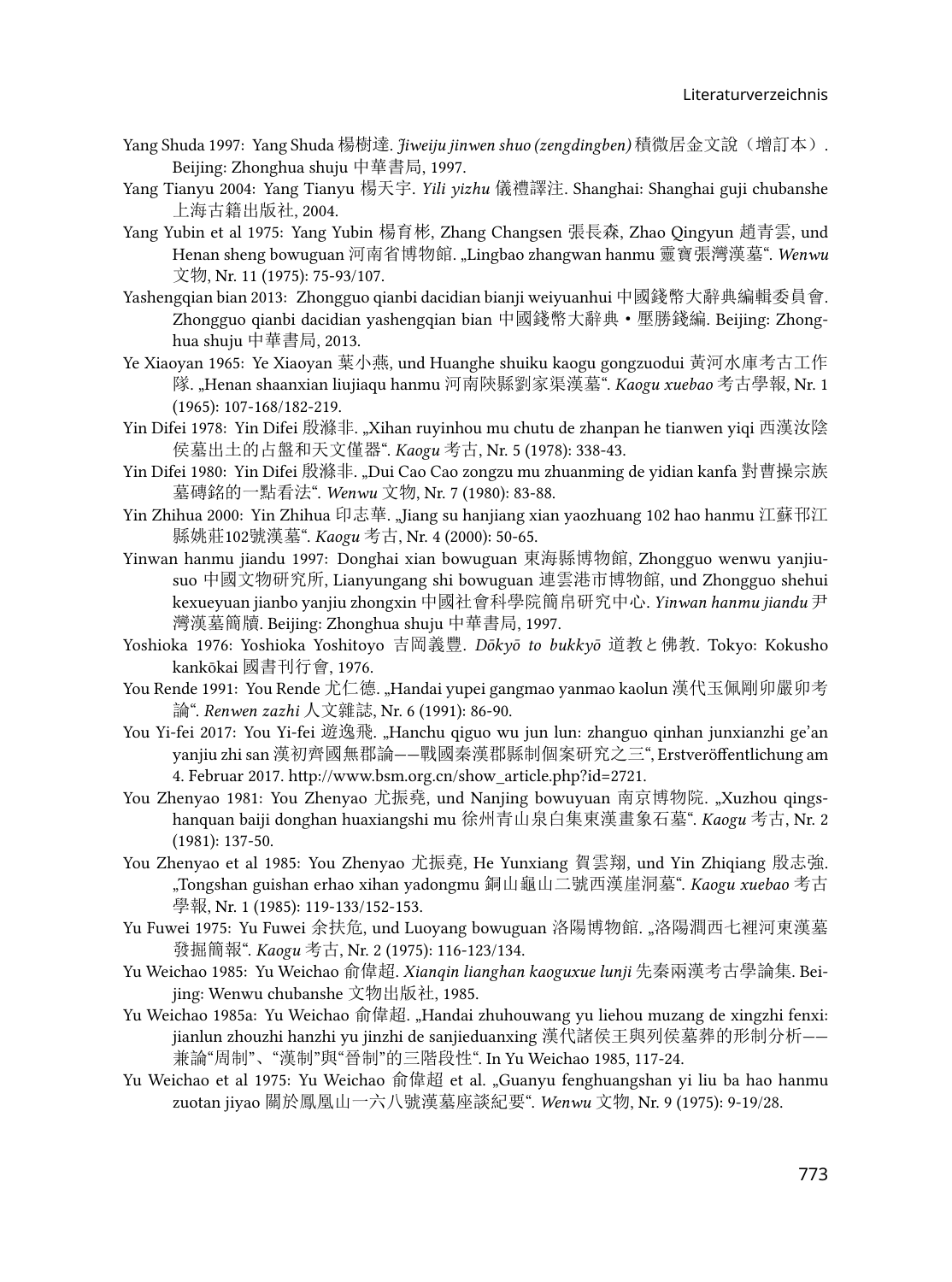Yang Shuda 1997: Yang Shuda 楊樹達. *Jiweiju jinwen shuo (zengdingben)* 積微居金文說（增訂本）. Beijing: Zhonghua shuju 中華書局, 1997.

Yang Tianyu 2004: Yang Tianyu 楊天宇. *Yili yizhu* 儀禮譯注. Shanghai: Shanghai guji chubanshe 上海古籍出版社, 2004.

Yang Yubin et al 1975: Yang Yubin 楊育彬, Zhang Changsen 張長森, Zhao Qingyun 趙青雲, und Henan sheng bowuguan 河南省博物館. „Lingbao zhangwan hanmu 靈寶張灣漢墓". *Wenwu* 文物, Nr. 11 (1975): 75-93/107.

Yashengqian bian 2013: Zhongguo qianbi dacidian bianji weiyuanhui 中國錢幣大辭典編輯委員會. Zhongguo qianbi dacidian yashengqian bian 中國錢幣大辭典・壓勝錢編. Beijing: Zhonghua shuju 中華書局, 2013.

Ye Xiaoyan 1965: Ye Xiaoyan 葉小燕, und Huanghe shuiku kaogu gongzuodui 黃河水庫考古工作隊. „Henan shaanxian liujiaqu hanmu 河南陝縣劉家渠漢墓". *Kaogu xuebao* 考古學報, Nr. 1 (1965): 107-168/182-219.

Yin Difei 1978: Yin Difei 殷滌非. „Xihan ruyinhou mu chutu de zhanpan he tianwen yiqi 西漢汝陰侯墓出土的占盤和天文儀器". *Kaogu* 考古, Nr. 5 (1978): 338-43.

Yin Difei 1980: Yin Difei 殷滌非. „Dui Cao Cao zongzu mu zhuanming de yidian kanfa 對曹操宗族墓磚銘的一點看法". *Wenwu* 文物, Nr. 7 (1980): 83-88.

Yin Zhihua 2000: Yin Zhihua 印志華. „Jiang su hanjiang xian yaozhuang 102 hao hanmu 江蘇邗江縣姚莊102號漢墓". *Kaogu* 考古, Nr. 4 (2000): 50-65.

Yinwan hanmu jiandu 1997: Donghai xian bowuguan 東海縣博物館, Zhongguo wenwu yanjiusuo 中國文物研究所, Lianyungang shi bowuguan 連雲港市博物館, und Zhongguo shehui kexueyuan jianbo yanjiu zhongxin 中國社會科學院簡帛研究中心. *Yinwan hanmu jiandu* 尹灣漢墓簡牘. Beijing: Zhonghua shuju 中華書局, 1997.

Yoshioka 1976: Yoshioka Yoshitoyo 吉岡義豐. *Dōkyō to bukkyō* 道教と佛教. Tokyo: Kokusho kankōkai 國書刊行會, 1976.

You Rende 1991: You Rende 尤仁德. „Handai yupei gangmao yanmao kaolun 漢代玉佩剛卯嚴卯考論". *Renwen zazhi* 人文雜誌, Nr. 6 (1991): 86-90.

You Yi-fei 2017: You Yi-fei 遊逸飛. „Hanchu qiguo wu jun lun: zhanguo qinhan junxianzhi ge'an yanjiu zhi san 漢初齊國無郡論——戰國秦漢郡縣制個案研究之三", Erstveröffentlichung am 4. Februar 2017. http://www.bsm.org.cn/show_article.php?id=2721.

You Zhenyao 1981: You Zhenyao 尤振堯, und Nanjing bowuyuan 南京博物院. „Xuzhou qingshanquan baiji donghan huaxiangshi mu 徐州青山泉白集東漢畫象石墓". *Kaogu* 考古, Nr. 2 (1981): 137-50.

You Zhenyao et al 1985: You Zhenyao 尤振堯, He Yunxiang 賀雲翔, und Yin Zhiqiang 殷志強. „Tongshan guishan erhao xihan yadongmu 銅山龜山二號西漢崖洞墓". *Kaogu xuebao* 考古學報, Nr. 1 (1985): 119-133/152-153.

Yu Fuwei 1975: Yu Fuwei 余扶危, und Luoyang bowuguan 洛陽博物館. „洛陽澗西七裡河東漢墓發掘簡報". *Kaogu* 考古, Nr. 2 (1975): 116-123/134.

Yu Weichao 1985: Yu Weichao 俞偉超. *Xianqin lianghan kaoguxue lunji* 先秦兩漢考古學論集. Beijing: Wenwu chubanshe 文物出版社, 1985.

Yu Weichao 1985a: Yu Weichao 俞偉超. „Handai zhuhouwang yu liehou muzang de xingzhi fenxi: jianlun zhouzhi hanzhi yu jinzhi de sanjieduanxing 漢代諸侯王與列侯墓葬的形制分析——兼論"周制"、"漢制"與"晉制"的三階段性". In Yu Weichao 1985, 117-24.

Yu Weichao et al 1975: Yu Weichao 俞偉超 et al. „Guanyu fenghuangshan yi liu ba hao hanmu zuotan jiyao 關於鳳凰山一六八號漢墓座談紀要". *Wenwu* 文物, Nr. 9 (1975): 9-19/28.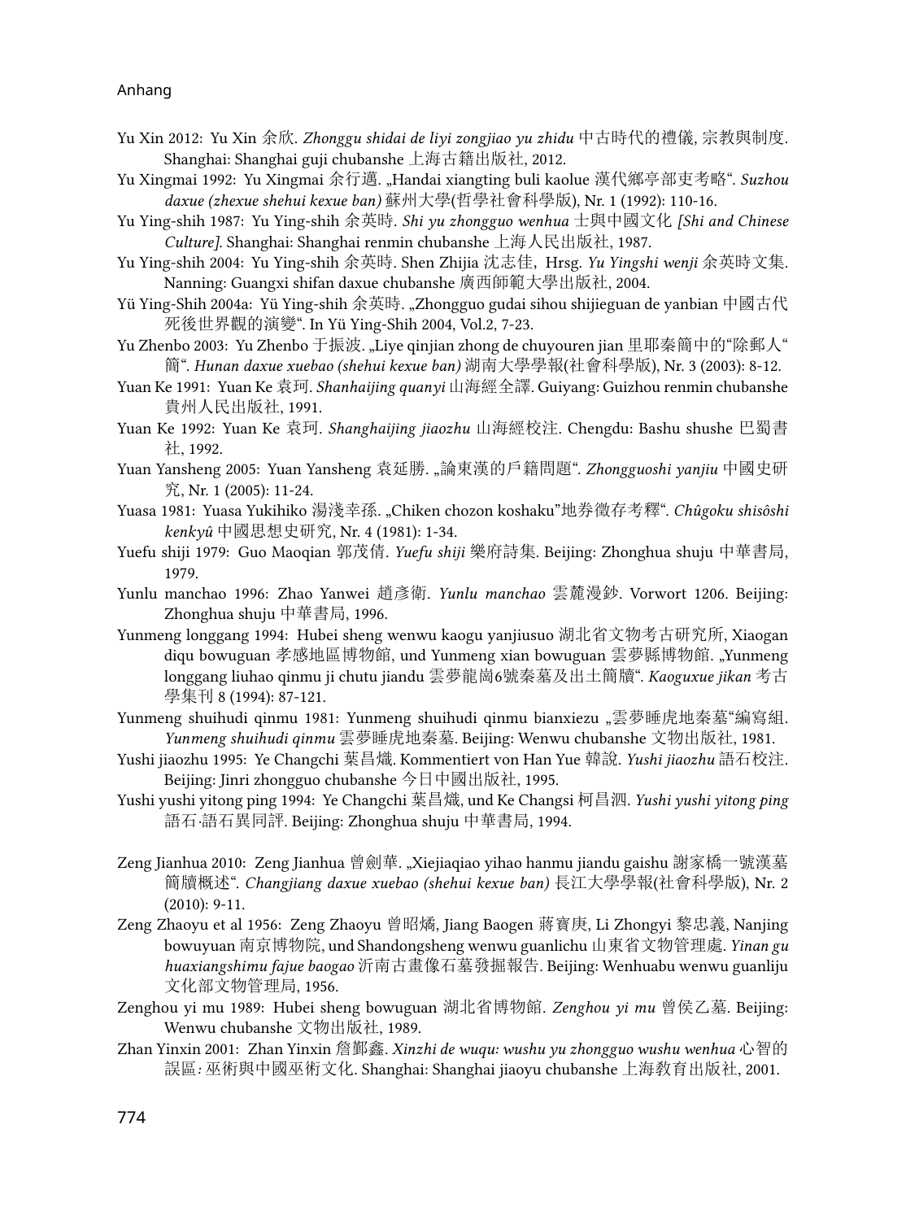Yu Xin 2012: Yu Xin 余欣. *Zhonggu shidai de liyi zongjiao yu zhidu* 中古時代的禮儀, 宗教與制度. Shanghai: Shanghai guji chubanshe 上海古籍出版社, 2012.

Yu Xingmai 1992: Yu Xingmai 余行邁. „Handai xiangting buli kaolue 漢代鄉亭部吏考略“. *Suzhou daxue (zhexue shehui kexue ban)* 蘇州大學(哲學社會科學版), Nr. 1 (1992): 110-16.

Yu Ying-shih 1987: Yu Ying-shih 余英時. *Shi yu zhongguo wenhua* 士與中國文化 *[Shi and Chinese Culture]*. Shanghai: Shanghai renmin chubanshe 上海人民出版社, 1987.

Yu Ying-shih 2004: Yu Ying-shih 余英時. Shen Zhijia 沈志佳, Hrsg. *Yu Yingshi wenji* 余英時文集. Nanning: Guangxi shifan daxue chubanshe 廣西師範大學出版社, 2004.

Yü Ying-Shih 2004a: Yü Ying-shih 余英時. „Zhongguo gudai sihou shijieguan de yanbian 中國古代死後世界觀的演變“. In Yü Ying-Shih 2004, Vol.2, 7-23.

Yu Zhenbo 2003: Yu Zhenbo 于振波. „Liye qinjian zhong de chuyouren jian 里耶秦簡中的"除郵人"簡“. *Hunan daxue xuebao (shehui kexue ban)* 湖南大學學報(社會科學版), Nr. 3 (2003): 8-12.

Yuan Ke 1991: Yuan Ke 袁珂. *Shanhaijing quanyi* 山海經全譯. Guiyang: Guizhou renmin chubanshe 貴州人民出版社, 1991.

Yuan Ke 1992: Yuan Ke 袁珂. *Shanghaijing jiaozhu* 山海經校注. Chengdu: Bashu shushe 巴蜀書社, 1992.

Yuan Yansheng 2005: Yuan Yansheng 袁延勝. „論東漢的戶籍問題“. *Zhongguoshi yanjiu* 中國史研究, Nr. 1 (2005): 11-24.

Yuasa 1981: Yuasa Yukihiko 湯淺幸孫. „Chiken chozon koshaku"地券徵存考釋“. *Chûgoku shisôshi kenkyû* 中國思想史研究, Nr. 4 (1981): 1-34.

Yuefu shiji 1979: Guo Maoqian 郭茂倩. *Yuefu shiji* 樂府詩集. Beijing: Zhonghua shuju 中華書局, 1979.

Yunlu manchao 1996: Zhao Yanwei 趙彥衛. *Yunlu manchao* 雲麓漫鈔. Vorwort 1206. Beijing: Zhonghua shuju 中華書局, 1996.

Yunmeng longgang 1994: Hubei sheng wenwu kaogu yanjiusuo 湖北省文物考古研究所, Xiaogan diqu bowuguan 孝感地區博物館, und Yunmeng xian bowuguan 雲夢縣博物館. „Yunmeng longgang liuhao qinmu ji chutu jiandu 雲夢龍崗6號秦墓及出土簡牘“. *Kaoguxue jikan* 考古學集刊 8 (1994): 87-121.

Yunmeng shuihudi qinmu 1981: Yunmeng shuihudi qinmu bianxiezu „雲夢睡虎地秦墓"編寫組. *Yunmeng shuihudi qinmu* 雲夢睡虎地秦墓. Beijing: Wenwu chubanshe 文物出版社, 1981.

Yushi jiaozhu 1995: Ye Changchi 葉昌熾. Kommentiert von Han Yue 韓說. *Yushi jiaozhu* 語石校注. Beijing: Jinri zhongguo chubanshe 今日中國出版社, 1995.

Yushi yushi yitong ping 1994: Ye Changchi 葉昌熾, und Ke Changsi 柯昌泗. *Yushi yushi yitong ping* 語石·語石異同評. Beijing: Zhonghua shuju 中華書局, 1994.

Zeng Jianhua 2010: Zeng Jianhua 曾劍華. „Xiejiaqiao yihao hanmu jiandu gaishu 謝家橋一號漢墓簡牘概述“. *Changjiang daxue xuebao (shehui kexue ban)* 長江大學學報(社會科學版), Nr. 2 (2010): 9-11.

Zeng Zhaoyu et al 1956: Zeng Zhaoyu 曾昭燏, Jiang Baogen 蔣寶庚, Li Zhongyi 黎忠義, Nanjing bowuyuan 南京博物院, und Shandongsheng wenwu guanlichu 山東省文物管理處. *Yinan gu huaxiangshimu fajue baogao* 沂南古畫像石墓發掘報告. Beijing: Wenhuabu wenwu guanliju 文化部文物管理局, 1956.

Zenghou yi mu 1989: Hubei sheng bowuguan 湖北省博物館. *Zenghou yi mu* 曾侯乙墓. Beijing: Wenwu chubanshe 文物出版社, 1989.

Zhan Yinxin 2001: Zhan Yinxin 詹鄞鑫. *Xinzhi de wuqu: wushu yu zhongguo wushu wenhua* 心智的誤區: 巫術與中國巫術文化. Shanghai: Shanghai jiaoyu chubanshe 上海教育出版社, 2001.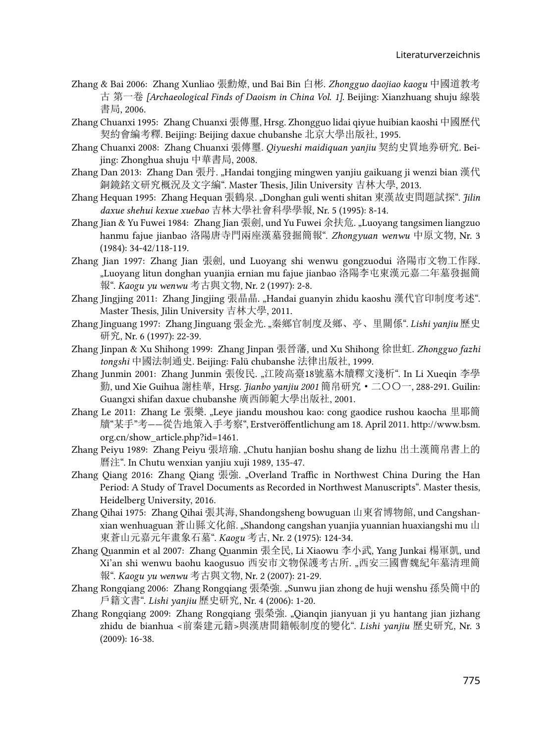Zhang & Bai 2006: Zhang Xunliao 張勳燎, und Bai Bin 白彬. *Zhongguo daojiao kaogu* 中國道教考古 第一卷 *[Archaeological Finds of Daoism in China Vol. 1]*. Beijing: Xianzhuang shuju 線裝書局, 2006.

Zhang Chuanxi 1995: Zhang Chuanxi 張傳璽, Hrsg. Zhongguo lidai qiyue huibian kaoshi 中國歷代契約會編考釋. Beijing: Beijing daxue chubanshe 北京大學出版社, 1995.

Zhang Chuanxi 2008: Zhang Chuanxi 張傳璽. *Qiyueshi maidiquan yanjiu* 契約史買地券研究. Beijing: Zhonghua shuju 中華書局, 2008.

Zhang Dan 2013: Zhang Dan 張丹. „Handai tongjing mingwen yanjiu gaikuang ji wenzi bian 漢代銅鏡銘文研究概況及文字編". Master Thesis, Jilin University 吉林大學, 2013.

Zhang Hequan 1995: Zhang Hequan 張鶴泉. „Donghan guli wenti shitan 東漢故吏問題試探". *Jilin daxue shehui kexue xuebao* 吉林大學社會科學學報, Nr. 5 (1995): 8-14.

Zhang Jian & Yu Fuwei 1984: Zhang Jian 張劍, und Yu Fuwei 余扶危. „Luoyang tangsimen liangzuo hanmu fajue jianbao 洛陽唐寺門兩座漢墓發掘簡報". *Zhongyuan wenwu* 中原文物, Nr. 3 (1984): 34-42/118-119.

Zhang Jian 1997: Zhang Jian 張劍, und Luoyang shi wenwu gongzuodui 洛陽市文物工作隊. „Luoyang litun donghan yuanjia ernian mu fajue jianbao 洛陽李屯東漢元嘉二年墓發掘簡報". *Kaogu yu wenwu* 考古與文物, Nr. 2 (1997): 2-8.

Zhang Jingjing 2011: Zhang Jingjing 張晶晶. „Handai guanyin zhidu kaoshu 漢代官印制度考述". Master Thesis, Jilin University 吉林大學, 2011.

Zhang Jinguang 1997: Zhang Jinguang 張金光. „秦鄉官制度及鄉、亭、里關係". *Lishi yanjiu* 歷史研究, Nr. 6 (1997): 22-39.

Zhang Jinpan & Xu Shihong 1999: Zhang Jinpan 張晉藩, und Xu Shihong 徐世虹. *Zhongguo fazhi tongshi* 中國法制通史. Beijing: Falü chubanshe 法律出版社, 1999.

Zhang Junmin 2001: Zhang Junmin 張俊民. „江陵高臺18號墓木牘釋文淺析". In Li Xueqin 李學勤, und Xie Guihua 謝桂華, Hrsg. *Jianbo yanjiu 2001* 簡帛研究・二〇〇一, 288-291. Guilin: Guangxi shifan daxue chubanshe 廣西師範大學出版社, 2001.

Zhang Le 2011: Zhang Le 張樂. „Leye jiandu moushou kao: cong gaodice rushou kaocha 里耶簡牘"某手"考——從告地策入手考察", Erstveröffentlichung am 18. April 2011. http://www.bsm.org.cn/show_article.php?id=1461.

Zhang Peiyu 1989: Zhang Peiyu 張培瑜. „Chutu hanjian boshu shang de lizhu 出土漢簡帛書上的曆注". In Chutu wenxian yanjiu xuji 1989, 135-47.

Zhang Qiang 2016: Zhang Qiang 張強. „Overland Traffic in Northwest China During the Han Period: A Study of Travel Documents as Recorded in Northwest Manuscripts". Master thesis, Heidelberg University, 2016.

Zhang Qihai 1975: Zhang Qihai 張其海, Shandongsheng bowuguan 山東省博物館, und Cangshanxian wenhuaguan 蒼山縣文化館. „Shandong cangshan yuanjia yuannian huaxiangshi mu 山東蒼山元嘉元年畫象石墓". *Kaogu* 考古, Nr. 2 (1975): 124-34.

Zhang Quanmin et al 2007: Zhang Quanmin 張全民, Li Xiaowu 李小武, Yang Junkai 楊軍凱, und Xi'an shi wenwu baohu kaogusuo 西安市文物保護考古所. „西安三國曹魏紀年墓清理簡報". *Kaogu yu wenwu* 考古與文物, Nr. 2 (2007): 21-29.

Zhang Rongqiang 2006: Zhang Rongqiang 張榮強. „Sunwu jian zhong de huji wenshu 孫吳簡中的戶籍文書". *Lishi yanjiu* 歷史研究, Nr. 4 (2006): 1-20.

Zhang Rongqiang 2009: Zhang Rongqiang 張榮強. „Qianqin jianyuan ji yu hantang jian jizhang zhidu de bianhua <前秦建元籍>與漢唐間籍帳制度的變化". *Lishi yanjiu* 歷史研究, Nr. 3 (2009): 16-38.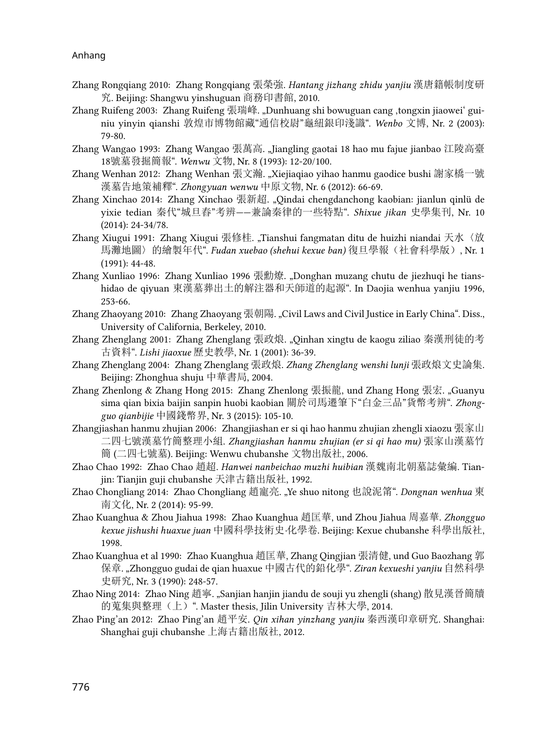Zhang Rongqiang 2010: Zhang Rongqiang 張榮強. *Hantang jizhang zhidu yanjiu* 漢唐籍帳制度研究. Beijing: Shangwu yinshuguan 商務印書館, 2010.

Zhang Ruifeng 2003: Zhang Ruifeng 張瑞峰. „Dunhuang shi bowuguan cang ‚tongxin jiaowei' guiniu yinyin qianshi 敦煌市博物館藏"通信校尉"龜紐銀印淺識". *Wenbo* 文博, Nr. 2 (2003): 79-80.

Zhang Wangao 1993: Zhang Wangao 張萬高. „Jiangling gaotai 18 hao mu fajue jianbao 江陵高臺18號墓發掘簡報". *Wenwu* 文物, Nr. 8 (1993): 12-20/100.

Zhang Wenhan 2012: Zhang Wenhan 張文瀚. „Xiejiaqiao yihao hanmu gaodice bushi 謝家橋一號漢墓告地策補釋". *Zhongyuan wenwu* 中原文物, Nr. 6 (2012): 66-69.

Zhang Xinchao 2014: Zhang Xinchao 張新超. „Qindai chengdanchong kaobian: jianlun qinlü de yixie tedian 秦代"城旦舂"考辨——兼論秦律的一些特點". *Shixue jikan* 史學集刊, Nr. 10 (2014): 24-34/78.

Zhang Xiugui 1991: Zhang Xiugui 張修桂. „Tianshui fangmatan ditu de huizhi niandai 天水〈放馬灘地圖〉的繪製年代". *Fudan xuebao (shehui kexue ban)* 復旦學報（社會科學版）, Nr. 1 (1991): 44-48.

Zhang Xunliao 1996: Zhang Xunliao 1996 張勳燎. „Donghan muzang chutu de jiezhuqi he tianshidao de qiyuan 東漢墓葬出土的解注器和天師道的起源". In Daojia wenhua yanjiu 1996, 253-66.

Zhang Zhaoyang 2010: Zhang Zhaoyang 張朝陽. „Civil Laws and Civil Justice in Early China". Diss., University of California, Berkeley, 2010.

Zhang Zhenglang 2001: Zhang Zhenglang 張政烺. „Qinhan xingtu de kaogu ziliao 秦漢刑徒的考古資料". *Lishi jiaoxue* 歷史教學, Nr. 1 (2001): 36-39.

Zhang Zhenglang 2004: Zhang Zhenglang 張政烺. *Zhang Zhenglang wenshi lunji* 張政烺文史論集. Beijing: Zhonghua shuju 中華書局, 2004.

Zhang Zhenlong & Zhang Hong 2015: Zhang Zhenlong 張振龍, und Zhang Hong 張宏. „Guanyu sima qian bixia baijin sanpin huobi kaobian 關於司馬遷筆下"白金三品"貨幣考辨". *Zhongguo qianbijie* 中國錢幣界, Nr. 3 (2015): 105-10.

Zhangjiashan hanmu zhujian 2006: Zhangjiashan er si qi hao hanmu zhujian zhengli xiaozu 張家山二四七號漢墓竹簡整理小組. *Zhangjiashan hanmu zhujian (er si qi hao mu)* 張家山漢墓竹簡 (二四七號墓). Beijing: Wenwu chubanshe 文物出版社, 2006.

Zhao Chao 1992: Zhao Chao 趙超. *Hanwei nanbeichao muzhi huibian* 漢魏南北朝墓誌彙編. Tianjin: Tianjin guji chubanshe 天津古籍出版社, 1992.

Zhao Chongliang 2014: Zhao Chongliang 趙寵亮. „Ye shuo nitong 也說泥筩". *Dongnan wenhua* 東南文化, Nr. 2 (2014): 95-99.

Zhao Kuanghua & Zhou Jiahua 1998: Zhao Kuanghua 趙匡華, und Zhou Jiahua 周嘉華. *Zhongguo kexue jishushi huaxue juan* 中國科學技術史·化學卷. Beijing: Kexue chubanshe 科學出版社, 1998.

Zhao Kuanghua et al 1990: Zhao Kuanghua 趙匡華, Zhang Qingjian 張清健, und Guo Baozhang 郭保章. „Zhongguo gudai de qian huaxue 中國古代的鉛化學". *Ziran kexueshi yanjiu* 自然科學史研究, Nr. 3 (1990): 248-57.

Zhao Ning 2014: Zhao Ning 趙寧. „Sanjian hanjin jiandu de souji yu zhengli (shang) 散見漢晉簡牘的蒐集與整理（上）". Master thesis, Jilin University 吉林大學, 2014.

Zhao Ping'an 2012: Zhao Ping'an 趙平安. *Qin xihan yinzhang yanjiu* 秦西漢印章研究. Shanghai: Shanghai guji chubanshe 上海古籍出版社, 2012.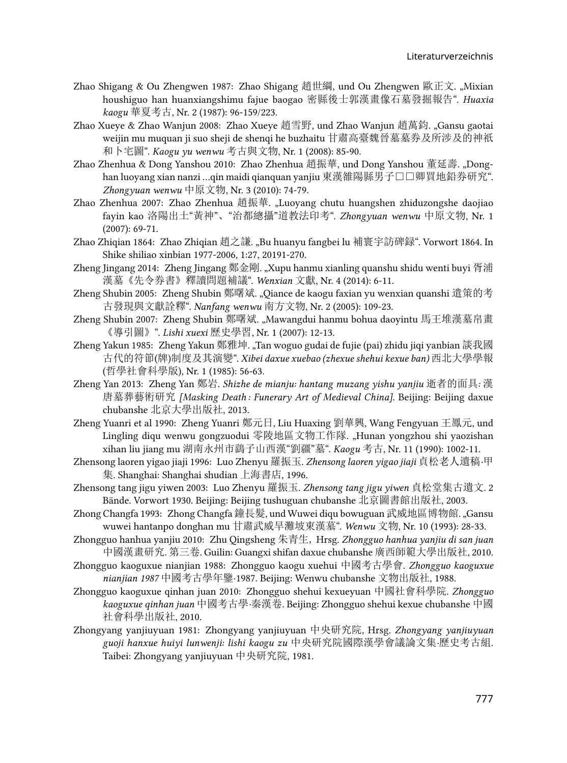Zhao Shigang & Ou Zhengwen 1987: Zhao Shigang 趙世綱, und Ou Zhengwen 歐正文. „Mixian houshiguo han huanxiangshimu fajue baogao 密縣後士郭漢畫像石墓發掘報告". *Huaxia kaogu* 華夏考古, Nr. 2 (1987): 96-159/223.

Zhao Xueye & Zhao Wanjun 2008: Zhao Xueye 趙雪野, und Zhao Wanjun 趙萬鈞. „Gansu gaotai weijin mu muquan ji suo sheji de shenqi he buzhaitu 甘肅高臺魏晉墓墓券及所涉及的神祇和卜宅圖". *Kaogu yu wenwu* 考古與文物, Nr. 1 (2008): 85-90.

Zhao Zhenhua & Dong Yanshou 2010: Zhao Zhenhua 趙振華, und Dong Yanshou 董延壽. „Donghan luoyang xian nanzi …qin maidi qianquan yanjiu 東漢雒陽縣男子□□卿買地鉛券研究". *Zhongyuan wenwu* 中原文物, Nr. 3 (2010): 74-79.

Zhao Zhenhua 2007: Zhao Zhenhua 趙振華. „Luoyang chutu huangshen zhiduzongshe daojiao fayin kao 洛陽出土"黃神"、"治都總攝"道教法印考". *Zhongyuan wenwu* 中原文物, Nr. 1 (2007): 69-71.

Zhao Zhiqian 1864: Zhao Zhiqian 趙之謙. „Bu huanyu fangbei lu 補寰宇訪碑録". Vorwort 1864. In Shike shiliao xinbian 1977-2006, 1:27, 20191-270.

Zheng Jingang 2014: Zheng Jingang 鄭金剛. „Xupu hanmu xianling quanshu shidu wenti buyi 胥浦漢墓《先令券書》釋讀問題補議". *Wenxian* 文獻, Nr. 4 (2014): 6-11.

Zheng Shubin 2005: Zheng Shubin 鄭曙斌. „Qiance de kaogu faxian yu wenxian quanshi 遣策的考古發現與文獻詮釋". *Nanfang wenwu* 南方文物, Nr. 2 (2005): 109-23.

Zheng Shubin 2007: Zheng Shubin 鄭曙斌. „Mawangdui hanmu bohua daoyintu 馬王堆漢墓帛畫《導引圖》". *Lishi xuexi* 歷史學習, Nr. 1 (2007): 12-13.

Zheng Yakun 1985: Zheng Yakun 鄭雅坤. „Tan woguo gudai de fujie (pai) zhidu jiqi yanbian 談我國古代的符節(牌)制度及其演變". *Xibei daxue xuebao (zhexue shehui kexue ban)* 西北大學學報(哲學社會科學版), Nr. 1 (1985): 56-63.

Zheng Yan 2013: Zheng Yan 鄭岩. *Shizhe de mianju: hantang muzang yishu yanjiu* 逝者的面具: 漢唐墓葬藝術研究 *[Masking Death: Funerary Art of Medieval China]*. Beijing: Beijing daxue chubanshe 北京大學出版社, 2013.

Zheng Yuanri et al 1990: Zheng Yuanri 鄭元日, Liu Huaxing 劉華興, Wang Fengyuan 王鳳元, und Lingling diqu wenwu gongzuodui 零陵地區文物工作隊. „Hunan yongzhou shi yaozishan xihan liu jiang mu 湖南永州市鷂子山西漢"劉疆"墓". *Kaogu* 考古, Nr. 11 (1990): 1002-11.

Zhensong laoren yigao jiaji 1996: Luo Zhenyu 羅振玉. *Zhensong laoren yigao jiaji* 貞松老人遺稿·甲集. Shanghai: Shanghai shudian 上海書店, 1996.

Zhensong tang jigu yiwen 2003: Luo Zhenyu 羅振玉. *Zhensong tang jigu yiwen* 貞松堂集古遺文. 2 Bände. Vorwort 1930. Beijing: Beijing tushuguan chubanshe 北京圖書館出版社, 2003.

Zhong Changfa 1993: Zhong Changfa 鐘長髮, und Wuwei diqu bowuguan 武威地區博物館. „Gansu wuwei hantanpo donghan mu 甘肅武威旱灘坡東漢墓". *Wenwu* 文物, Nr. 10 (1993): 28-33.

Zhongguo hanhua yanjiu 2010: Zhu Qingsheng 朱青生, Hrsg. *Zhongguo hanhua yanjiu di san juan* 中國漢畫研究. 第三卷. Guilin: Guangxi shifan daxue chubanshe 廣西師範大學出版社, 2010.

Zhongguo kaoguxue nianjian 1988: Zhongguo kaogu xuehui 中國考古學會. *Zhongguo kaoguxue nianjian 1987* 中國考古學年鑒·1987. Beijing: Wenwu chubanshe 文物出版社, 1988.

Zhongguo kaoguxue qinhan juan 2010: Zhongguo shehui kexueyuan 中國社會科學院. *Zhongguo kaoguxue qinhan juan* 中國考古學·秦漢卷. Beijing: Zhongguo shehui kexue chubanshe 中國社會科學出版社, 2010.

Zhongyang yanjiuyuan 1981: Zhongyang yanjiuyuan 中央研究院, Hrsg. *Zhongyang yanjiuyuan guoji hanxue huiyi lunwenji: lishi kaogu zu* 中央研究院國際漢學會議論文集·歷史考古組. Taibei: Zhongyang yanjiuyuan 中央研究院, 1981.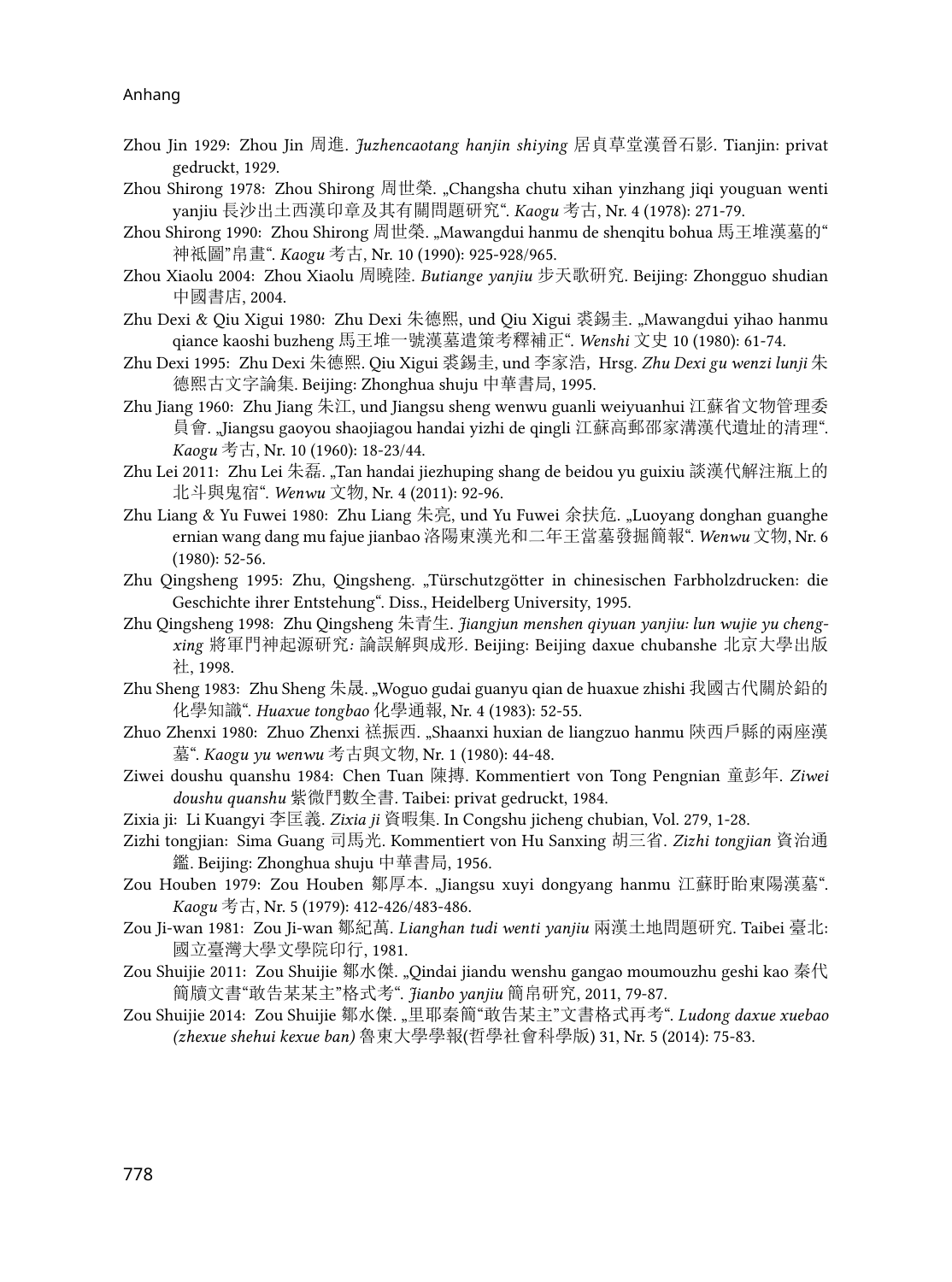Zhou Jin 1929: Zhou Jin 周進. *Juzhencaotang hanjin shiying* 居貞草堂漢晉石影. Tianjin: privat gedruckt, 1929.

Zhou Shirong 1978: Zhou Shirong 周世榮. „Changsha chutu xihan yinzhang jiqi youguan wenti yanjiu 長沙出土西漢印章及其有關問題研究". *Kaogu* 考古, Nr. 4 (1978): 271-79.

Zhou Shirong 1990: Zhou Shirong 周世榮. „Mawangdui hanmu de shenqitu bohua 馬王堆漢墓的"神祇圖"帛畫". *Kaogu* 考古, Nr. 10 (1990): 925-928/965.

Zhou Xiaolu 2004: Zhou Xiaolu 周曉陸. *Butiange yanjiu* 步天歌研究. Beijing: Zhongguo shudian 中國書店, 2004.

Zhu Dexi & Qiu Xigui 1980: Zhu Dexi 朱德熙, und Qiu Xigui 裘錫圭. „Mawangdui yihao hanmu qiance kaoshi buzheng 馬王堆一號漢墓遣策考釋補正". *Wenshi* 文史 10 (1980): 61-74.

Zhu Dexi 1995: Zhu Dexi 朱德熙. Qiu Xigui 裘錫圭, und 李家浩，Hrsg. *Zhu Dexi gu wenzi lunji* 朱德熙古文字論集. Beijing: Zhonghua shuju 中華書局, 1995.

Zhu Jiang 1960: Zhu Jiang 朱江, und Jiangsu sheng wenwu guanli weiyuanhui 江蘇省文物管理委員會. „Jiangsu gaoyou shaojiagou handai yizhi de qingli 江蘇高郵邵家溝漢代遺址的清理". *Kaogu* 考古, Nr. 10 (1960): 18-23/44.

Zhu Lei 2011: Zhu Lei 朱磊. „Tan handai jiezhuping shang de beidou yu guixiu 談漢代解注瓶上的北斗與鬼宿". *Wenwu* 文物, Nr. 4 (2011): 92-96.

Zhu Liang & Yu Fuwei 1980: Zhu Liang 朱亮, und Yu Fuwei 余扶危. „Luoyang donghan guanghe ernian wang dang mu fajue jianbao 洛陽東漢光和二年王當墓發掘簡報". *Wenwu* 文物, Nr. 6 (1980): 52-56.

Zhu Qingsheng 1995: Zhu, Qingsheng. „Türschutzgötter in chinesischen Farbholzdrucken: die Geschichte ihrer Entstehung". Diss., Heidelberg University, 1995.

Zhu Qingsheng 1998: Zhu Qingsheng 朱青生. *Jiangjun menshen qiyuan yanjiu: lun wujie yu chengxing* 將軍門神起源研究: 論誤解與成形. Beijing: Beijing daxue chubanshe 北京大學出版社, 1998.

Zhu Sheng 1983: Zhu Sheng 朱晟. „Woguo gudai guanyu qian de huaxue zhishi 我國古代關於鉛的化學知識". *Huaxue tongbao* 化學通報, Nr. 4 (1983): 52-55.

Zhuo Zhenxi 1980: Zhuo Zhenxi 禚振西. „Shaanxi huxian de liangzuo hanmu 陝西戶縣的兩座漢墓". *Kaogu yu wenwu* 考古與文物, Nr. 1 (1980): 44-48.

Ziwei doushu quanshu 1984: Chen Tuan 陳摶. Kommentiert von Tong Pengnian 童彭年. *Ziwei doushu quanshu* 紫微鬥數全書. Taibei: privat gedruckt, 1984.

Zixia ji: Li Kuangyi 李匡義. *Zixia ji* 資暇集. In Congshu jicheng chubian, Vol. 279, 1-28.

Zizhi tongjian: Sima Guang 司馬光. Kommentiert von Hu Sanxing 胡三省. *Zizhi tongjian* 資治通鑑. Beijing: Zhonghua shuju 中華書局, 1956.

Zou Houben 1979: Zou Houben 鄒厚本. „Jiangsu xuyi dongyang hanmu 江蘇盱眙東陽漢墓". *Kaogu* 考古, Nr. 5 (1979): 412-426/483-486.

Zou Ji-wan 1981: Zou Ji-wan 鄒紀萬. *Lianghan tudi wenti yanjiu* 兩漢土地問題研究. Taibei 臺北: 國立臺灣大學文學院印行, 1981.

Zou Shuijie 2011: Zou Shuijie 鄒水傑. „Qindai jiandu wenshu gangao moumouzhu geshi kao 秦代簡牘文書"敢告某某主"格式考". *Jianbo yanjiu* 簡帛研究, 2011, 79-87.

Zou Shuijie 2014: Zou Shuijie 鄒水傑. „里耶秦簡"敢告某主"文書格式再考". *Ludong daxue xuebao (zhexue shehui kexue ban)* 魯東大學學報(哲學社會科學版) 31, Nr. 5 (2014): 75-83.